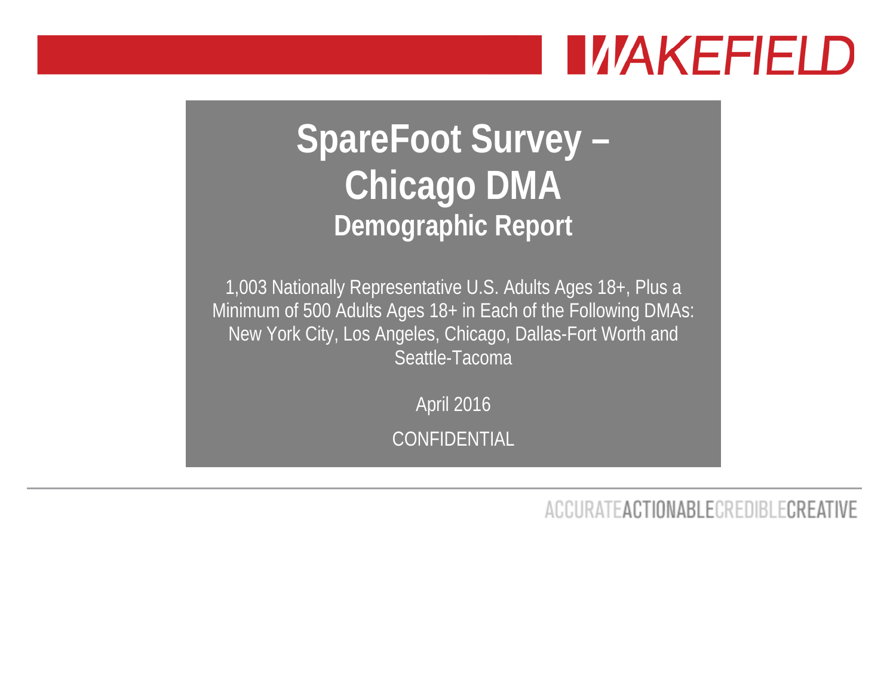WAKEFIELD

# SpareFoot Survey – Chicago DMA

## Demographic Report

1,003 Nationally Representative U.S. Adults Ages 18+, Plus a Minimum of 500 Adults Ages 18+ in Each of the Following DMAs: New York City, Los Angeles, Chicago, Dallas-Fort Worth and Seattle-Tacoma

April 2016

CONFIDENTIAL

ACCURATE ACTIONABLE CREDIBLE CREATIVE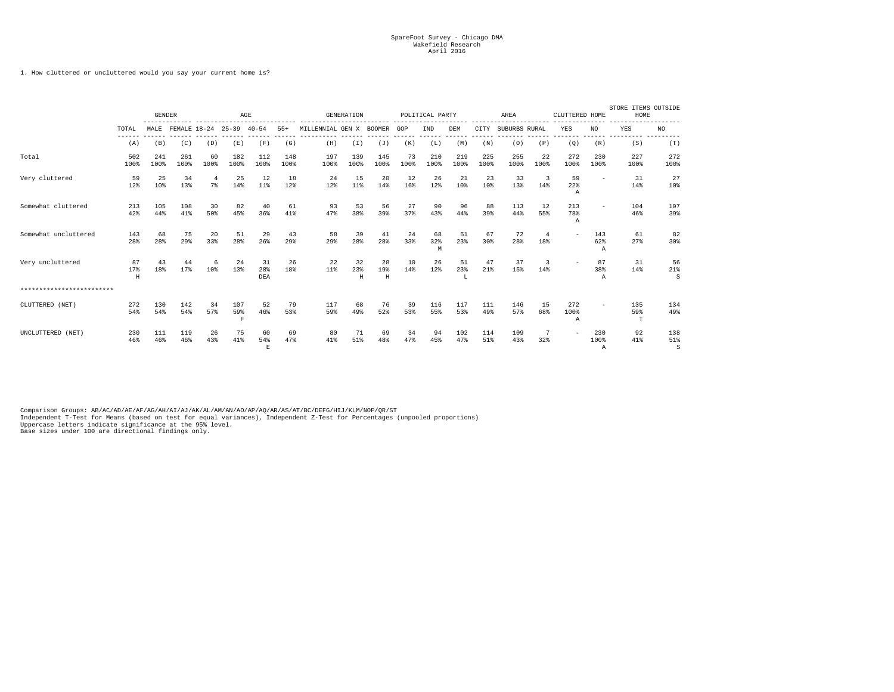SpareFoot Survey - Chicago DMA
Wakefield Research
April 2016

1. How cluttered or uncluttered would you say your current home is?

| | | GENDER | | AGE | | | | GENERATION | | | POLITICAL PARTY | | | AREA | | | CLUTTERED HOME | | STORE ITEMS OUTSIDE HOME | |
|---|---|---|---|---|---|---|---|---|---|---|---|---|---|---|---|---|---|---|---|---|
| | TOTAL | MALE | FEMALE | 18-24 | 25-39 | 40-54 | 55+ | MILLENNIAL | GEN X | BOOMER | GOP | IND | DEM | CITY | SUBURBS | RURAL | YES | NO | YES | NO |
| | (A) | (B) | (C) | (D) | (E) | (F) | (G) | (H) | (I) | (J) | (K) | (L) | (M) | (N) | (O) | (P) | (Q) | (R) | (S) | (T) |
| Total | 502 100% | 241 100% | 261 100% | 60 100% | 182 100% | 112 100% | 148 100% | 197 100% | 139 100% | 145 100% | 73 100% | 210 100% | 219 100% | 225 100% | 255 100% | 22 100% | 272 100% | 230 100% | 227 100% | 272 100% |
| Very cluttered | 59 12% | 25 10% | 34 13% | 4 7% | 25 14% | 12 11% | 18 12% | 24 12% | 15 11% | 20 14% | 12 16% | 26 12% | 21 10% | 23 10% | 33 13% | 3 14% | 59 22% A | - | 31 14% | 27 10% |
| Somewhat cluttered | 213 42% | 105 44% | 108 41% | 30 50% | 82 45% | 40 36% | 61 41% | 93 47% | 53 38% | 56 39% | 27 37% | 90 43% | 96 44% | 88 39% | 113 44% | 12 55% | 213 78% A | - | 104 46% | 107 39% |
| Somewhat uncluttered | 143 28% | 68 28% | 75 29% | 20 33% | 51 28% | 29 26% | 43 29% | 58 29% | 39 28% | 41 28% | 24 33% | 68 32% M | 51 23% | 67 30% | 72 28% | 4 18% | - | 143 62% A | 61 27% | 82 30% |
| Very uncluttered | 87 17% H | 43 18% | 44 17% | 6 10% | 24 13% | 31 28% DEA | 26 18% | 22 11% | 32 23% H | 28 19% H | 10 14% | 26 12% | 51 23% L | 47 21% | 37 15% | 3 14% | - | 87 38% A | 31 14% | 56 21% S |
| ************************* | | | | | | | | | | | | | | | | | | | | |
| CLUTTERED (NET) | 272 54% | 130 54% | 142 54% | 34 57% | 107 59% F | 52 46% | 79 53% | 117 59% | 68 49% | 76 52% | 39 53% | 116 55% | 117 53% | 111 49% | 146 57% | 15 68% | 272 100% A | - | 135 59% T | 134 49% |
| UNCLUTTERED (NET) | 230 46% | 111 46% | 119 46% | 26 43% | 75 41% | 60 54% E | 69 47% | 80 41% | 71 51% | 69 48% | 34 47% | 94 45% | 102 47% | 114 51% | 109 43% | 7 32% | - | 230 100% A | 92 41% | 138 51% S |

Comparison Groups: AB/AC/AD/AE/AF/AG/AH/AI/AJ/AK/AL/AM/AN/AO/AP/AQ/AR/AS/AT/BC/DEFG/HIJ/KLM/NOP/QR/ST
Independent T-Test for Means (based on test for equal variances), Independent Z-Test for Percentages (unpooled proportions)
Uppercase letters indicate significance at the 95% level.
Base sizes under 100 are directional findings only.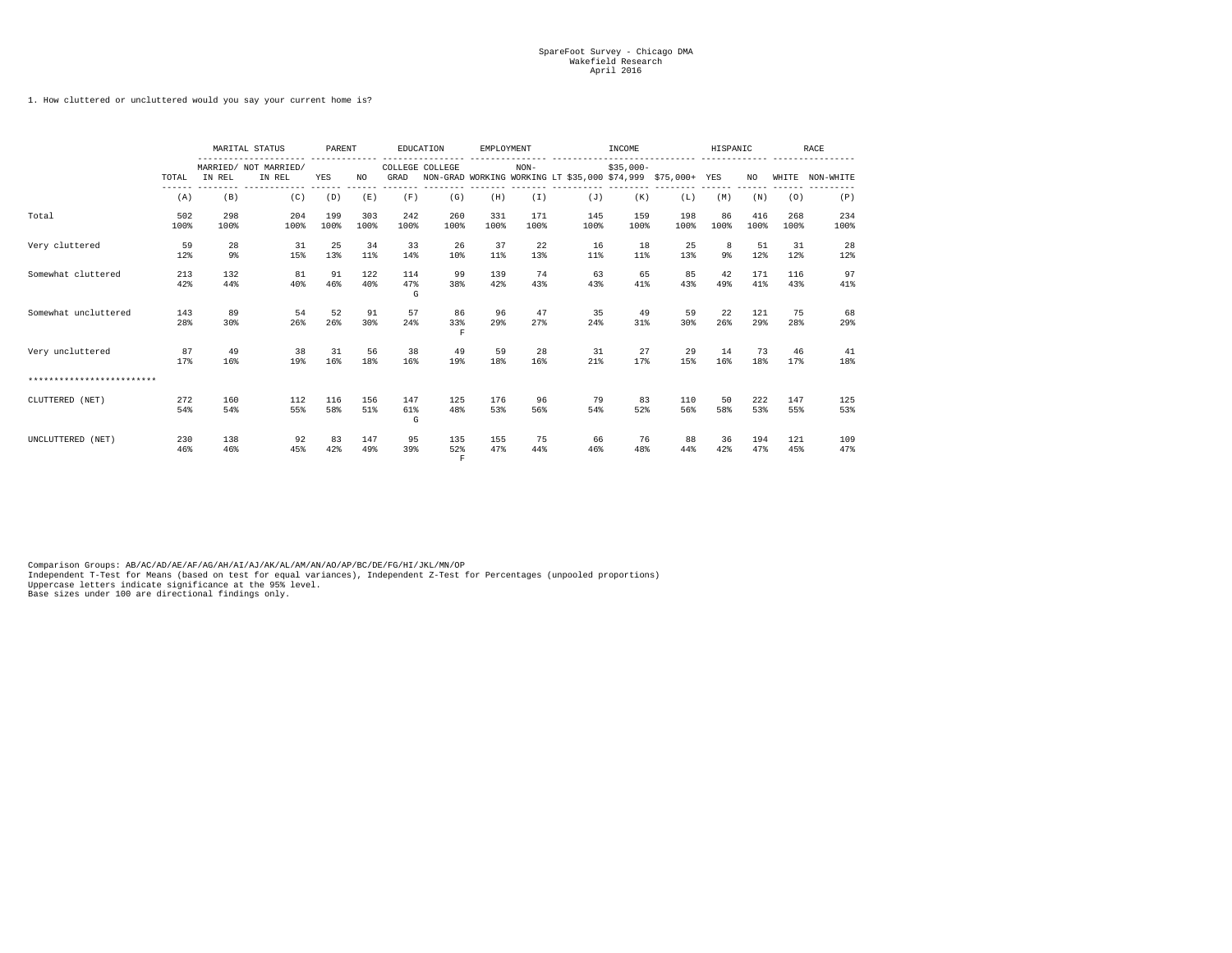SpareFoot Survey - Chicago DMA
Wakefield Research
April 2016

1. How cluttered or uncluttered would you say your current home is?

| | | MARITAL STATUS | | PARENT | | EDUCATION | | EMPLOYMENT | | INCOME | | | HISPANIC | | RACE | |
|---|---|---|---|---|---|---|---|---|---|---|---|---|---|---|---|---|
| | TOTAL | MARRIED/ IN REL | NOT MARRIED/ IN REL | YES | NO | COLLEGE GRAD | COLLEGE NON-GRAD | WORKING | NON-WORKING | LT $35,000 | $35,000-$74,999 | $75,000+ | YES | NO | WHITE | NON-WHITE |
| | (A) | (B) | (C) | (D) | (E) | (F) | (G) | (H) | (I) | (J) | (K) | (L) | (M) | (N) | (O) | (P) |
| Total | 502 100% | 298 100% | 204 100% | 199 100% | 303 100% | 242 100% | 260 100% | 331 100% | 171 100% | 145 100% | 159 100% | 198 100% | 86 100% | 416 100% | 268 100% | 234 100% |
| Very cluttered | 59 12% | 28 9% | 31 15% | 25 13% | 34 11% | 33 14% | 26 10% | 37 11% | 22 13% | 16 11% | 18 11% | 25 13% | 8 9% | 51 12% | 31 12% | 28 12% |
| Somewhat cluttered | 213 42% | 132 44% | 81 40% | 91 46% | 122 40% | 114 47% G | 99 38% | 139 42% | 74 43% | 63 43% | 65 41% | 85 43% | 42 49% | 171 41% | 116 43% | 97 41% |
| Somewhat uncluttered | 143 28% | 89 30% | 54 26% | 52 26% | 91 30% | 57 24% | 86 33% F | 96 29% | 47 27% | 35 24% | 49 31% | 59 30% | 22 26% | 121 29% | 75 28% | 68 29% |
| Very uncluttered | 87 17% | 49 16% | 38 19% | 31 16% | 56 18% | 38 16% | 49 19% | 59 18% | 28 16% | 31 21% | 27 17% | 29 15% | 14 16% | 73 18% | 46 17% | 41 18% |
| ************************* | | | | | | | | | | | | | | | | |
| CLUTTERED (NET) | 272 54% | 160 54% | 112 55% | 116 58% | 156 51% | 147 61% G | 125 48% | 176 53% | 96 56% | 79 54% | 83 52% | 110 56% | 50 58% | 222 53% | 147 55% | 125 53% |
| UNCLUTTERED (NET) | 230 46% | 138 46% | 92 45% | 83 42% | 147 49% | 95 39% | 135 52% F | 155 47% | 75 44% | 66 46% | 76 48% | 88 44% | 36 42% | 194 47% | 121 45% | 109 47% |

Comparison Groups: AB/AC/AD/AE/AF/AG/AH/AI/AJ/AK/AL/AM/AN/AO/AP/BC/DE/FG/HI/JKL/MN/OP
Independent T-Test for Means (based on test for equal variances), Independent Z-Test for Percentages (unpooled proportions)
Uppercase letters indicate significance at the 95% level.
Base sizes under 100 are directional findings only.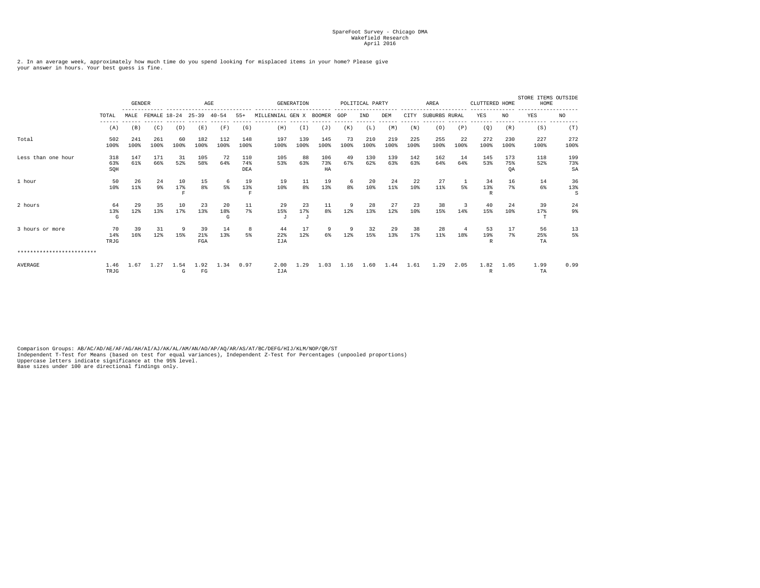SpareFoot Survey - Chicago DMA
Wakefield Research
April 2016

2. In an average week, approximately how much time do you spend looking for misplaced items in your home? Please give your answer in hours. Your best guess is fine.

| | | GENDER | | AGE | | | | GENERATION | | | POLITICAL PARTY | | | AREA | | | CLUTTERED HOME | | STORE ITEMS OUTSIDE HOME | |
|---|---|---|---|---|---|---|---|---|---|---|---|---|---|---|---|---|---|---|---|---|
| | TOTAL | MALE | FEMALE | 18-24 | 25-39 | 40-54 | 55+ | MILLENNIAL | GEN X | BOOMER | GOP | IND | DEM | CITY | SUBURBS | RURAL | YES | NO | YES | NO |
| | (A) | (B) | (C) | (D) | (E) | (F) | (G) | (H) | (I) | (J) | (K) | (L) | (M) | (N) | (O) | (P) | (Q) | (R) | (S) | (T) |
| Total | 502<br>100% | 241<br>100% | 261<br>100% | 60<br>100% | 182<br>100% | 112<br>100% | 148<br>100% | 197<br>100% | 139<br>100% | 145<br>100% | 73<br>100% | 210<br>100% | 219<br>100% | 225<br>100% | 255<br>100% | 22<br>100% | 272<br>100% | 230<br>100% | 227<br>100% | 272<br>100% |
| Less than one hour | 318<br>63%<br>SQH | 147<br>61% | 171<br>66% | 31<br>52% | 105<br>58% | 72<br>64% | 110<br>74%<br>DEA | 105<br>53% | 88<br>63% | 106<br>73%<br>HA | 49<br>67% | 130<br>62% | 139<br>63% | 142<br>63% | 162<br>64% | 14<br>64% | 145<br>53% | 173<br>75%<br>QA | 118<br>52% | 199<br>73%<br>SA |
| 1 hour | 50<br>10% | 26<br>11% | 24<br>9% | 10<br>17%<br>F | 15<br>8% | 6<br>5% | 19<br>13%<br>F | 19<br>10% | 11<br>8% | 19<br>13% | 6<br>8% | 20<br>10% | 24<br>11% | 22<br>10% | 27<br>11% | 1<br>5% | 34<br>13%<br>R | 16<br>7% | 14<br>6% | 36<br>13%<br>S |
| 2 hours | 64<br>13%<br>G | 29<br>12% | 35<br>13% | 10<br>17% | 23<br>13% | 20<br>18%<br>G | 11<br>7% | 29<br>15%<br>J | 23<br>17%<br>J | 11<br>8% | 9<br>12% | 28<br>13% | 27<br>12% | 23<br>10% | 38<br>15% | 3<br>14% | 40<br>15% | 24<br>10% | 39<br>17%<br>T | 24<br>9% |
| 3 hours or more | 70<br>14%<br>TRJG | 39<br>16% | 31<br>12% | 9<br>15% | 39<br>21%<br>FGA | 14<br>13% | 8<br>5% | 44<br>22%<br>IJA | 17<br>12% | 9<br>6% | 9<br>12% | 32<br>15% | 29<br>13% | 38<br>17% | 28<br>11% | 4<br>18% | 53<br>19%<br>R | 17<br>7% | 56<br>25%<br>TA | 13<br>5% |
| ************************* | | | | | | | | | | | | | | | | | | | | |
| AVERAGE | 1.46<br>TRJG | 1.67 | 1.27 | 1.54<br>G | 1.92<br>FG | 1.34 | 0.97 | 2.00<br>IJA | 1.29 | 1.03 | 1.16 | 1.60 | 1.44 | 1.61 | 1.29 | 2.05 | 1.82<br>R | 1.05 | 1.99<br>TA | 0.99 |

Comparison Groups: AB/AC/AD/AE/AF/AG/AH/AI/AJ/AK/AL/AM/AN/AO/AP/AQ/AR/AS/AT/BC/DEFG/HIJ/KLM/NOP/QR/ST
Independent T-Test for Means (based on test for equal variances), Independent Z-Test for Percentages (unpooled proportions)
Uppercase letters indicate significance at the 95% level.
Base sizes under 100 are directional findings only.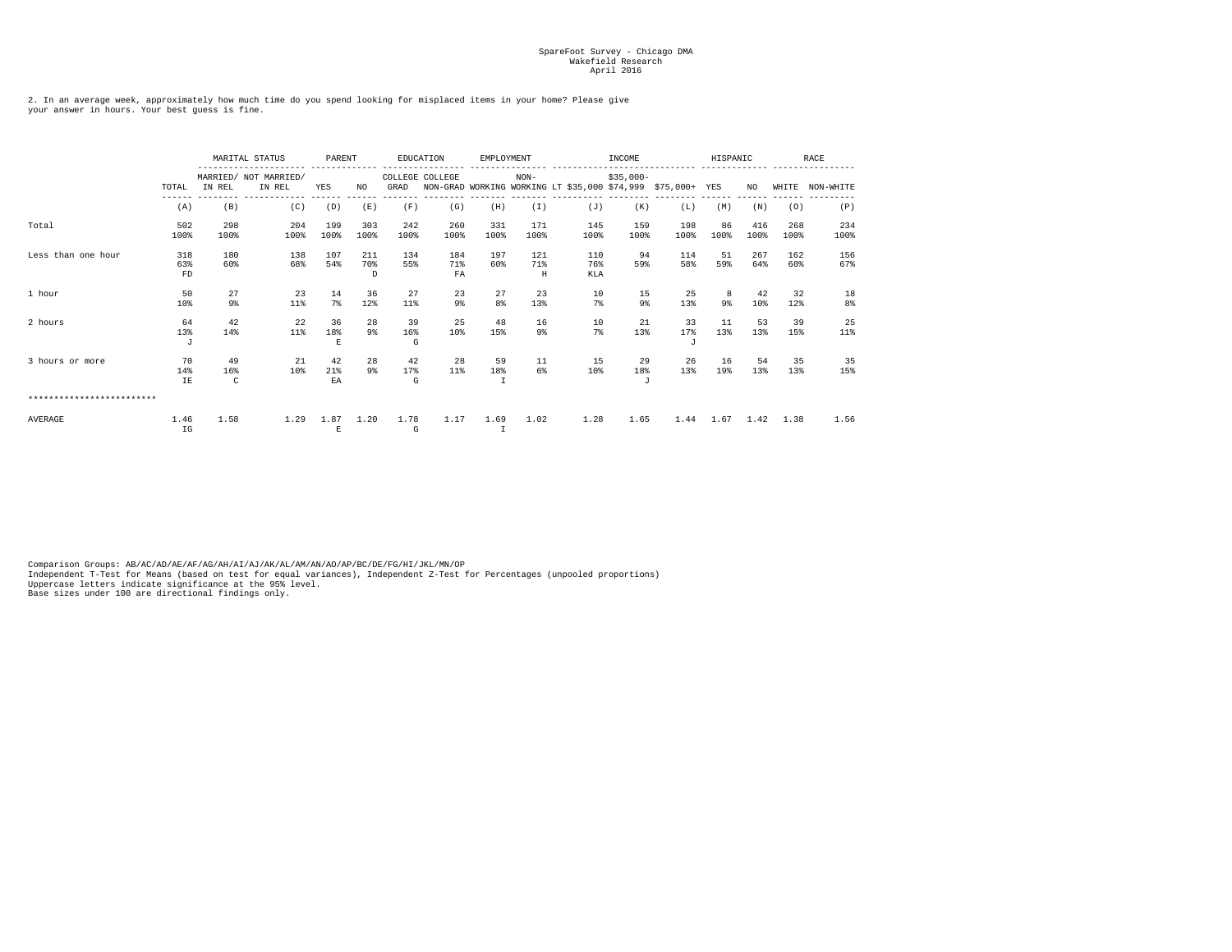SpareFoot Survey - Chicago DMA
Wakefield Research
April 2016

2. In an average week, approximately how much time do you spend looking for misplaced items in your home? Please give your answer in hours. Your best guess is fine.

| | | MARITAL STATUS | | PARENT | | EDUCATION | | EMPLOYMENT | | INCOME | | | HISPANIC | | RACE | |
|---|---|---|---|---|---|---|---|---|---|---|---|---|---|---|---|---|
| | TOTAL | MARRIED/ IN REL | NOT MARRIED/ IN REL | YES | NO | COLLEGE GRAD | COLLEGE NON-GRAD | WORKING | NON-WORKING | LT $35,000 | $35,000-$74,999 | $75,000+ | YES | NO | WHITE | NON-WHITE |
| | (A) | (B) | (C) | (D) | (E) | (F) | (G) | (H) | (I) | (J) | (K) | (L) | (M) | (N) | (O) | (P) |
| Total | 502 | 298 | 204 | 199 | 303 | 242 | 260 | 331 | 171 | 145 | 159 | 198 | 86 | 416 | 268 | 234 |
| | 100% | 100% | 100% | 100% | 100% | 100% | 100% | 100% | 100% | 100% | 100% | 100% | 100% | 100% | 100% | 100% |
| Less than one hour | 318 | 180 | 138 | 107 | 211 | 134 | 184 | 197 | 121 | 110 | 94 | 114 | 51 | 267 | 162 | 156 |
| | 63% | 60% | 68% | 54% | 70% | 55% | 71% | 60% | 71% | 76% | 59% | 58% | 59% | 64% | 60% | 67% |
| | FD | | | | D | | FA | | H | KLA | | | | | | |
| 1 hour | 50 | 27 | 23 | 14 | 36 | 27 | 23 | 27 | 23 | 10 | 15 | 25 | 8 | 42 | 32 | 18 |
| | 10% | 9% | 11% | 7% | 12% | 11% | 9% | 8% | 13% | 7% | 9% | 13% | 9% | 10% | 12% | 8% |
| 2 hours | 64 | 42 | 22 | 36 | 28 | 39 | 25 | 48 | 16 | 10 | 21 | 33 | 11 | 53 | 39 | 25 |
| | 13% | 14% | 11% | 18% | 9% | 16% | 10% | 15% | 9% | 7% | 13% | 17% | 13% | 13% | 15% | 11% |
| | J | | | E | | G | | | | | | J | | | | |
| 3 hours or more | 70 | 49 | 21 | 42 | 28 | 42 | 28 | 59 | 11 | 15 | 29 | 26 | 16 | 54 | 35 | 35 |
| | 14% | 16% | 10% | 21% | 9% | 17% | 11% | 18% | 6% | 10% | 18% | 13% | 19% | 13% | 13% | 15% |
| | IE | C | | EA | | G | | I | | | J | | | | | |
| ************************ | | | | | | | | | | | | | | | | |
| AVERAGE | 1.46 | 1.58 | 1.29 | 1.87 | 1.20 | 1.78 | 1.17 | 1.69 | 1.02 | 1.28 | 1.65 | 1.44 | 1.67 | 1.42 | 1.38 | 1.56 |
| | IG | | | E | | G | | I | | | | | | | | |

Comparison Groups: AB/AC/AD/AE/AF/AG/AH/AI/AJ/AK/AL/AM/AN/AO/AP/BC/DE/FG/HI/JKL/MN/OP
Independent T-Test for Means (based on test for equal variances), Independent Z-Test for Percentages (unpooled proportions)
Uppercase letters indicate significance at the 95% level.
Base sizes under 100 are directional findings only.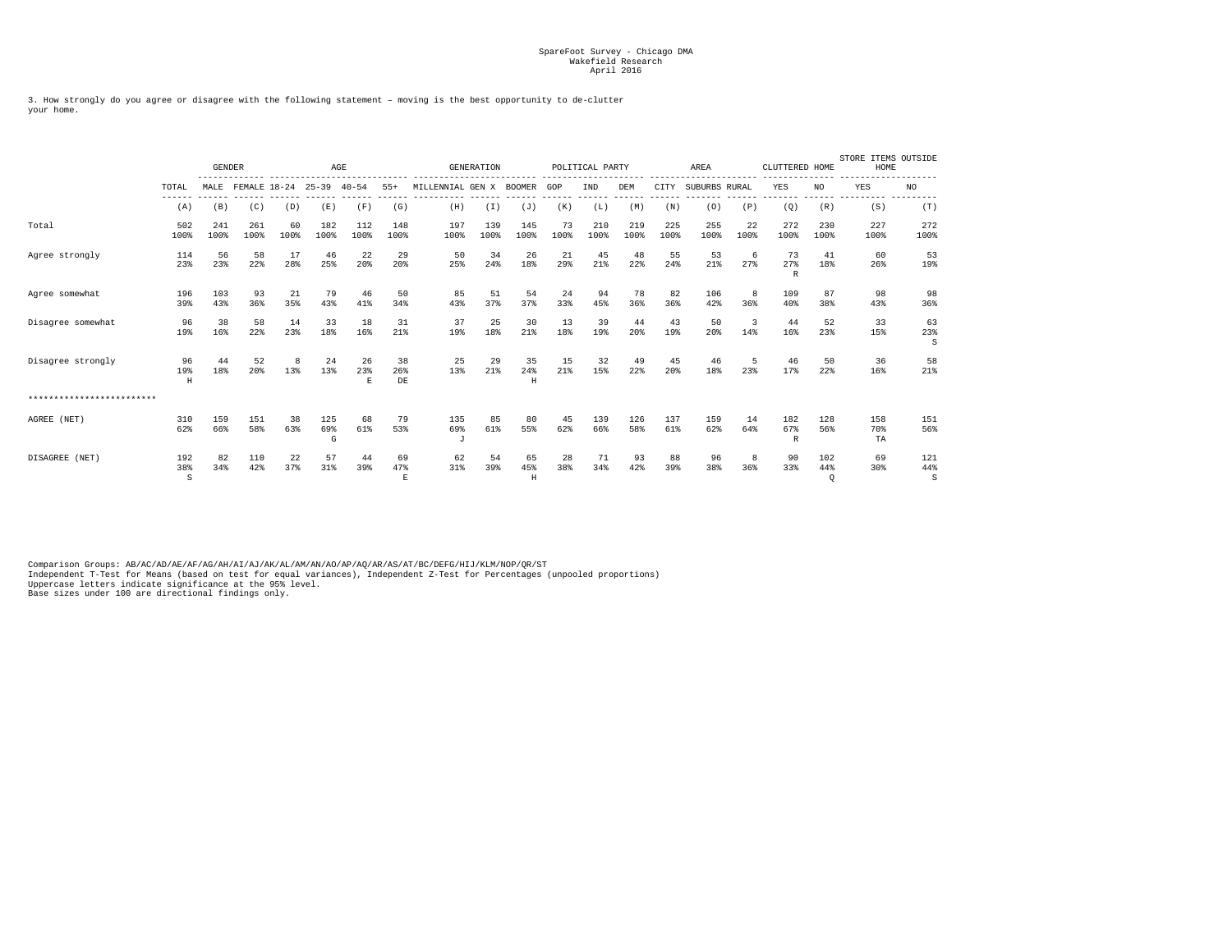SpareFoot Survey - Chicago DMA
Wakefield Research
April 2016

3. How strongly do you agree or disagree with the following statement – moving is the best opportunity to de-clutter your home.

| | | GENDER | | AGE | | | | GENERATION | | | POLITICAL PARTY | | | AREA | | | CLUTTERED HOME | | STORE ITEMS OUTSIDE HOME | |
|---|---|---|---|---|---|---|---|---|---|---|---|---|---|---|---|---|---|---|---|---|
| | TOTAL | MALE | FEMALE | 18-24 | 25-39 | 40-54 | 55+ | MILLENNIAL | GEN X | BOOMER | GOP | IND | DEM | CITY | SUBURBS | RURAL | YES | NO | YES | NO |
| | (A) | (B) | (C) | (D) | (E) | (F) | (G) | (H) | (I) | (J) | (K) | (L) | (M) | (N) | (O) | (P) | (Q) | (R) | (S) | (T) |
| Total | 502<br>100% | 241<br>100% | 261<br>100% | 60<br>100% | 182<br>100% | 112<br>100% | 148<br>100% | 197<br>100% | 139<br>100% | 145<br>100% | 73<br>100% | 210<br>100% | 219<br>100% | 225<br>100% | 255<br>100% | 22<br>100% | 272<br>100% | 230<br>100% | 227<br>100% | 272<br>100% |
| Agree strongly | 114<br>23% | 56<br>23% | 58<br>22% | 17<br>28% | 46<br>25% | 22<br>20% | 29<br>20% | 50<br>25% | 34<br>24% | 26<br>18% | 21<br>29% | 45<br>21% | 48<br>22% | 55<br>24% | 53<br>21% | 6<br>27% | 73<br>27%<br>R | 41<br>18% | 60<br>26% | 53<br>19% |
| Agree somewhat | 196<br>39% | 103<br>43% | 93<br>36% | 21<br>35% | 79<br>43% | 46<br>41% | 50<br>34% | 85<br>43% | 51<br>37% | 54<br>37% | 24<br>33% | 94<br>45% | 78<br>36% | 82<br>36% | 106<br>42% | 8<br>36% | 109<br>40% | 87<br>38% | 98<br>43% | 98<br>36% |
| Disagree somewhat | 96<br>19% | 38<br>16% | 58<br>22% | 14<br>23% | 33<br>18% | 18<br>16% | 31<br>21% | 37<br>19% | 25<br>18% | 30<br>21% | 13<br>18% | 39<br>19% | 44<br>20% | 43<br>19% | 50<br>20% | 3<br>14% | 44<br>16% | 52<br>23% | 33<br>15% | 63<br>23%<br>S |
| Disagree strongly | 96<br>19%<br>H | 44<br>18% | 52<br>20% | 8<br>13% | 24<br>13% | 26<br>23%<br>E | 38<br>26%<br>DE | 25<br>13% | 29<br>21% | 35<br>24%<br>H | 15<br>21% | 32<br>15% | 49<br>22% | 45<br>20% | 46<br>18% | 5<br>23% | 46<br>17% | 50<br>22% | 36<br>16% | 58<br>21% |
| ************************* | | | | | | | | | | | | | | | | | | | | |
| AGREE (NET) | 310<br>62% | 159<br>66% | 151<br>58% | 38<br>63% | 125<br>69%<br>G | 68<br>61% | 79<br>53% | 135<br>69%<br>J | 85<br>61% | 80<br>55% | 45<br>62% | 139<br>66% | 126<br>58% | 137<br>61% | 159<br>62% | 14<br>64% | 182<br>67%<br>R | 128<br>56% | 158<br>70%<br>TA | 151<br>56% |
| DISAGREE (NET) | 192<br>38%<br>S | 82<br>34% | 110<br>42% | 22<br>37% | 57<br>31% | 44<br>39% | 69<br>47%<br>E | 62<br>31% | 54<br>39% | 65<br>45%<br>H | 28<br>38% | 71<br>34% | 93<br>42% | 88<br>39% | 96<br>38% | 8<br>36% | 90<br>33% | 102<br>44%<br>Q | 69<br>30% | 121<br>44%<br>S |

Comparison Groups: AB/AC/AD/AE/AF/AG/AH/AI/AJ/AK/AL/AM/AN/AO/AP/AQ/AR/AS/AT/BC/DEFG/HIJ/KLM/NOP/QR/ST
Independent T-Test for Means (based on test for equal variances), Independent Z-Test for Percentages (unpooled proportions)
Uppercase letters indicate significance at the 95% level.
Base sizes under 100 are directional findings only.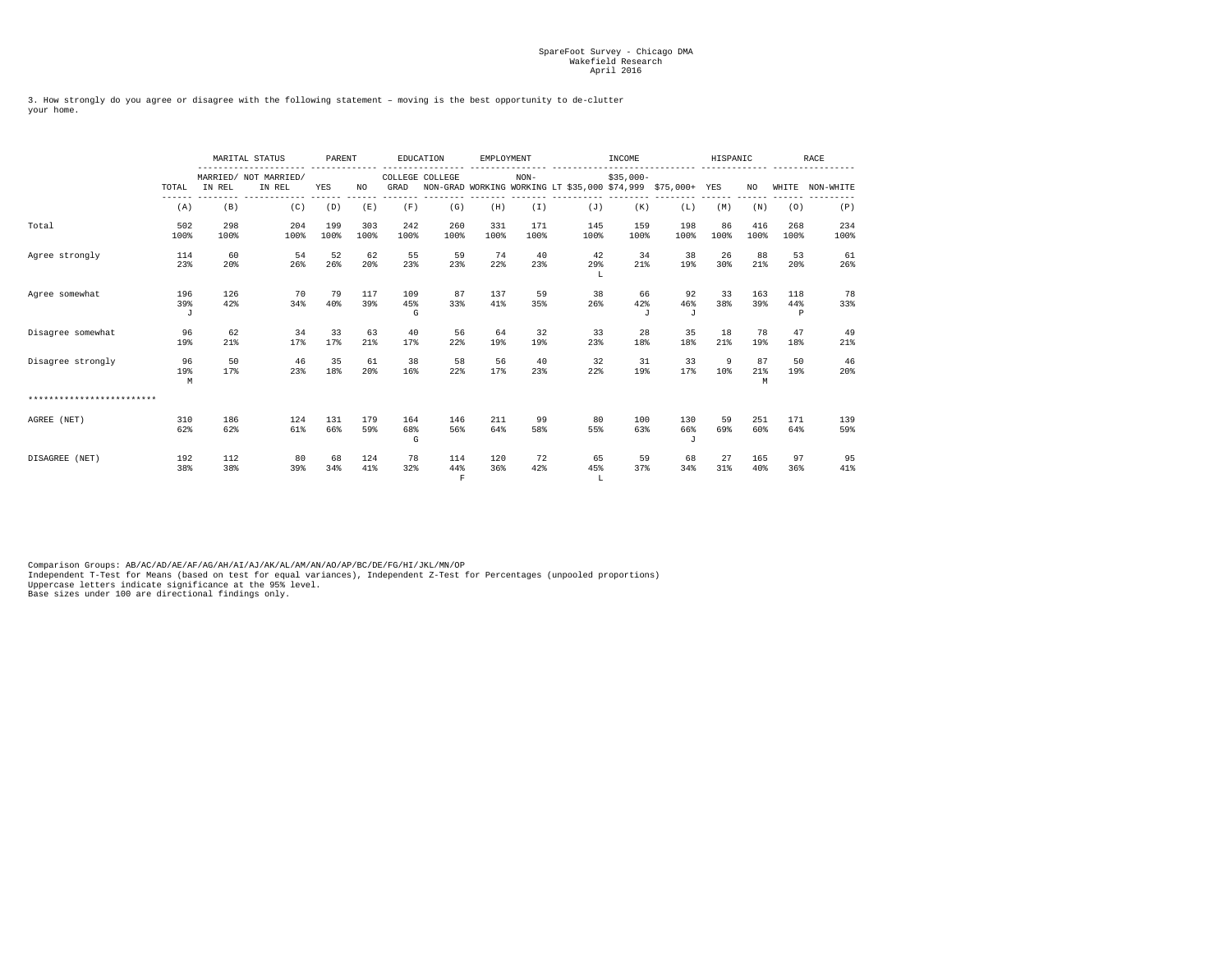SpareFoot Survey - Chicago DMA
Wakefield Research
April 2016

3. How strongly do you agree or disagree with the following statement – moving is the best opportunity to de-clutter your home.

| | | MARITAL STATUS | | PARENT | | EDUCATION | | EMPLOYMENT | | INCOME | | | HISPANIC | | RACE | |
|---|---|---|---|---|---|---|---|---|---|---|---|---|---|---|---|---|
| | TOTAL | MARRIED/ IN REL | NOT MARRIED/ IN REL | YES | NO | COLLEGE GRAD | COLLEGE NON-GRAD | WORKING | NON-WORKING | LT $35,000 | $35,000-$74,999 | $75,000+ | YES | NO | WHITE | NON-WHITE |
| | (A) | (B) | (C) | (D) | (E) | (F) | (G) | (H) | (I) | (J) | (K) | (L) | (M) | (N) | (O) | (P) |
| Total | 502<br>100% | 298<br>100% | 204<br>100% | 199<br>100% | 303<br>100% | 242<br>100% | 260<br>100% | 331<br>100% | 171<br>100% | 145<br>100% | 159<br>100% | 198<br>100% | 86<br>100% | 416<br>100% | 268<br>100% | 234<br>100% |
| Agree strongly | 114<br>23% | 60<br>20% | 54<br>26% | 52<br>26% | 62<br>20% | 55<br>23% | 59<br>23% | 74<br>22% | 40<br>23% | 42<br>29%<br>L | 34<br>21% | 38<br>19% | 26<br>30% | 88<br>21% | 53<br>20% | 61<br>26% |
| Agree somewhat | 196<br>39%<br>J | 126<br>42% | 70<br>34% | 79<br>40% | 117<br>39% | 109<br>45%<br>G | 87<br>33% | 137<br>41% | 59<br>35% | 38<br>26% | 66<br>42%<br>J | 92<br>46%<br>J | 33<br>38% | 163<br>39% | 118<br>44%<br>P | 78<br>33% |
| Disagree somewhat | 96<br>19% | 62<br>21% | 34<br>17% | 33<br>17% | 63<br>21% | 40<br>17% | 56<br>22% | 64<br>19% | 32<br>19% | 33<br>23% | 28<br>18% | 35<br>18% | 18<br>21% | 78<br>19% | 47<br>18% | 49<br>21% |
| Disagree strongly | 96<br>19%<br>M | 50<br>17% | 46<br>23% | 35<br>18% | 61<br>20% | 38<br>16% | 58<br>22% | 56<br>17% | 40<br>23% | 32<br>22% | 31<br>19% | 33<br>17% | 9<br>10% | 87<br>21%<br>M | 50<br>19% | 46<br>20% |
| ************************ | | | | | | | | | | | | | | | | |
| AGREE (NET) | 310<br>62% | 186<br>62% | 124<br>61% | 131<br>66% | 179<br>59% | 164<br>68%<br>G | 146<br>56% | 211<br>64% | 99<br>58% | 80<br>55% | 100<br>63% | 130<br>66%<br>J | 59<br>69% | 251<br>60% | 171<br>64% | 139<br>59% |
| DISAGREE (NET) | 192<br>38% | 112<br>38% | 80<br>39% | 68<br>34% | 124<br>41% | 78<br>32% | 114<br>44%<br>F | 120<br>36% | 72<br>42% | 65<br>45%<br>L | 59<br>37% | 68<br>34% | 27<br>31% | 165<br>40% | 97<br>36% | 95<br>41% |

Comparison Groups: AB/AC/AD/AE/AF/AG/AH/AI/AJ/AK/AL/AM/AN/AO/AP/BC/DE/FG/HI/JKL/MN/OP
Independent T-Test for Means (based on test for equal variances), Independent Z-Test for Percentages (unpooled proportions)
Uppercase letters indicate significance at the 95% level.
Base sizes under 100 are directional findings only.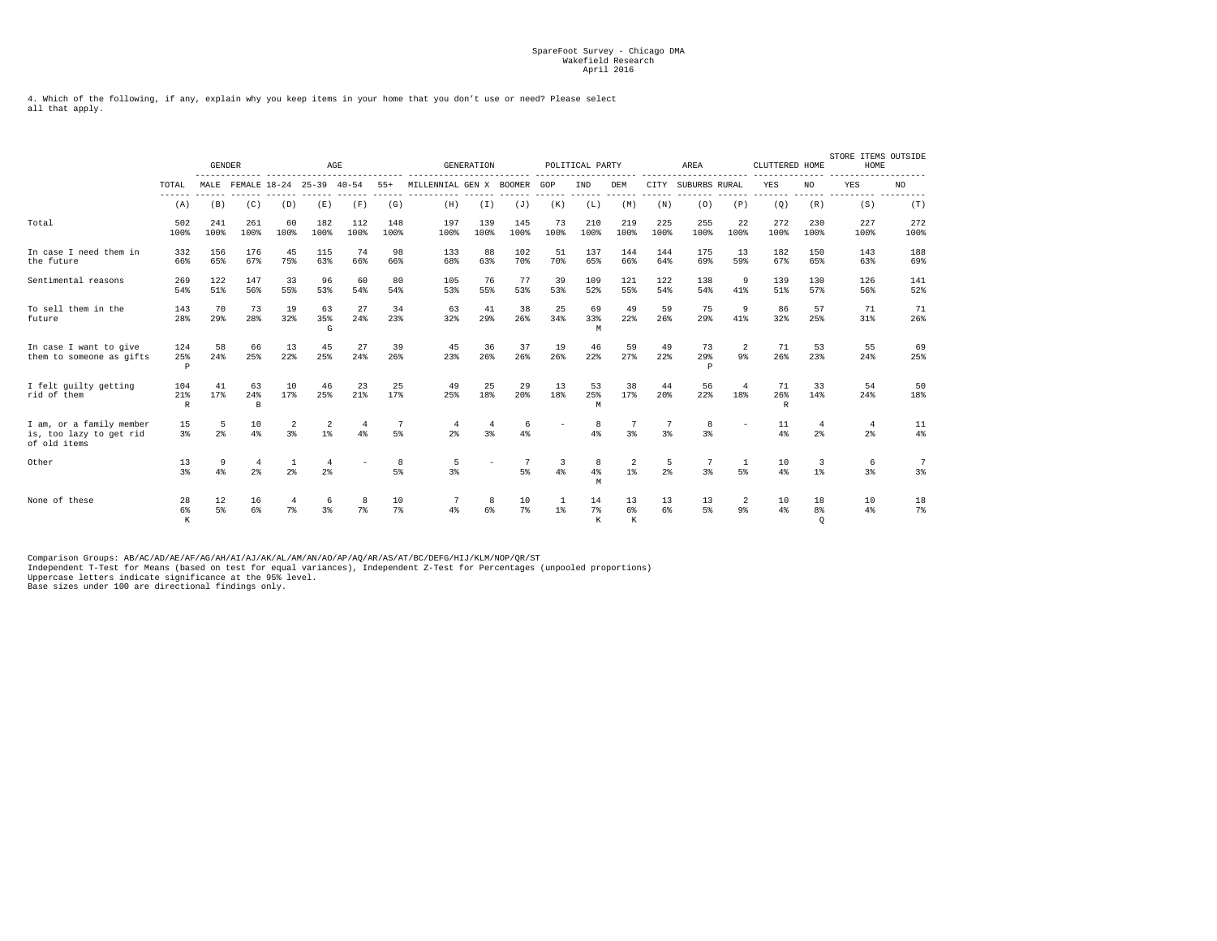SpareFoot Survey - Chicago DMA
Wakefield Research
April 2016

4. Which of the following, if any, explain why you keep items in your home that you don't use or need? Please select all that apply.

| | TOTAL | GENDER | | AGE | | | | GENERATION | | | POLITICAL PARTY | | | AREA | | | CLUTTERED HOME | | STORE ITEMS OUTSIDE HOME | |
|---|---|---|---|---|---|---|---|---|---|---|---|---|---|---|---|---|---|---|---|---|
| | | MALE | FEMALE | 18-24 | 25-39 | 40-54 | 55+ | MILLENNIAL | GEN X | BOOMER | GOP | IND | DEM | CITY | SUBURBS | RURAL | YES | NO | YES | NO |
| | (A) | (B) | (C) | (D) | (E) | (F) | (G) | (H) | (I) | (J) | (K) | (L) | (M) | (N) | (O) | (P) | (Q) | (R) | (S) | (T) |
| Total | 502<br>100% | 241<br>100% | 261<br>100% | 60<br>100% | 182<br>100% | 112<br>100% | 148<br>100% | 197<br>100% | 139<br>100% | 145<br>100% | 73<br>100% | 210<br>100% | 219<br>100% | 225<br>100% | 255<br>100% | 22<br>100% | 272<br>100% | 230<br>100% | 227<br>100% | 272<br>100% |
| In case I need them in the future | 332<br>66% | 156<br>65% | 176<br>67% | 45<br>75% | 115<br>63% | 74<br>66% | 98<br>66% | 133<br>68% | 88<br>63% | 102<br>70% | 51<br>70% | 137<br>65% | 144<br>66% | 144<br>64% | 175<br>69% | 13<br>59% | 182<br>67% | 150<br>65% | 143<br>63% | 188<br>69% |
| Sentimental reasons | 269<br>54% | 122<br>51% | 147<br>56% | 33<br>55% | 96<br>53% | 60<br>54% | 80<br>54% | 105<br>53% | 76<br>55% | 77<br>53% | 39<br>53% | 109<br>52% | 121<br>55% | 122<br>54% | 138<br>54% | 9<br>41% | 139<br>51% | 130<br>57% | 126<br>56% | 141<br>52% |
| To sell them in the future | 143<br>28% | 70<br>29% | 73<br>28% | 19<br>32% | 63<br>35%<br>G | 27<br>24% | 34<br>23% | 63<br>32% | 41<br>29% | 38<br>26% | 25<br>34% | 69<br>33%<br>M | 49<br>22% | 59<br>26% | 75<br>29% | 9<br>41% | 86<br>32% | 57<br>25% | 71<br>31% | 71<br>26% |
| In case I want to give them to someone as gifts | 124<br>25%<br>P | 58<br>24% | 66<br>25% | 13<br>22% | 45<br>25% | 27<br>24% | 39<br>26% | 45<br>23% | 36<br>26% | 37<br>26% | 19<br>26% | 46<br>22% | 59<br>27% | 49<br>22% | 73<br>29%<br>P | 2<br>9% | 71<br>26% | 53<br>23% | 55<br>24% | 69<br>25% |
| I felt guilty getting rid of them | 104<br>21%<br>R | 41<br>17% | 63<br>24%<br>B | 10<br>17% | 46<br>25% | 23<br>21% | 25<br>17% | 49<br>25% | 25<br>18% | 29<br>20% | 13<br>18% | 53<br>25%<br>M | 38<br>17% | 44<br>20% | 56<br>22% | 4<br>18% | 71<br>26%<br>R | 33<br>14% | 54<br>24% | 50<br>18% |
| I am, or a family member is, too lazy to get rid of old items | 15<br>3% | 5<br>2% | 10<br>4% | 2<br>3% | 2<br>1% | 4<br>4% | 7<br>5% | 4<br>2% | 4<br>3% | 6<br>4% | - | 8<br>4% | 7<br>3% | 7<br>3% | 8<br>3% | - | 11<br>4% | 4<br>2% | 4<br>2% | 11<br>4% |
| Other | 13<br>3% | 9<br>4% | 4<br>2% | 1<br>2% | 4<br>2% | - | 8<br>5% | 5<br>3% | - | 7<br>5% | 3<br>4% | 8<br>4%<br>M | 2<br>1% | 5<br>2% | 7<br>3% | 1<br>5% | 10<br>4% | 3<br>1% | 6<br>3% | 7<br>3% |
| None of these | 28<br>6%<br>K | 12<br>5% | 16<br>6% | 4<br>7% | 6<br>3% | 8<br>7% | 10<br>7% | 7<br>4% | 8<br>6% | 10<br>7% | 1<br>1% | 14<br>7%<br>K | 13<br>6%<br>K | 13<br>6% | 13<br>5% | 2<br>9% | 10<br>4% | 18<br>8%<br>Q | 10<br>4% | 18<br>7% |

Comparison Groups: AB/AC/AD/AE/AF/AG/AH/AI/AJ/AK/AL/AM/AN/AO/AP/AQ/AR/AS/AT/BC/DEFG/HIJ/KLM/NOP/QR/ST
Independent T-Test for Means (based on test for equal variances), Independent Z-Test for Percentages (unpooled proportions)
Uppercase letters indicate significance at the 95% level.
Base sizes under 100 are directional findings only.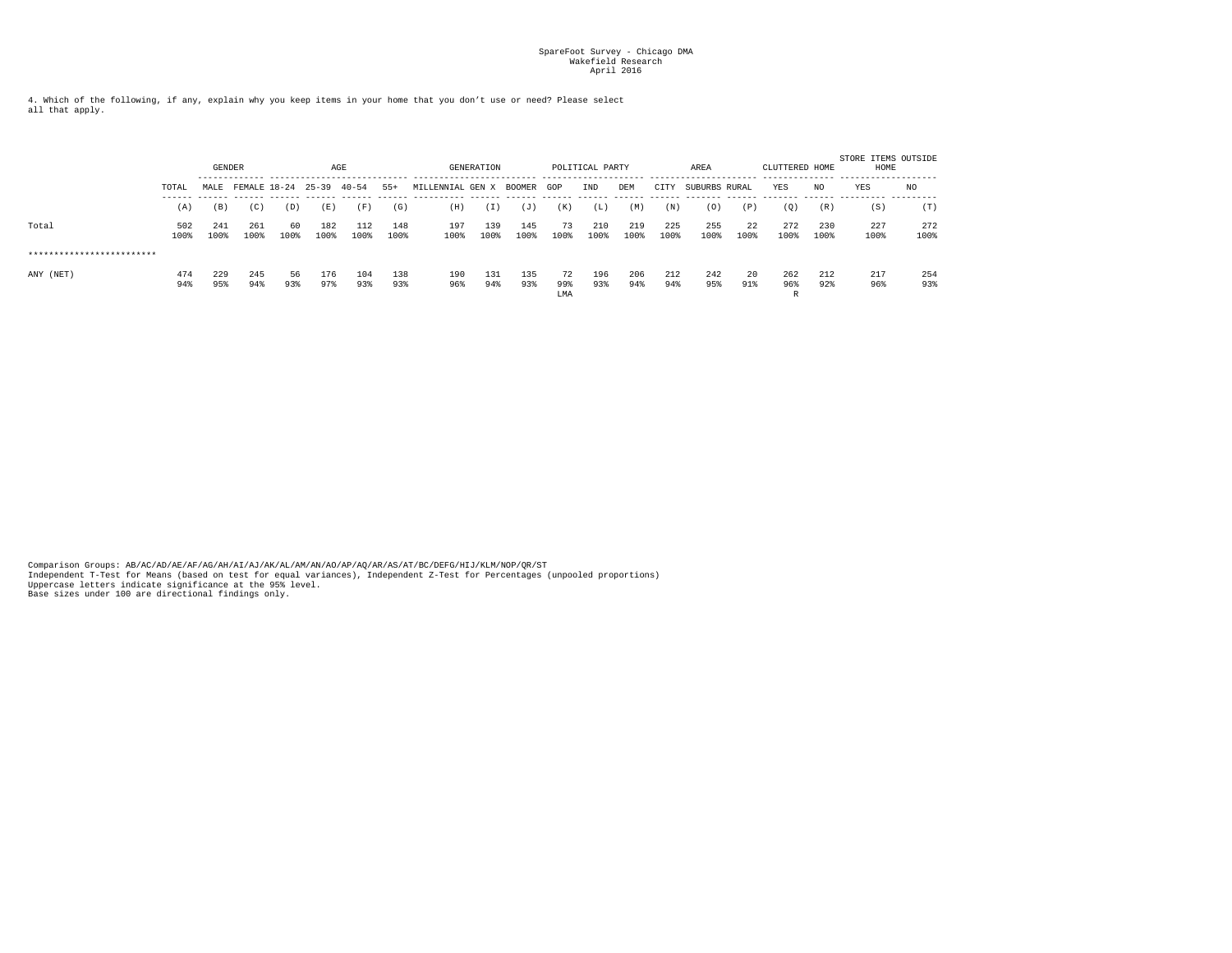SpareFoot Survey - Chicago DMA
Wakefield Research
April 2016

4. Which of the following, if any, explain why you keep items in your home that you don't use or need? Please select all that apply.

| | | GENDER | | AGE | | | | GENERATION | | | POLITICAL PARTY | | | AREA | | | CLUTTERED HOME | | STORE ITEMS OUTSIDE HOME | |
|---|---|---|---|---|---|---|---|---|---|---|---|---|---|---|---|---|---|---|---|---|
| | TOTAL | MALE | FEMALE | 18-24 | 25-39 | 40-54 | 55+ | MILLENNIAL | GEN X | BOOMER | GOP | IND | DEM | CITY | SUBURBS | RURAL | YES | NO | YES | NO |
| | (A) | (B) | (C) | (D) | (E) | (F) | (G) | (H) | (I) | (J) | (K) | (L) | (M) | (N) | (O) | (P) | (Q) | (R) | (S) | (T) |
| Total | 502 | 241 | 261 | 60 | 182 | 112 | 148 | 197 | 139 | 145 | 73 | 210 | 219 | 225 | 255 | 22 | 272 | 230 | 227 | 272 |
| | 100% | 100% | 100% | 100% | 100% | 100% | 100% | 100% | 100% | 100% | 100% | 100% | 100% | 100% | 100% | 100% | 100% | 100% | 100% | 100% |
| ************************ | | | | | | | | | | | | | | | | | | | | |
| ANY (NET) | 474 | 229 | 245 | 56 | 176 | 104 | 138 | 190 | 131 | 135 | 72 | 196 | 206 | 212 | 242 | 20 | 262 | 212 | 217 | 254 |
| | 94% | 95% | 94% | 93% | 97% | 93% | 93% | 96% | 94% | 93% | 99% | 93% | 94% | 94% | 95% | 91% | 96% | 92% | 96% | 93% |
| | | | | | | | | | | | LMA | | | | | | R | | | |

Comparison Groups: AB/AC/AD/AE/AF/AG/AH/AI/AJ/AK/AL/AM/AN/AO/AP/AQ/AR/AS/AT/BC/DEFG/HIJ/KLM/NOP/QR/ST
Independent T-Test for Means (based on test for equal variances), Independent Z-Test for Percentages (unpooled proportions)
Uppercase letters indicate significance at the 95% level.
Base sizes under 100 are directional findings only.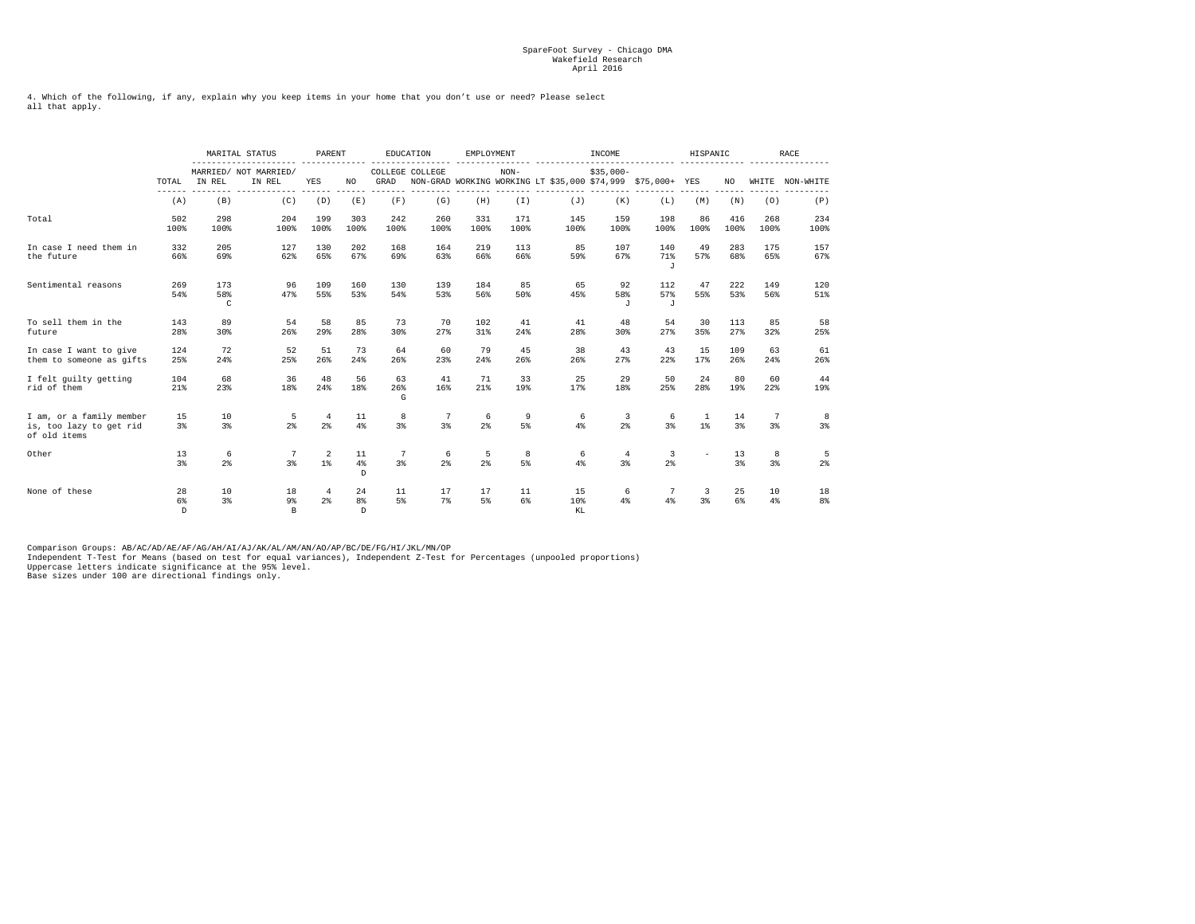SpareFoot Survey - Chicago DMA
Wakefield Research
April 2016

4. Which of the following, if any, explain why you keep items in your home that you don't use or need? Please select all that apply.

| | | MARITAL STATUS | | PARENT | | EDUCATION | | EMPLOYMENT | | INCOME | | | HISPANIC | | RACE | |
|---|---|---|---|---|---|---|---|---|---|---|---|---|---|---|---|---|
| | TOTAL | MARRIED/ IN REL | NOT MARRIED/ IN REL | YES | NO | COLLEGE GRAD | COLLEGE NON-GRAD | WORKING | NON-WORKING | LT $35,000 | $35,000-$74,999 | $75,000+ | YES | NO | WHITE | NON-WHITE |
| | (A) | (B) | (C) | (D) | (E) | (F) | (G) | (H) | (I) | (J) | (K) | (L) | (M) | (N) | (O) | (P) |
| Total | 502<br>100% | 298<br>100% | 204<br>100% | 199<br>100% | 303<br>100% | 242<br>100% | 260<br>100% | 331<br>100% | 171<br>100% | 145<br>100% | 159<br>100% | 198<br>100% | 86<br>100% | 416<br>100% | 268<br>100% | 234<br>100% |
| In case I need them in the future | 332<br>66% | 205<br>69% | 127<br>62% | 130<br>65% | 202<br>67% | 168<br>69% | 164<br>63% | 219<br>66% | 113<br>66% | 85<br>59% | 107<br>67% | 140<br>71%<br>J | 49<br>57% | 283<br>68% | 175<br>65% | 157<br>67% |
| Sentimental reasons | 269<br>54% | 173<br>58%<br>C | 96<br>47% | 109<br>55% | 160<br>53% | 130<br>54% | 139<br>53% | 184<br>56% | 85<br>50% | 65<br>45% | 92<br>58%<br>J | 112<br>57%<br>J | 47<br>55% | 222<br>53% | 149<br>56% | 120<br>51% |
| To sell them in the future | 143<br>28% | 89<br>30% | 54<br>26% | 58<br>29% | 85<br>28% | 73<br>30% | 70<br>27% | 102<br>31% | 41<br>24% | 41<br>28% | 48<br>30% | 54<br>27% | 30<br>35% | 113<br>27% | 85<br>32% | 58<br>25% |
| In case I want to give them to someone as gifts | 124<br>25% | 72<br>24% | 52<br>25% | 51<br>26% | 73<br>24% | 64<br>26% | 60<br>23% | 79<br>24% | 45<br>26% | 38<br>26% | 43<br>27% | 43<br>22% | 15<br>17% | 109<br>26% | 63<br>24% | 61<br>26% |
| I felt guilty getting rid of them | 104<br>21% | 68<br>23% | 36<br>18% | 48<br>24% | 56<br>18% | 63<br>26%<br>G | 41<br>16% | 71<br>21% | 33<br>19% | 25<br>17% | 29<br>18% | 50<br>25% | 24<br>28% | 80<br>19% | 60<br>22% | 44<br>19% |
| I am, or a family member is, too lazy to get rid of old items | 15<br>3% | 10<br>3% | 5<br>2% | 4<br>2% | 11<br>4% | 8<br>3% | 7<br>3% | 6<br>2% | 9<br>5% | 6<br>4% | 3<br>2% | 6<br>3% | 1<br>1% | 14<br>3% | 7<br>3% | 8<br>3% |
| Other | 13<br>3% | 6<br>2% | 7<br>3% | 2<br>1% | 11<br>4%<br>D | 7<br>3% | 6<br>2% | 5<br>2% | 8<br>5% | 6<br>4% | 4<br>3% | 3<br>2% | - | 13<br>3% | 8<br>3% | 5<br>2% |
| None of these | 28<br>6%<br>D | 10<br>3% | 18<br>9%<br>B | 4<br>2% | 24<br>8%<br>D | 11<br>5% | 17<br>7% | 17<br>5% | 11<br>6% | 15<br>10%<br>KL | 6<br>4% | 7<br>4% | 3<br>3% | 25<br>6% | 10<br>4% | 18<br>8% |

Comparison Groups: AB/AC/AD/AE/AF/AG/AH/AI/AJ/AK/AL/AM/AN/AO/AP/BC/DE/FG/HI/JKL/MN/OP
Independent T-Test for Means (based on test for equal variances), Independent Z-Test for Percentages (unpooled proportions)
Uppercase letters indicate significance at the 95% level.
Base sizes under 100 are directional findings only.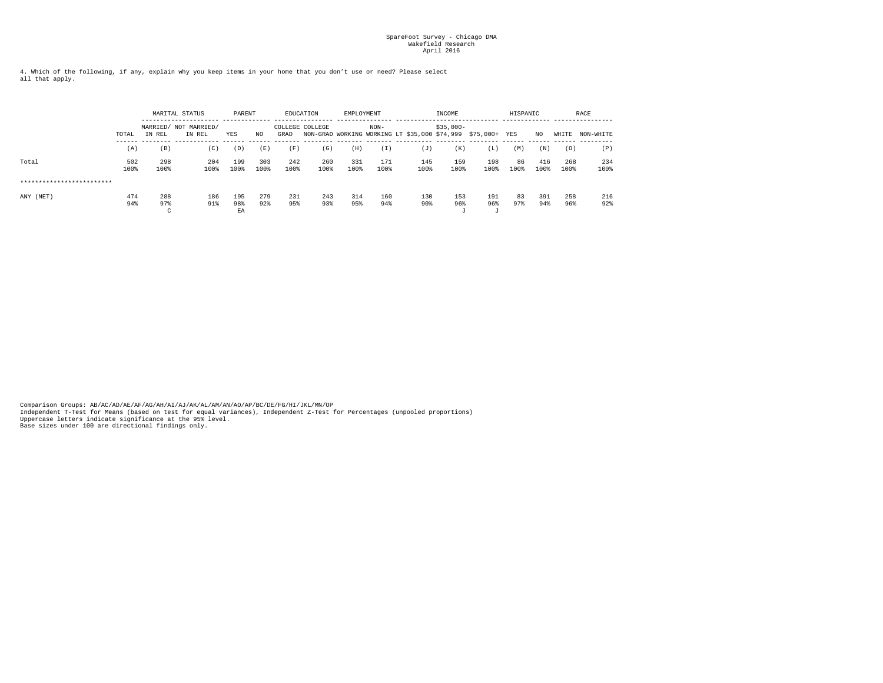SpareFoot Survey - Chicago DMA
Wakefield Research
April 2016

4. Which of the following, if any, explain why you keep items in your home that you don't use or need? Please select all that apply.

| | | MARITAL STATUS | | PARENT | | EDUCATION | | EMPLOYMENT | | INCOME | | | HISPANIC | | RACE | |
|---|---|---|---|---|---|---|---|---|---|---|---|---|---|---|---|---|
| | TOTAL | MARRIED/ IN REL | NOT MARRIED/ IN REL | YES | NO | COLLEGE GRAD | COLLEGE NON-GRAD | WORKING | NON-WORKING | LT $35,000 | $35,000-$74,999 | $75,000+ | YES | NO | WHITE | NON-WHITE |
| | (A) | (B) | (C) | (D) | (E) | (F) | (G) | (H) | (I) | (J) | (K) | (L) | (M) | (N) | (O) | (P) |
| Total | 502 | 298 | 204 | 199 | 303 | 242 | 260 | 331 | 171 | 145 | 159 | 198 | 86 | 416 | 268 | 234 |
| | 100% | 100% | 100% | 100% | 100% | 100% | 100% | 100% | 100% | 100% | 100% | 100% | 100% | 100% | 100% | 100% |
| ************************ | | | | | | | | | | | | | | | | |
| ANY (NET) | 474 | 288 | 186 | 195 | 279 | 231 | 243 | 314 | 160 | 130 | 153 | 191 | 83 | 391 | 258 | 216 |
| | 94% | 97% | 91% | 98% | 92% | 95% | 93% | 95% | 94% | 90% | 96% | 96% | 97% | 94% | 96% | 92% |
| | | C | | EA | | | | | | | J | J | | | | |

Comparison Groups: AB/AC/AD/AE/AF/AG/AH/AI/AJ/AK/AL/AM/AN/AO/AP/BC/DE/FG/HI/JKL/MN/OP
Independent T-Test for Means (based on test for equal variances), Independent Z-Test for Percentages (unpooled proportions)
Uppercase letters indicate significance at the 95% level.
Base sizes under 100 are directional findings only.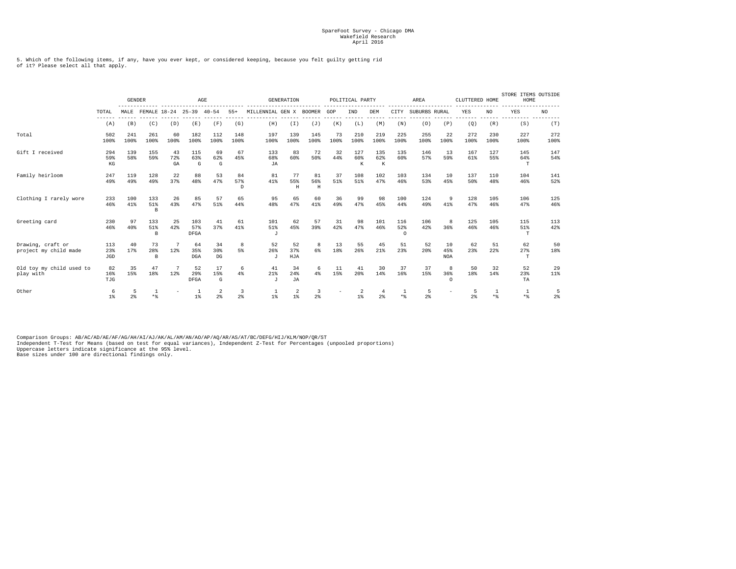SpareFoot Survey - Chicago DMA
Wakefield Research
April 2016

5. Which of the following items, if any, have you ever kept, or considered keeping, because you felt guilty getting rid of it? Please select all that apply.

| | | GENDER | | AGE | | | | GENERATION | | | POLITICAL PARTY | | | AREA | | | CLUTTERED HOME | | STORE ITEMS OUTSIDE HOME | |
|---|---|---|---|---|---|---|---|---|---|---|---|---|---|---|---|---|---|---|---|---|
| | TOTAL | MALE | FEMALE | 18-24 | 25-39 | 40-54 | 55+ | MILLENNIAL | GEN X | BOOMER | GOP | IND | DEM | CITY | SUBURBS | RURAL | YES | NO | YES | NO |
| | (A) | (B) | (C) | (D) | (E) | (F) | (G) | (H) | (I) | (J) | (K) | (L) | (M) | (N) | (O) | (P) | (Q) | (R) | (S) | (T) |
| Total | 502<br>100% | 241<br>100% | 261<br>100% | 60<br>100% | 182<br>100% | 112<br>100% | 148<br>100% | 197<br>100% | 139<br>100% | 145<br>100% | 73<br>100% | 210<br>100% | 219<br>100% | 225<br>100% | 255<br>100% | 22<br>100% | 272<br>100% | 230<br>100% | 227<br>100% | 272<br>100% |
| Gift I received | 294<br>59%<br>KG | 139<br>58% | 155<br>59% | 43<br>72%<br>GA | 115<br>63%<br>G | 69<br>62%<br>G | 67<br>45% | 133<br>68%<br>JA | 83<br>60% | 72<br>50% | 32<br>44% | 127<br>60%<br>K | 135<br>62%<br>K | 135<br>60% | 146<br>57% | 13<br>59% | 167<br>61% | 127<br>55% | 145<br>64%<br>T | 147<br>54% |
| Family heirloom | 247<br>49% | 119<br>49% | 128<br>49% | 22<br>37% | 88<br>48% | 53<br>47% | 84<br>57%<br>D | 81<br>41% | 77<br>55%<br>H | 81<br>56%<br>H | 37<br>51% | 108<br>51% | 102<br>47% | 103<br>46% | 134<br>53% | 10<br>45% | 137<br>50% | 110<br>48% | 104<br>46% | 141<br>52% |
| Clothing I rarely wore | 233<br>46% | 100<br>41% | 133<br>51%<br>B | 26<br>43% | 85<br>47% | 57<br>51% | 65<br>44% | 95<br>48% | 65<br>47% | 60<br>41% | 36<br>49% | 99<br>47% | 98<br>45% | 100<br>44% | 124<br>49% | 9<br>41% | 128<br>47% | 105<br>46% | 106<br>47% | 125<br>46% |
| Greeting card | 230<br>46% | 97<br>40% | 133<br>51%<br>B | 25<br>42% | 103<br>57%<br>DFGA | 41<br>37% | 61<br>41% | 101<br>51%<br>J | 62<br>45% | 57<br>39% | 31<br>42% | 98<br>47% | 101<br>46% | 116<br>52%<br>O | 106<br>42% | 8<br>36% | 125<br>46% | 105<br>46% | 115<br>51%<br>T | 113<br>42% |
| Drawing, craft or project my child made | 113<br>23%<br>JGD | 40<br>17% | 73<br>28%<br>B | 7<br>12% | 64<br>35%<br>DGA | 34<br>30%<br>DG | 8<br>5% | 52<br>26%<br>J | 52<br>37%<br>HJA | 8<br>6% | 13<br>18% | 55<br>26% | 45<br>21% | 51<br>23% | 52<br>20% | 10<br>45%<br>NOA | 62<br>23% | 51<br>22% | 62<br>27%<br>T | 50<br>18% |
| Old toy my child used to play with | 82<br>16%<br>TJG | 35<br>15% | 47<br>18% | 7<br>12% | 52<br>29%<br>DFGA | 17<br>15%<br>G | 6<br>4% | 41<br>21%<br>J | 34<br>24%<br>JA | 6<br>4% | 11<br>15% | 41<br>20% | 30<br>14% | 37<br>16% | 37<br>15% | 8<br>36%<br>O | 50<br>18% | 32<br>14% | 52<br>23%<br>TA | 29<br>11% |
| Other | 6<br>1% | 5<br>2% | 1<br>*% | - | 1<br>1% | 2<br>2% | 3<br>2% | 1<br>1% | 2<br>1% | 3<br>2% | - | 2<br>1% | 4<br>2% | 1<br>*% | 5<br>2% | - | 5<br>2% | 1<br>*% | 1<br>*% | 5<br>2% |

Comparison Groups: AB/AC/AD/AE/AF/AG/AH/AI/AJ/AK/AL/AM/AN/AO/AP/AQ/AR/AS/AT/BC/DEFG/HIJ/KLM/NOP/QR/ST
Independent T-Test for Means (based on test for equal variances), Independent Z-Test for Percentages (unpooled proportions)
Uppercase letters indicate significance at the 95% level.
Base sizes under 100 are directional findings only.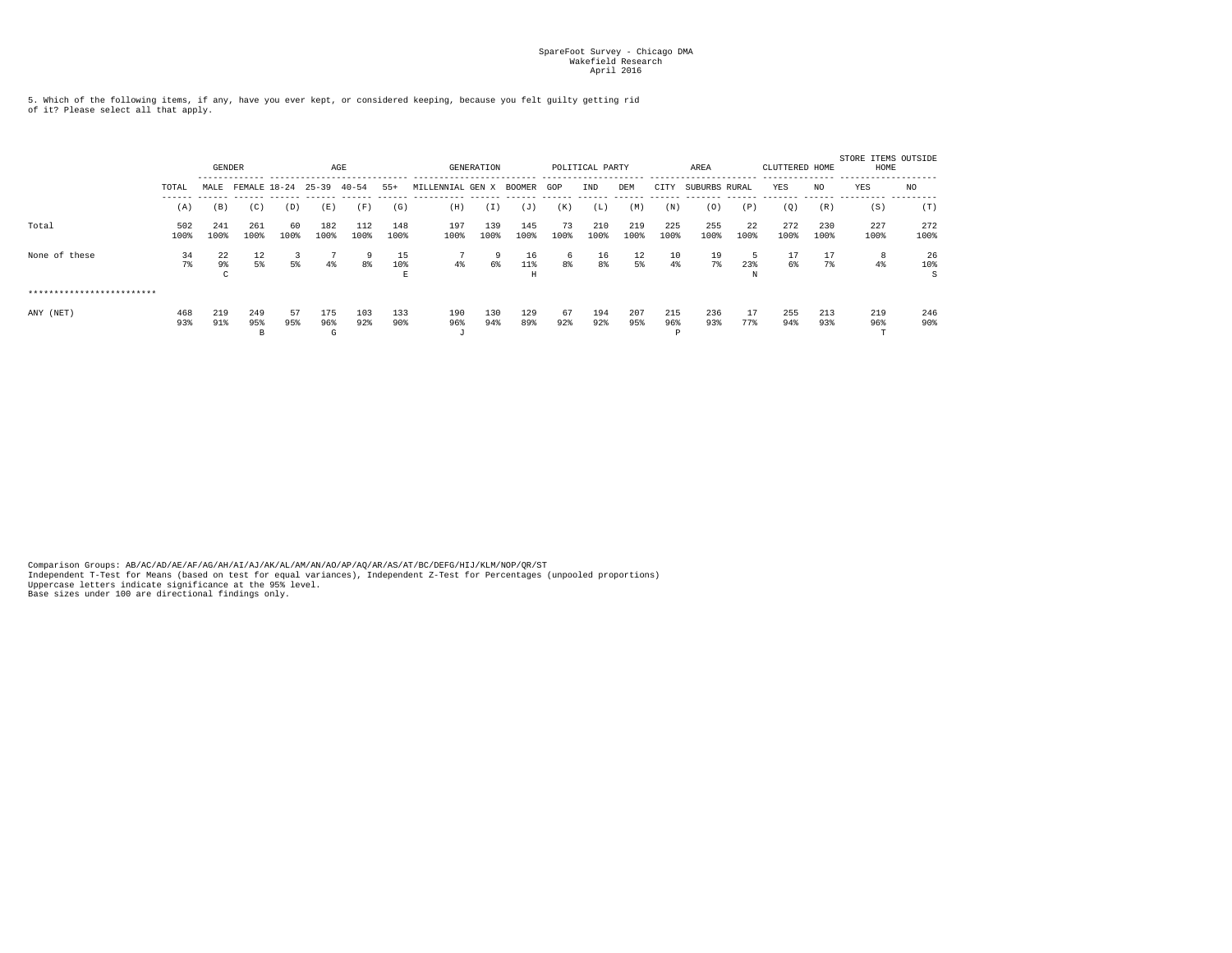SpareFoot Survey - Chicago DMA
Wakefield Research
April 2016

5. Which of the following items, if any, have you ever kept, or considered keeping, because you felt guilty getting rid of it? Please select all that apply.

| | | GENDER | | AGE | | | | GENERATION | | | POLITICAL PARTY | | | AREA | | | CLUTTERED HOME | | STORE ITEMS OUTSIDE HOME | |
|---|---|---|---|---|---|---|---|---|---|---|---|---|---|---|---|---|---|---|---|---|
| | TOTAL | MALE | FEMALE | 18-24 | 25-39 | 40-54 | 55+ | MILLENNIAL | GEN X | BOOMER | GOP | IND | DEM | CITY | SUBURBS | RURAL | YES | NO | YES | NO |
| | (A) | (B) | (C) | (D) | (E) | (F) | (G) | (H) | (I) | (J) | (K) | (L) | (M) | (N) | (O) | (P) | (Q) | (R) | (S) | (T) |
| Total | 502<br>100% | 241<br>100% | 261<br>100% | 60<br>100% | 182<br>100% | 112<br>100% | 148<br>100% | 197<br>100% | 139<br>100% | 145<br>100% | 73<br>100% | 210<br>100% | 219<br>100% | 225<br>100% | 255<br>100% | 22<br>100% | 272<br>100% | 230<br>100% | 227<br>100% | 272<br>100% |
| None of these | 34<br>7% | 22<br>9%<br>C | 12<br>5% | 3<br>5% | 7<br>4% | 9<br>8% | 15<br>10%<br>E | 7<br>4% | 9<br>6% | 16<br>11%<br>H | 6<br>8% | 16<br>8% | 12<br>5% | 10<br>4% | 19<br>7% | 5<br>23%<br>N | 17<br>6% | 17<br>7% | 8<br>4% | 26<br>10%<br>S |
| ************************* | | | | | | | | | | | | | | | | | | | | |
| ANY (NET) | 468<br>93% | 219<br>91% | 249<br>95%<br>B | 57<br>95% | 175<br>96%<br>G | 103<br>92% | 133<br>90% | 190<br>96%<br>J | 130<br>94% | 129<br>89% | 67<br>92% | 194<br>92% | 207<br>95% | 215<br>96%<br>P | 236<br>93% | 17<br>77% | 255<br>94% | 213<br>93% | 219<br>96%<br>T | 246<br>90% |

Comparison Groups: AB/AC/AD/AE/AF/AG/AH/AI/AJ/AK/AL/AM/AN/AO/AP/AQ/AR/AS/AT/BC/DEFG/HIJ/KLM/NOP/QR/ST
Independent T-Test for Means (based on test for equal variances), Independent Z-Test for Percentages (unpooled proportions)
Uppercase letters indicate significance at the 95% level.
Base sizes under 100 are directional findings only.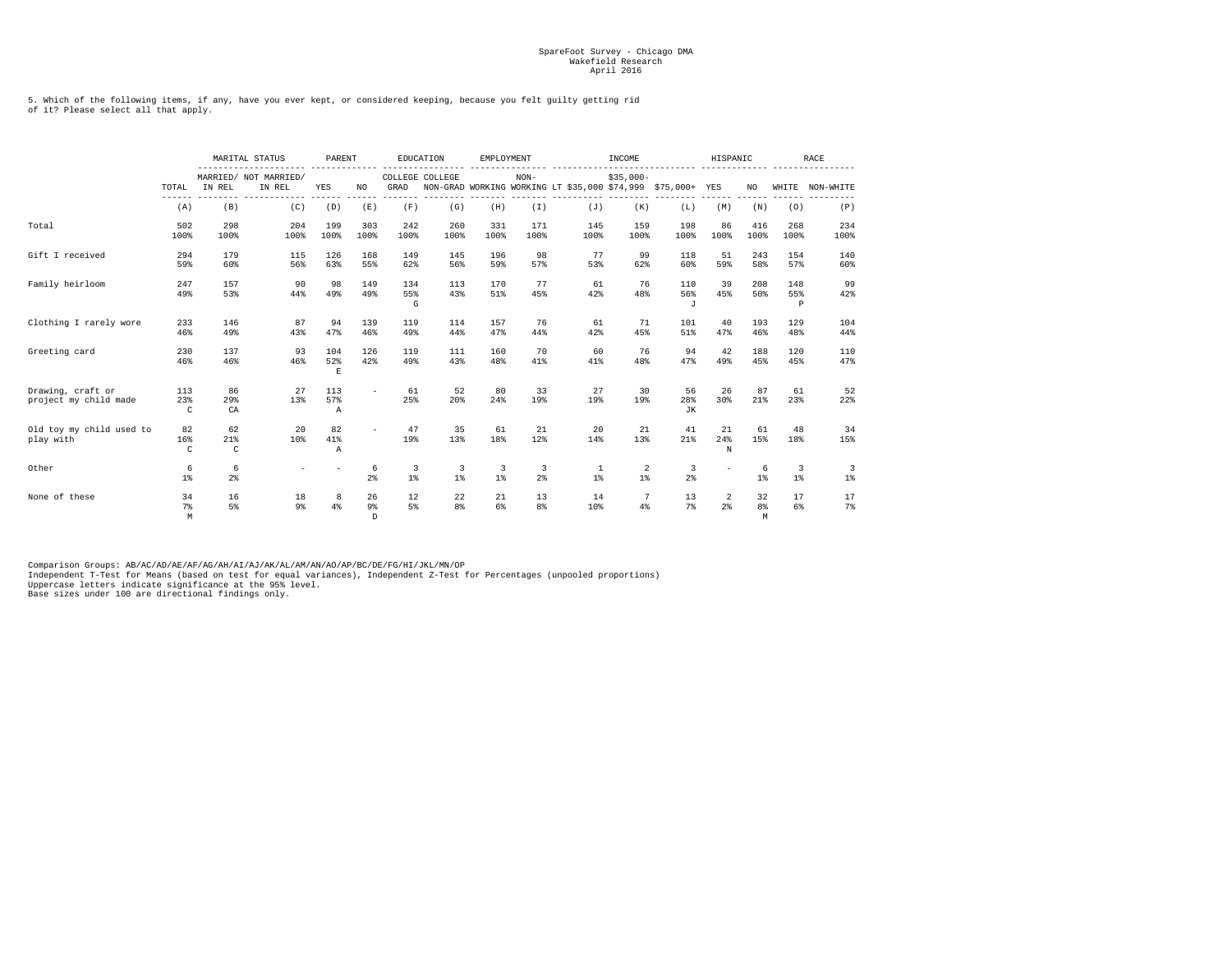SpareFoot Survey - Chicago DMA
Wakefield Research
April 2016

5. Which of the following items, if any, have you ever kept, or considered keeping, because you felt guilty getting rid of it? Please select all that apply.

| | | MARITAL STATUS | | PARENT | | EDUCATION | | EMPLOYMENT | | INCOME | | | HISPANIC | | RACE | |
|---|---|---|---|---|---|---|---|---|---|---|---|---|---|---|---|---|
| | TOTAL | MARRIED/ IN REL | NOT MARRIED/ IN REL | YES | NO | COLLEGE GRAD | COLLEGE NON-GRAD | WORKING | NON-WORKING | LT $35,000 | $35,000-$74,999 | $75,000+ | YES | NO | WHITE | NON-WHITE |
| | (A) | (B) | (C) | (D) | (E) | (F) | (G) | (H) | (I) | (J) | (K) | (L) | (M) | (N) | (O) | (P) |
| Total | 502<br>100% | 298<br>100% | 204<br>100% | 199<br>100% | 303<br>100% | 242<br>100% | 260<br>100% | 331<br>100% | 171<br>100% | 145<br>100% | 159<br>100% | 198<br>100% | 86<br>100% | 416<br>100% | 268<br>100% | 234<br>100% |
| Gift I received | 294<br>59% | 179<br>60% | 115<br>56% | 126<br>63% | 168<br>55% | 149<br>62% | 145<br>56% | 196<br>59% | 98<br>57% | 77<br>53% | 99<br>62% | 118<br>60% | 51<br>59% | 243<br>58% | 154<br>57% | 140<br>60% |
| Family heirloom | 247<br>49% | 157<br>53% | 90<br>44% | 98<br>49% | 149<br>49% | 134<br>55%<br>G | 113<br>43% | 170<br>51% | 77<br>45% | 61<br>42% | 76<br>48% | 110<br>56%<br>J | 39<br>45% | 208<br>50% | 148<br>55%<br>P | 99<br>42% |
| Clothing I rarely wore | 233<br>46% | 146<br>49% | 87<br>43% | 94<br>47% | 139<br>46% | 119<br>49% | 114<br>44% | 157<br>47% | 76<br>44% | 61<br>42% | 71<br>45% | 101<br>51% | 40<br>47% | 193<br>46% | 129<br>48% | 104<br>44% |
| Greeting card | 230<br>46% | 137<br>46% | 93<br>46% | 104<br>52%<br>E | 126<br>42% | 119<br>49% | 111<br>43% | 160<br>48% | 70<br>41% | 60<br>41% | 76<br>48% | 94<br>47% | 42<br>49% | 188<br>45% | 120<br>45% | 110<br>47% |
| Drawing, craft or project my child made | 113<br>23%<br>C | 86<br>29%<br>CA | 27<br>13% | 113<br>57%<br>A | - | 61<br>25% | 52<br>20% | 80<br>24% | 33<br>19% | 27<br>19% | 30<br>19% | 56<br>28%<br>JK | 26<br>30% | 87<br>21% | 61<br>23% | 52<br>22% |
| Old toy my child used to play with | 82<br>16%<br>C | 62<br>21%<br>C | 20<br>10% | 82<br>41%<br>A | - | 47<br>19% | 35<br>13% | 61<br>18% | 21<br>12% | 20<br>14% | 21<br>13% | 41<br>21% | 21<br>24%<br>N | 61<br>15% | 48<br>18% | 34<br>15% |
| Other | 6<br>1% | 6<br>2% | - | - | 6<br>2% | 3<br>1% | 3<br>1% | 3<br>1% | 3<br>2% | 1<br>1% | 2<br>1% | 3<br>2% | - | 6<br>1% | 3<br>1% | 3<br>1% |
| None of these | 34<br>7%<br>M | 16<br>5% | 18<br>9% | 8<br>4% | 26<br>9%<br>D | 12<br>5% | 22<br>8% | 21<br>6% | 13<br>8% | 14<br>10% | 7<br>4% | 13<br>7% | 2<br>2% | 32<br>8%<br>M | 17<br>6% | 17<br>7% |

Comparison Groups: AB/AC/AD/AE/AF/AG/AH/AI/AJ/AK/AL/AM/AN/AO/AP/BC/DE/FG/HI/JKL/MN/OP
Independent T-Test for Means (based on test for equal variances), Independent Z-Test for Percentages (unpooled proportions)
Uppercase letters indicate significance at the 95% level.
Base sizes under 100 are directional findings only.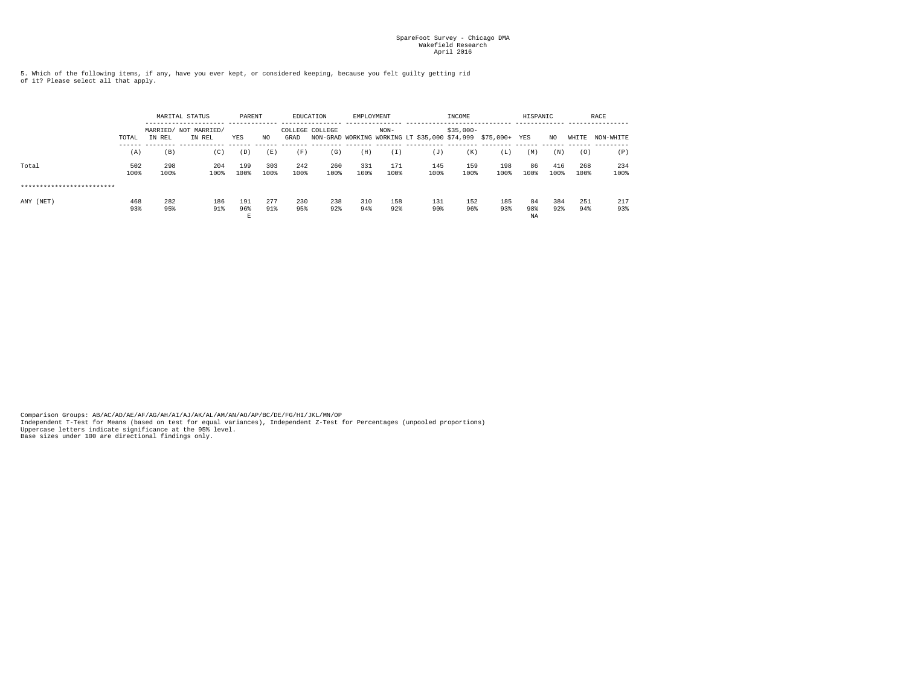SpareFoot Survey - Chicago DMA
Wakefield Research
April 2016

5. Which of the following items, if any, have you ever kept, or considered keeping, because you felt guilty getting rid of it? Please select all that apply.

| | | MARITAL STATUS | | PARENT | | EDUCATION | | EMPLOYMENT | | INCOME | | | HISPANIC | | RACE | |
|---|---|---|---|---|---|---|---|---|---|---|---|---|---|---|---|---|
| | TOTAL | MARRIED/ IN REL | NOT MARRIED/ IN REL | YES | NO | COLLEGE GRAD | COLLEGE NON-GRAD | WORKING | NON-WORKING | LT $35,000 | $35,000- $74,999 | $75,000+ | YES | NO | WHITE | NON-WHITE |
| | (A) | (B) | (C) | (D) | (E) | (F) | (G) | (H) | (I) | (J) | (K) | (L) | (M) | (N) | (O) | (P) |
| Total | 502 | 298 | 204 | 199 | 303 | 242 | 260 | 331 | 171 | 145 | 159 | 198 | 86 | 416 | 268 | 234 |
| | 100% | 100% | 100% | 100% | 100% | 100% | 100% | 100% | 100% | 100% | 100% | 100% | 100% | 100% | 100% | 100% |
| ************************* | | | | | | | | | | | | | | | | |
| ANY (NET) | 468 | 282 | 186 | 191 | 277 | 230 | 238 | 310 | 158 | 131 | 152 | 185 | 84 | 384 | 251 | 217 |
| | 93% | 95% | 91% | 96% | 91% | 95% | 92% | 94% | 92% | 90% | 96% | 93% | 98% | 92% | 94% | 93% |
| | | | | E | | | | | | | | | NA | | | |

Comparison Groups: AB/AC/AD/AE/AF/AG/AH/AI/AJ/AK/AL/AM/AN/AO/AP/BC/DE/FG/HI/JKL/MN/OP
Independent T-Test for Means (based on test for equal variances), Independent Z-Test for Percentages (unpooled proportions)
Uppercase letters indicate significance at the 95% level.
Base sizes under 100 are directional findings only.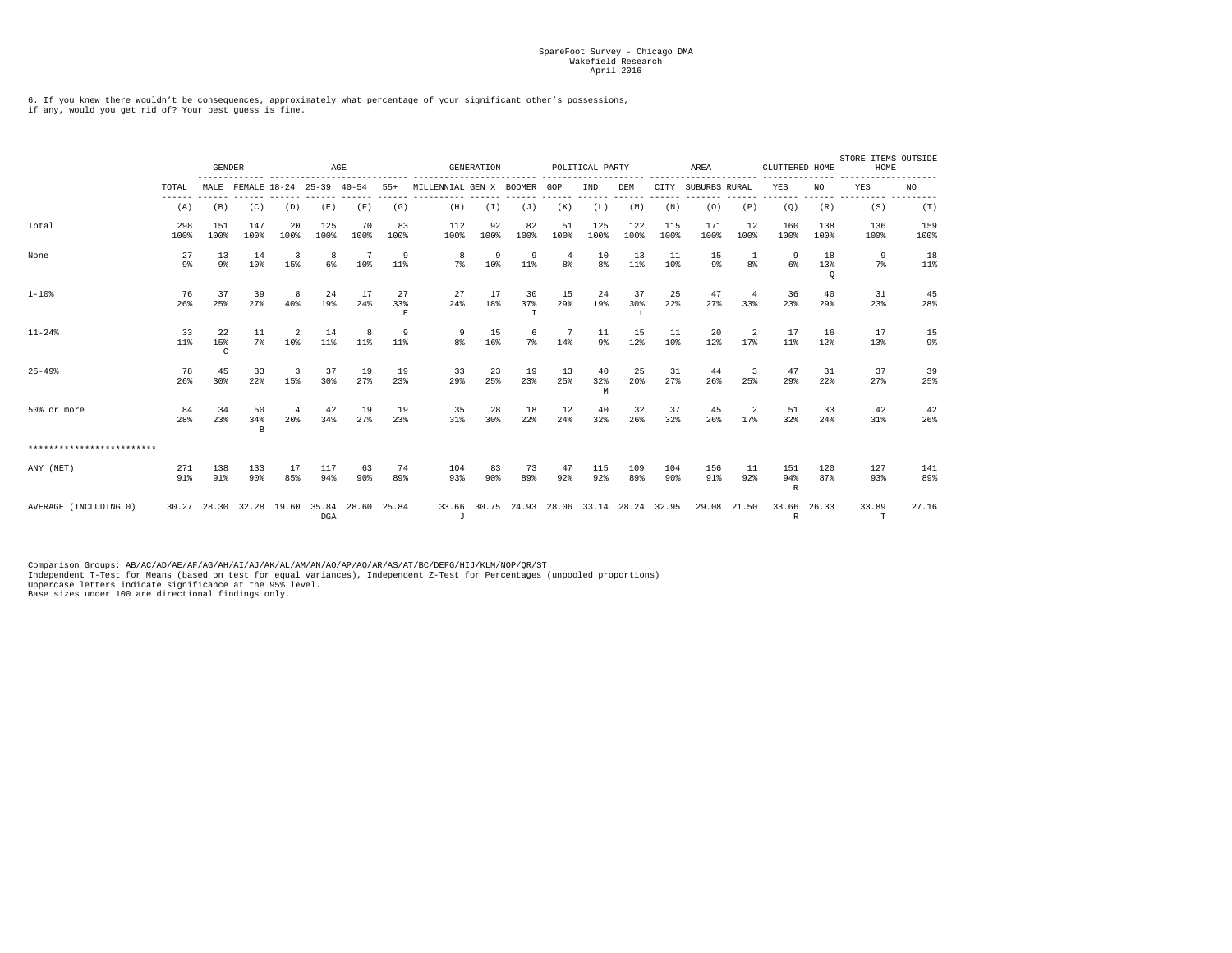SpareFoot Survey - Chicago DMA
Wakefield Research
April 2016

6. If you knew there wouldn't be consequences, approximately what percentage of your significant other's possessions, if any, would you get rid of? Your best guess is fine.

| | | GENDER | | AGE | | | | GENERATION | | | POLITICAL PARTY | | | AREA | | | CLUTTERED HOME | | STORE ITEMS OUTSIDE HOME | |
|---|---|---|---|---|---|---|---|---|---|---|---|---|---|---|---|---|---|---|---|---|
| | TOTAL | MALE | FEMALE | 18-24 | 25-39 | 40-54 | 55+ | MILLENNIAL | GEN X | BOOMER | GOP | IND | DEM | CITY | SUBURBS | RURAL | YES | NO | YES | NO |
| | (A) | (B) | (C) | (D) | (E) | (F) | (G) | (H) | (I) | (J) | (K) | (L) | (M) | (N) | (O) | (P) | (Q) | (R) | (S) | (T) |
| Total | 298<br>100% | 151<br>100% | 147<br>100% | 20<br>100% | 125<br>100% | 70<br>100% | 83<br>100% | 112<br>100% | 92<br>100% | 82<br>100% | 51<br>100% | 125<br>100% | 122<br>100% | 115<br>100% | 171<br>100% | 12<br>100% | 160<br>100% | 138<br>100% | 136<br>100% | 159<br>100% |
| None | 27<br>9% | 13<br>9% | 14<br>10% | 3<br>15% | 8<br>6% | 7<br>10% | 9<br>11% | 8<br>7% | 9<br>10% | 9<br>11% | 4<br>8% | 10<br>8% | 13<br>11% | 11<br>10% | 15<br>9% | 1<br>8% | 9<br>6% | 18<br>13%<br>Q | 9<br>7% | 18<br>11% |
| 1-10% | 76<br>26% | 37<br>25% | 39<br>27% | 8<br>40% | 24<br>19% | 17<br>24% | 27<br>33%<br>E | 27<br>24% | 17<br>18% | 30<br>37%<br>I | 15<br>29% | 24<br>19% | 37<br>30%<br>L | 25<br>22% | 47<br>27% | 4<br>33% | 36<br>23% | 40<br>29% | 31<br>23% | 45<br>28% |
| 11-24% | 33<br>11% | 22<br>15%<br>C | 11<br>7% | 2<br>10% | 14<br>11% | 8<br>11% | 9<br>11% | 9<br>8% | 15<br>16% | 6<br>7% | 7<br>14% | 11<br>9% | 15<br>12% | 11<br>10% | 20<br>12% | 2<br>17% | 17<br>11% | 16<br>12% | 17<br>13% | 15<br>9% |
| 25-49% | 78<br>26% | 45<br>30% | 33<br>22% | 3<br>15% | 37<br>30% | 19<br>27% | 19<br>23% | 33<br>29% | 23<br>25% | 19<br>23% | 13<br>25% | 40<br>32%<br>M | 25<br>20% | 31<br>27% | 44<br>26% | 3<br>25% | 47<br>29% | 31<br>22% | 37<br>27% | 39<br>25% |
| 50% or more | 84<br>28% | 34<br>23% | 50<br>34%<br>B | 4<br>20% | 42<br>34% | 19<br>27% | 19<br>23% | 35<br>31% | 28<br>30% | 18<br>22% | 12<br>24% | 40<br>32% | 32<br>26% | 37<br>32% | 45<br>26% | 2<br>17% | 51<br>32% | 33<br>24% | 42<br>31% | 42<br>26% |
| ************************ | | | | | | | | | | | | | | | | | | | | |
| ANY (NET) | 271<br>91% | 138<br>91% | 133<br>90% | 17<br>85% | 117<br>94% | 63<br>90% | 74<br>89% | 104<br>93% | 83<br>90% | 73<br>89% | 47<br>92% | 115<br>92% | 109<br>89% | 104<br>90% | 156<br>91% | 11<br>92% | 151<br>94%<br>R | 120<br>87% | 127<br>93% | 141<br>89% |
| AVERAGE (INCLUDING 0) | 30.27 | 28.30 | 32.28 | 19.60 | 35.84<br>DGA | 28.60 | 25.84 | 33.66<br>J | 30.75 | 24.93 | 28.06 | 33.14 | 28.24 | 32.95 | 29.08 | 21.50 | 33.66<br>R | 26.33 | 33.89<br>T | 27.16 |

Comparison Groups: AB/AC/AD/AE/AF/AG/AH/AI/AJ/AK/AL/AM/AN/AO/AP/AQ/AR/AS/AT/BC/DEFG/HIJ/KLM/NOP/QR/ST
Independent T-Test for Means (based on test for equal variances), Independent Z-Test for Percentages (unpooled proportions)
Uppercase letters indicate significance at the 95% level.
Base sizes under 100 are directional findings only.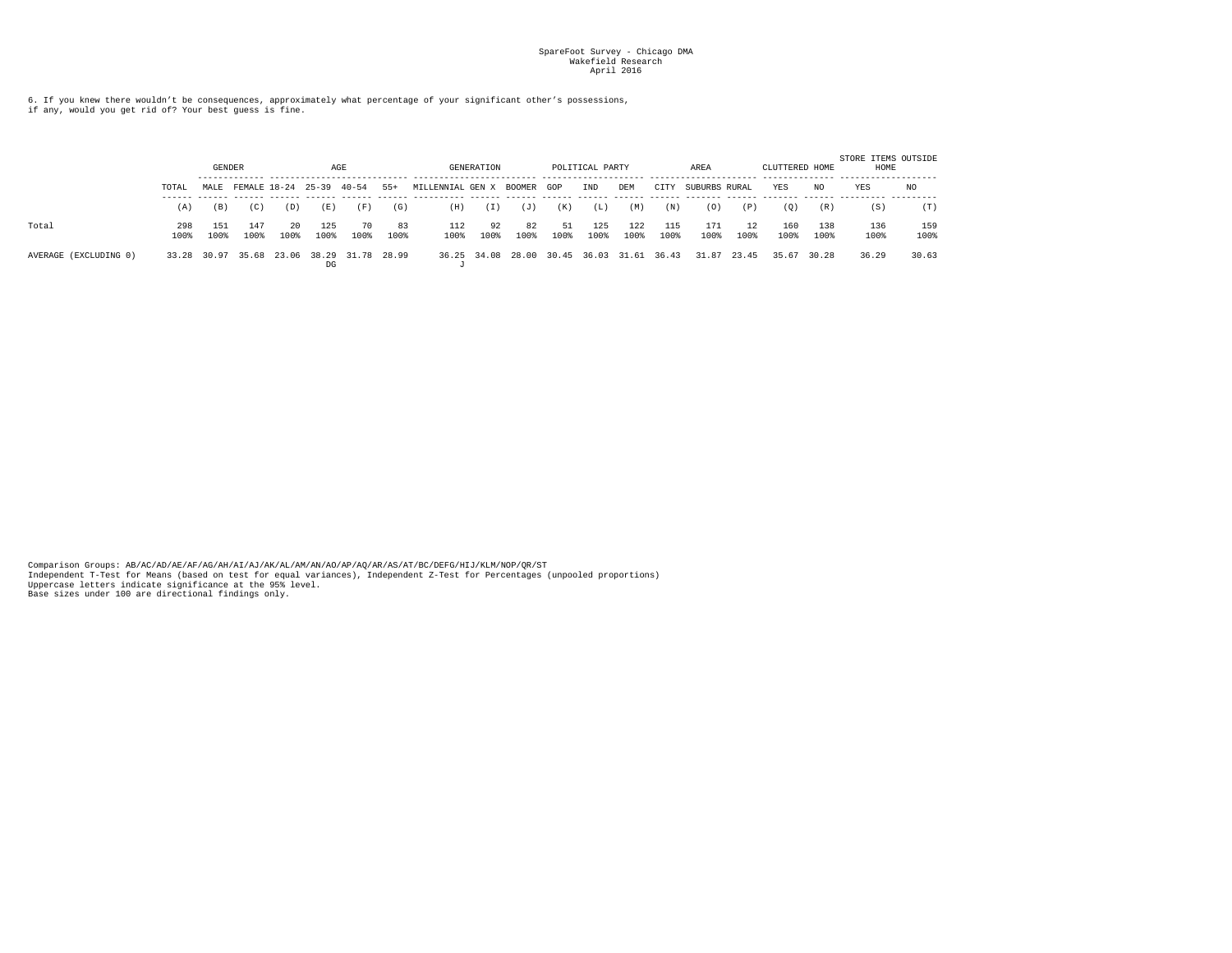SpareFoot Survey - Chicago DMA
Wakefield Research
April 2016

6. If you knew there wouldn't be consequences, approximately what percentage of your significant other's possessions, if any, would you get rid of? Your best guess is fine.

| | | GENDER | | AGE | | | | GENERATION | | | POLITICAL PARTY | | | AREA | | | CLUTTERED HOME | | STORE ITEMS OUTSIDE HOME | |
|---|---|---|---|---|---|---|---|---|---|---|---|---|---|---|---|---|---|---|---|---|
| | TOTAL | MALE | FEMALE | 18-24 | 25-39 | 40-54 | 55+ | MILLENNIAL | GEN X | BOOMER | GOP | IND | DEM | CITY | SUBURBS | RURAL | YES | NO | YES | NO |
| | (A) | (B) | (C) | (D) | (E) | (F) | (G) | (H) | (I) | (J) | (K) | (L) | (M) | (N) | (O) | (P) | (Q) | (R) | (S) | (T) |
| Total | 298<br>100% | 151<br>100% | 147<br>100% | 20<br>100% | 125<br>100% | 70<br>100% | 83<br>100% | 112<br>100% | 92<br>100% | 82<br>100% | 51<br>100% | 125<br>100% | 122<br>100% | 115<br>100% | 171<br>100% | 12<br>100% | 160<br>100% | 138<br>100% | 136<br>100% | 159<br>100% |
| AVERAGE (EXCLUDING 0) | 33.28 | 30.97 | 35.68 | 23.06 | 38.29<br>DG | 31.78 | 28.99 | 36.25<br>J | 34.08 | 28.00 | 30.45 | 36.03 | 31.61 | 36.43 | 31.87 | 23.45 | 35.67 | 30.28 | 36.29 | 30.63 |

Comparison Groups: AB/AC/AD/AE/AF/AG/AH/AI/AJ/AK/AL/AM/AN/AO/AP/AQ/AR/AS/AT/BC/DEFG/HIJ/KLM/NOP/QR/ST
Independent T-Test for Means (based on test for equal variances), Independent Z-Test for Percentages (unpooled proportions)
Uppercase letters indicate significance at the 95% level.
Base sizes under 100 are directional findings only.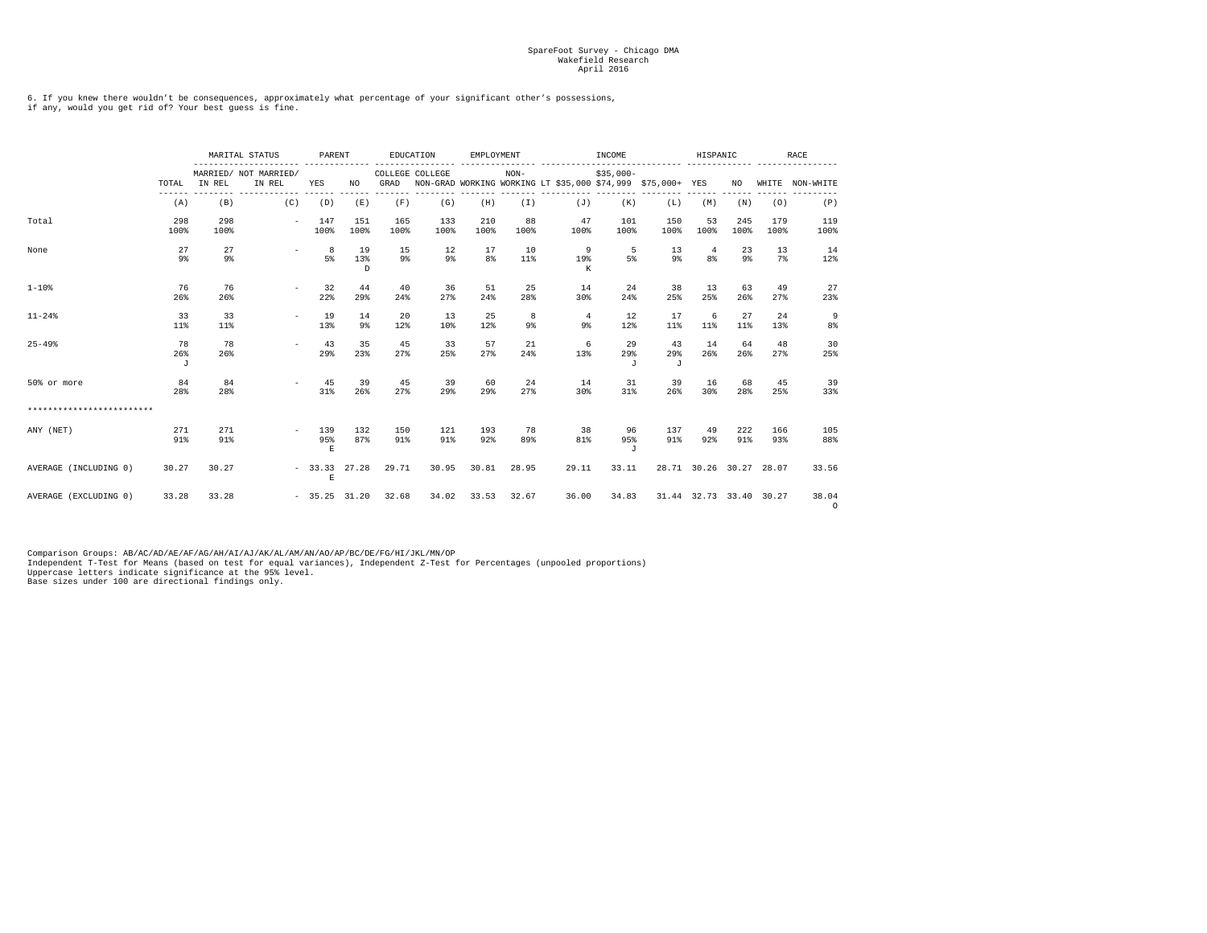SpareFoot Survey - Chicago DMA
Wakefield Research
April 2016

6. If you knew there wouldn't be consequences, approximately what percentage of your significant other's possessions, if any, would you get rid of? Your best guess is fine.

| | | MARITAL STATUS | | PARENT | | EDUCATION | | EMPLOYMENT | | INCOME | | | HISPANIC | | RACE | |
|---|---|---|---|---|---|---|---|---|---|---|---|---|---|---|---|---|
| | TOTAL | MARRIED/ IN REL | NOT MARRIED/ IN REL | YES | NO | COLLEGE GRAD | COLLEGE NON-GRAD | WORKING | NON-WORKING | LT $35,000 | $35,000-$74,999 | $75,000+ | YES | NO | WHITE | NON-WHITE |
| | (A) | (B) | (C) | (D) | (E) | (F) | (G) | (H) | (I) | (J) | (K) | (L) | (M) | (N) | (O) | (P) |
| Total | 298<br>100% | 298<br>100% | - | 147<br>100% | 151<br>100% | 165<br>100% | 133<br>100% | 210<br>100% | 88<br>100% | 47<br>100% | 101<br>100% | 150<br>100% | 53<br>100% | 245<br>100% | 179<br>100% | 119<br>100% |
| None | 27<br>9% | 27<br>9% | - | 8<br>5% | 19<br>13%<br>D | 15<br>9% | 12<br>9% | 17<br>8% | 10<br>11% | 9<br>19%<br>K | 5<br>5% | 13<br>9% | 4<br>8% | 23<br>9% | 13<br>7% | 14<br>12% |
| 1-10% | 76<br>26% | 76<br>26% | - | 32<br>22% | 44<br>29% | 40<br>24% | 36<br>27% | 51<br>24% | 25<br>28% | 14<br>30% | 24<br>24% | 38<br>25% | 13<br>25% | 63<br>26% | 49<br>27% | 27<br>23% |
| 11-24% | 33<br>11% | 33<br>11% | - | 19<br>13% | 14<br>9% | 20<br>12% | 13<br>10% | 25<br>12% | 8<br>9% | 4<br>9% | 12<br>12% | 17<br>11% | 6<br>11% | 27<br>11% | 24<br>13% | 9<br>8% |
| 25-49% | 78<br>26%<br>J | 78<br>26% | - | 43<br>29% | 35<br>23% | 45<br>27% | 33<br>25% | 57<br>27% | 21<br>24% | 6<br>13% | 29<br>29%<br>J | 43<br>29%<br>J | 14<br>26% | 64<br>26% | 48<br>27% | 30<br>25% |
| 50% or more | 84<br>28% | 84<br>28% | - | 45<br>31% | 39<br>26% | 45<br>27% | 39<br>29% | 60<br>29% | 24<br>27% | 14<br>30% | 31<br>31% | 39<br>26% | 16<br>30% | 68<br>28% | 45<br>25% | 39<br>33% |
| ************************* | | | | | | | | | | | | | | | | |
| ANY (NET) | 271<br>91% | 271<br>91% | - | 139<br>95%<br>E | 132<br>87% | 150<br>91% | 121<br>91% | 193<br>92% | 78<br>89% | 38<br>81% | 96<br>95%<br>J | 137<br>91% | 49<br>92% | 222<br>91% | 166<br>93% | 105<br>88% |
| AVERAGE (INCLUDING 0) | 30.27 | 30.27 | - | 33.33<br>E | 27.28 | 29.71 | 30.95 | 30.81 | 28.95 | 29.11 | 33.11 | 28.71 | 30.26 | 30.27 | 28.07 | 33.56 |
| AVERAGE (EXCLUDING 0) | 33.28 | 33.28 | - | 35.25 | 31.20 | 32.68 | 34.02 | 33.53 | 32.67 | 36.00 | 34.83 | 31.44 | 32.73 | 33.40 | 30.27 | 38.04<br>O |

Comparison Groups: AB/AC/AD/AE/AF/AG/AH/AI/AJ/AK/AL/AM/AN/AO/AP/BC/DE/FG/HI/JKL/MN/OP
Independent T-Test for Means (based on test for equal variances), Independent Z-Test for Percentages (unpooled proportions)
Uppercase letters indicate significance at the 95% level.
Base sizes under 100 are directional findings only.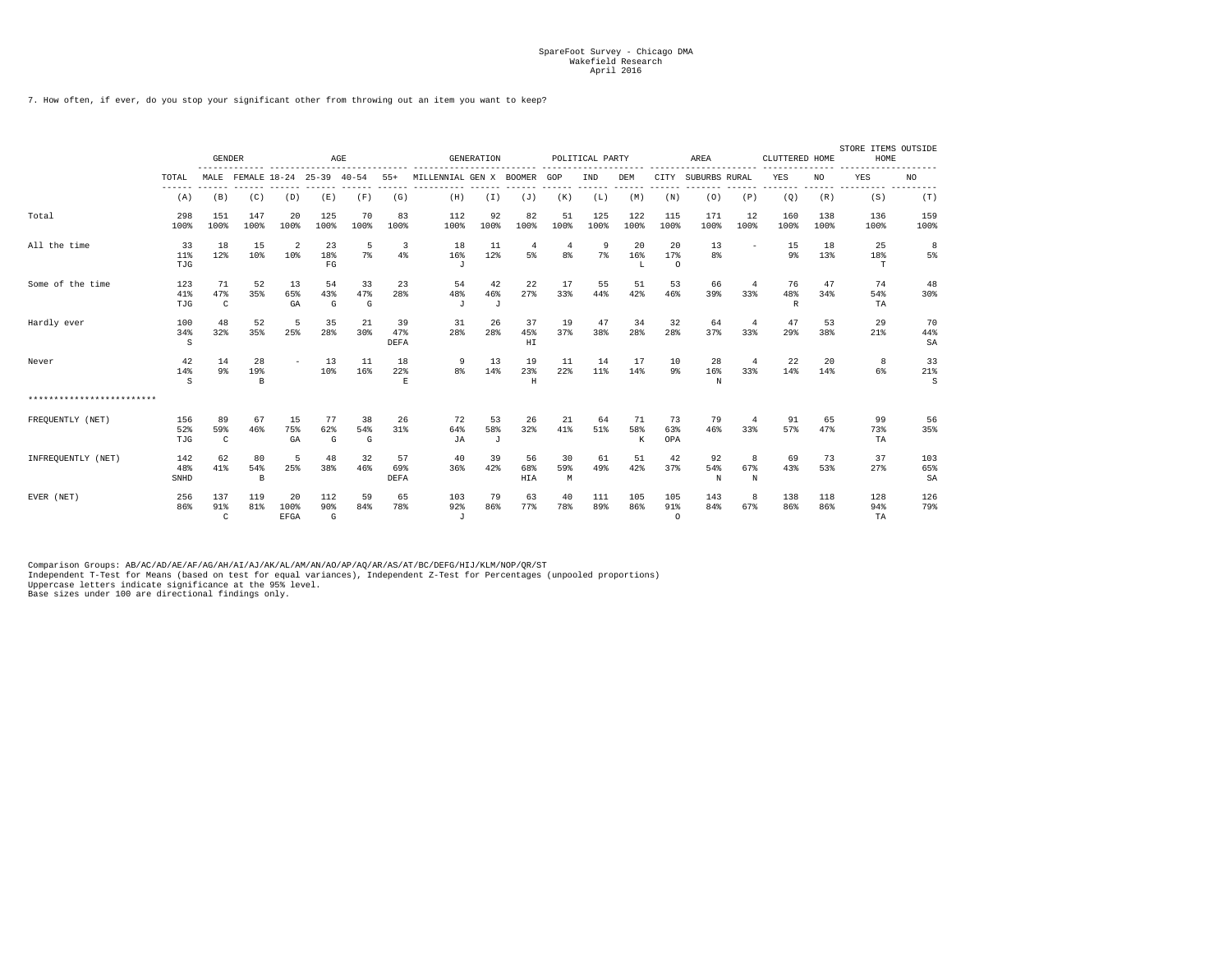SpareFoot Survey - Chicago DMA
Wakefield Research
April 2016

7. How often, if ever, do you stop your significant other from throwing out an item you want to keep?

| | | GENDER | | AGE | | | | GENERATION | | | POLITICAL PARTY | | | AREA | | | CLUTTERED HOME | | STORE ITEMS OUTSIDE HOME | |
|---|---|---|---|---|---|---|---|---|---|---|---|---|---|---|---|---|---|---|---|---|
| | TOTAL | MALE | FEMALE | 18-24 | 25-39 | 40-54 | 55+ | MILLENNIAL | GEN X | BOOMER | GOP | IND | DEM | CITY | SUBURBS | RURAL | YES | NO | YES | NO |
| | (A) | (B) | (C) | (D) | (E) | (F) | (G) | (H) | (I) | (J) | (K) | (L) | (M) | (N) | (O) | (P) | (Q) | (R) | (S) | (T) |
| Total | 298<br>100% | 151<br>100% | 147<br>100% | 20<br>100% | 125<br>100% | 70<br>100% | 83<br>100% | 112<br>100% | 92<br>100% | 82<br>100% | 51<br>100% | 125<br>100% | 122<br>100% | 115<br>100% | 171<br>100% | 12<br>100% | 160<br>100% | 138<br>100% | 136<br>100% | 159<br>100% |
| All the time | 33<br>11%<br>TJG | 18<br>12% | 15<br>10% | 2<br>10% | 23<br>18%<br>FG | 5<br>7% | 3<br>4% | 18<br>16%<br>J | 11<br>12% | 4<br>5% | 4<br>8% | 9<br>7% | 20<br>16%<br>L | 20<br>17%<br>O | 13<br>8% | - | 15<br>9% | 18<br>13% | 25<br>18%<br>T | 8<br>5% |
| Some of the time | 123<br>41%<br>TJG | 71<br>47%<br>C | 52<br>35% | 13<br>65%<br>GA | 54<br>43%<br>G | 33<br>47%<br>G | 23<br>28% | 54<br>48%<br>J | 42<br>46%<br>J | 22<br>27% | 17<br>33% | 55<br>44% | 51<br>42% | 53<br>46% | 66<br>39% | 4<br>33% | 76<br>48%<br>R | 47<br>34% | 74<br>54%<br>TA | 48<br>30% |
| Hardly ever | 100<br>34%<br>S | 48<br>32% | 52<br>35% | 5<br>25% | 35<br>28% | 21<br>30% | 39<br>47%<br>DEFA | 31<br>28% | 26<br>28% | 37<br>45%<br>HI | 19<br>37% | 47<br>38% | 34<br>28% | 32<br>28% | 64<br>37% | 4<br>33% | 47<br>29% | 53<br>38% | 29<br>21% | 70<br>44%<br>SA |
| Never | 42<br>14%<br>S | 14<br>9% | 28<br>19%<br>B | - | 13<br>10% | 11<br>16% | 18<br>22%<br>E | 9<br>8% | 13<br>14% | 19<br>23%<br>H | 11<br>22% | 14<br>11% | 17<br>14% | 10<br>9% | 28<br>16%<br>N | 4<br>33% | 22<br>14% | 20<br>14% | 8<br>6% | 33<br>21%<br>S |
| ************************ | | | | | | | | | | | | | | | | | | | | |
| FREQUENTLY (NET) | 156<br>52%<br>TJG | 89<br>59%<br>C | 67<br>46% | 15<br>75%<br>GA | 77<br>62%<br>G | 38<br>54%<br>G | 26<br>31% | 72<br>64%<br>JA | 53<br>58%<br>J | 26<br>32% | 21<br>41% | 64<br>51% | 71<br>58%<br>K | 73<br>63%<br>OPA | 79<br>46% | 4<br>33% | 91<br>57% | 65<br>47% | 99<br>73%<br>TA | 56<br>35% |
| INFREQUENTLY (NET) | 142<br>48%<br>SNHD | 62<br>41% | 80<br>54%<br>B | 5<br>25% | 48<br>38% | 32<br>46% | 57<br>69%<br>DEFA | 40<br>36% | 39<br>42% | 56<br>68%<br>HIA | 30<br>59%<br>M | 61<br>49% | 51<br>42% | 42<br>37% | 92<br>54%<br>N | 8<br>67%<br>N | 69<br>43% | 73<br>53% | 37<br>27% | 103<br>65%<br>SA |
| EVER (NET) | 256<br>86% | 137<br>91%<br>C | 119<br>81% | 20<br>100%<br>EFGA | 112<br>90%<br>G | 59<br>84% | 65<br>78% | 103<br>92%<br>J | 79<br>86% | 63<br>77% | 40<br>78% | 111<br>89% | 105<br>86% | 105<br>91%<br>O | 143<br>84% | 8<br>67% | 138<br>86% | 118<br>86% | 128<br>94%<br>TA | 126<br>79% |

Comparison Groups: AB/AC/AD/AE/AF/AG/AH/AI/AJ/AK/AL/AM/AN/AO/AP/AQ/AR/AS/AT/BC/DEFG/HIJ/KLM/NOP/QR/ST
Independent T-Test for Means (based on test for equal variances), Independent Z-Test for Percentages (unpooled proportions)
Uppercase letters indicate significance at the 95% level.
Base sizes under 100 are directional findings only.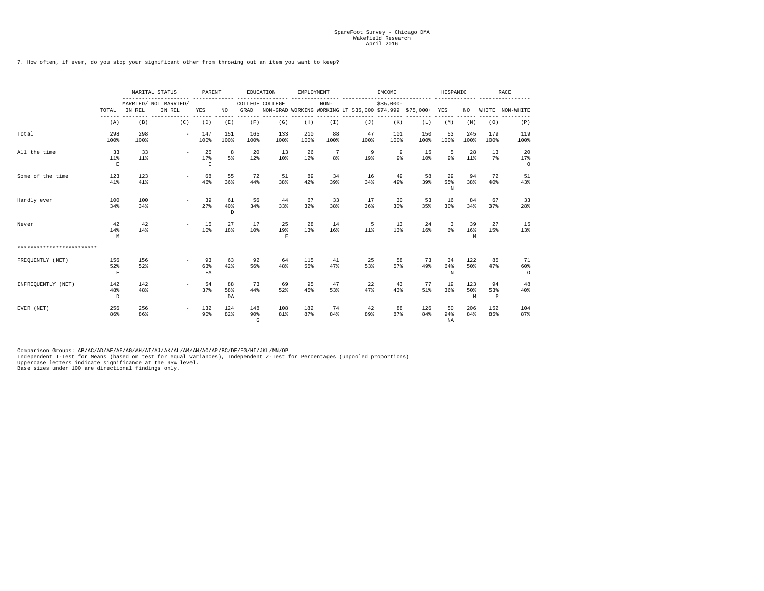SpareFoot Survey - Chicago DMA
Wakefield Research
April 2016

7. How often, if ever, do you stop your significant other from throwing out an item you want to keep?

| | | MARITAL STATUS | | PARENT | | EDUCATION | | EMPLOYMENT | | INCOME | | | HISPANIC | | RACE | |
|---|---|---|---|---|---|---|---|---|---|---|---|---|---|---|---|---|
| | TOTAL | MARRIED/ IN REL | NOT MARRIED/ IN REL | YES | NO | COLLEGE GRAD | COLLEGE NON-GRAD | WORKING | NON-WORKING | LT $35,000 | $35,000-$74,999 | $75,000+ | YES | NO | WHITE | NON-WHITE |
| | (A) | (B) | (C) | (D) | (E) | (F) | (G) | (H) | (I) | (J) | (K) | (L) | (M) | (N) | (O) | (P) |
| Total | 298<br>100% | 298<br>100% | - | 147<br>100% | 151<br>100% | 165<br>100% | 133<br>100% | 210<br>100% | 88<br>100% | 47<br>100% | 101<br>100% | 150<br>100% | 53<br>100% | 245<br>100% | 179<br>100% | 119<br>100% |
| All the time | 33<br>11%<br>E | 33<br>11% | - | 25<br>17%<br>E | 8<br>5% | 20<br>12% | 13<br>10% | 26<br>12% | 7<br>8% | 9<br>19% | 9<br>9% | 15<br>10% | 5<br>9% | 28<br>11% | 13<br>7% | 20<br>17%<br>O |
| Some of the time | 123<br>41% | 123<br>41% | - | 68<br>46% | 55<br>36% | 72<br>44% | 51<br>38% | 89<br>42% | 34<br>39% | 16<br>34% | 49<br>49% | 58<br>39% | 29<br>55%<br>N | 94<br>38% | 72<br>40% | 51<br>43% |
| Hardly ever | 100<br>34% | 100<br>34% | - | 39<br>27% | 61<br>40%<br>D | 56<br>34% | 44<br>33% | 67<br>32% | 33<br>38% | 17<br>36% | 30<br>30% | 53<br>35% | 16<br>30% | 84<br>34% | 67<br>37% | 33<br>28% |
| Never | 42<br>14%<br>M | 42<br>14% | - | 15<br>10% | 27<br>18% | 17<br>10% | 25<br>19%<br>F | 28<br>13% | 14<br>16% | 5<br>11% | 13<br>13% | 24<br>16% | 3<br>6% | 39<br>16%<br>M | 27<br>15% | 15<br>13% |
| ************************ | | | | | | | | | | | | | | | | |
| FREQUENTLY (NET) | 156<br>52%<br>E | 156<br>52% | - | 93<br>63%<br>EA | 63<br>42% | 92<br>56% | 64<br>48% | 115<br>55% | 41<br>47% | 25<br>53% | 58<br>57% | 73<br>49% | 34<br>64%<br>N | 122<br>50% | 85<br>47% | 71<br>60%<br>O |
| INFREQUENTLY (NET) | 142<br>48%<br>D | 142<br>48% | - | 54<br>37% | 88<br>58%<br>DA | 73<br>44% | 69<br>52% | 95<br>45% | 47<br>53% | 22<br>47% | 43<br>43% | 77<br>51% | 19<br>36% | 123<br>50%<br>M | 94<br>53%<br>P | 48<br>40% |
| EVER (NET) | 256<br>86% | 256<br>86% | - | 132<br>90% | 124<br>82% | 148<br>90%<br>G | 108<br>81% | 182<br>87% | 74<br>84% | 42<br>89% | 88<br>87% | 126<br>84% | 50<br>94%<br>NA | 206<br>84% | 152<br>85% | 104<br>87% |

Comparison Groups: AB/AC/AD/AE/AF/AG/AH/AI/AJ/AK/AL/AM/AN/AO/AP/BC/DE/FG/HI/JKL/MN/OP
Independent T-Test for Means (based on test for equal variances), Independent Z-Test for Percentages (unpooled proportions)
Uppercase letters indicate significance at the 95% level.
Base sizes under 100 are directional findings only.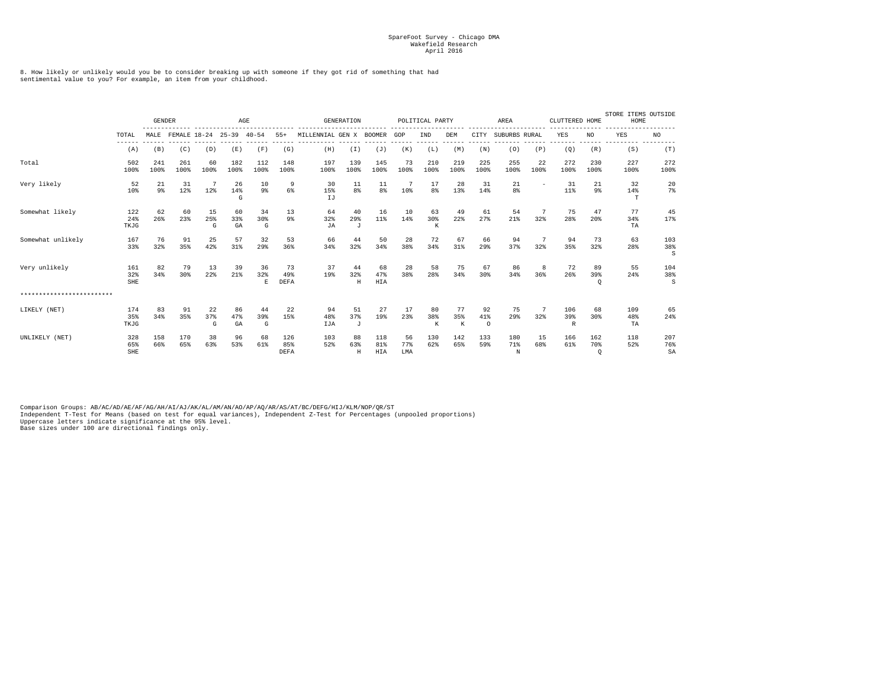SpareFoot Survey - Chicago DMA
Wakefield Research
April 2016

8. How likely or unlikely would you be to consider breaking up with someone if they got rid of something that had sentimental value to you? For example, an item from your childhood.

| | | GENDER | | AGE | | | | GENERATION | | | POLITICAL PARTY | | | AREA | | | CLUTTERED HOME | | STORE ITEMS OUTSIDE HOME | |
|---|---|---|---|---|---|---|---|---|---|---|---|---|---|---|---|---|---|---|---|---|
| | TOTAL | MALE | FEMALE | 18-24 | 25-39 | 40-54 | 55+ | MILLENNIAL | GEN X | BOOMER | GOP | IND | DEM | CITY | SUBURBS | RURAL | YES | NO | YES | NO |
| | (A) | (B) | (C) | (D) | (E) | (F) | (G) | (H) | (I) | (J) | (K) | (L) | (M) | (N) | (O) | (P) | (Q) | (R) | (S) | (T) |
| Total | 502<br>100% | 241<br>100% | 261<br>100% | 60<br>100% | 182<br>100% | 112<br>100% | 148<br>100% | 197<br>100% | 139<br>100% | 145<br>100% | 73<br>100% | 210<br>100% | 219<br>100% | 225<br>100% | 255<br>100% | 22<br>100% | 272<br>100% | 230<br>100% | 227<br>100% | 272<br>100% |
| Very likely | 52<br>10% | 21<br>9% | 31<br>12% | 7<br>12% | 26<br>14%<br>G | 10<br>9% | 9<br>6% | 30<br>15%<br>IJ | 11<br>8% | 11<br>8% | 7<br>10% | 17<br>8% | 28<br>13% | 31<br>14% | 21<br>8% | - | 31<br>11% | 21<br>9% | 32<br>14%<br>T | 20<br>7% |
| Somewhat likely | 122<br>24%<br>TKJG | 62<br>26% | 60<br>23% | 15<br>25%<br>G | 60<br>33%<br>GA | 34<br>30%<br>G | 13<br>9% | 64<br>32%<br>JA | 40<br>29%<br>J | 16<br>11% | 10<br>14% | 63<br>30%<br>K | 49<br>22% | 61<br>27% | 54<br>21% | 7<br>32% | 75<br>28% | 47<br>20% | 77<br>34%<br>TA | 45<br>17% |
| Somewhat unlikely | 167<br>33% | 76<br>32% | 91<br>35% | 25<br>42% | 57<br>31% | 32<br>29% | 53<br>36% | 66<br>34% | 44<br>32% | 50<br>34% | 28<br>38% | 72<br>34% | 67<br>31% | 66<br>29% | 94<br>37% | 7<br>32% | 94<br>35% | 73<br>32% | 63<br>28% | 103<br>38%<br>S |
| Very unlikely | 161<br>32%<br>SHE | 82<br>34% | 79<br>30% | 13<br>22% | 39<br>21% | 36<br>32%<br>E | 73<br>49%<br>DEFA | 37<br>19% | 44<br>32%<br>H | 68<br>47%<br>HIA | 28<br>38% | 58<br>28% | 75<br>34% | 67<br>30% | 86<br>34% | 8<br>36% | 72<br>26% | 89<br>39%<br>Q | 55<br>24% | 104<br>38%<br>S |
| ************************ | | | | | | | | | | | | | | | | | | | | |
| LIKELY (NET) | 174<br>35%<br>TKJG | 83<br>34% | 91<br>35% | 22<br>37%<br>G | 86<br>47%<br>GA | 44<br>39%<br>G | 22<br>15% | 94<br>48%<br>IJA | 51<br>37%<br>J | 27<br>19% | 17<br>23% | 80<br>38%<br>K | 77<br>35%<br>K | 92<br>41%<br>O | 75<br>29% | 7<br>32% | 106<br>39%<br>R | 68<br>30% | 109<br>48%<br>TA | 65<br>24% |
| UNLIKELY (NET) | 328<br>65%<br>SHE | 158<br>66% | 170<br>65% | 38<br>63% | 96<br>53% | 68<br>61% | 126<br>85%<br>DEFA | 103<br>52% | 88<br>63%<br>H | 118<br>81%<br>HIA | 56<br>77%<br>LMA | 130<br>62% | 142<br>65% | 133<br>59% | 180<br>71%<br>N | 15<br>68% | 166<br>61% | 162<br>70%<br>Q | 118<br>52% | 207<br>76%<br>SA |

Comparison Groups: AB/AC/AD/AE/AF/AG/AH/AI/AJ/AK/AL/AM/AN/AO/AP/AQ/AR/AS/AT/BC/DEFG/HIJ/KLM/NOP/QR/ST
Independent T-Test for Means (based on test for equal variances), Independent Z-Test for Percentages (unpooled proportions)
Uppercase letters indicate significance at the 95% level.
Base sizes under 100 are directional findings only.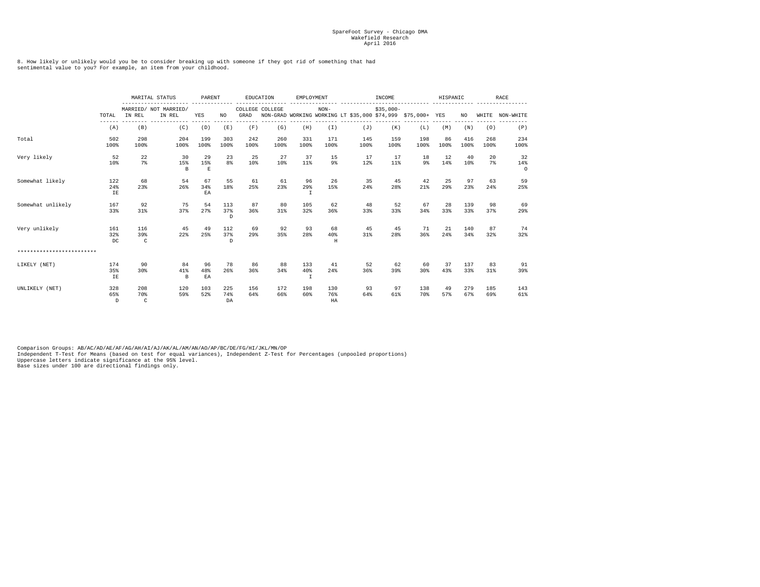SpareFoot Survey - Chicago DMA
Wakefield Research
April 2016

8. How likely or unlikely would you be to consider breaking up with someone if they got rid of something that had sentimental value to you? For example, an item from your childhood.

| | | MARITAL STATUS | | PARENT | | EDUCATION | | EMPLOYMENT | | INCOME | | | HISPANIC | | RACE | |
|---|---|---|---|---|---|---|---|---|---|---|---|---|---|---|---|---|
| | TOTAL | MARRIED/ IN REL | NOT MARRIED/ IN REL | YES | NO | COLLEGE GRAD | COLLEGE NON-GRAD | WORKING | NON-WORKING | LT $35,000 | $35,000-$74,999 | $75,000+ | YES | NO | WHITE | NON-WHITE |
| | (A) | (B) | (C) | (D) | (E) | (F) | (G) | (H) | (I) | (J) | (K) | (L) | (M) | (N) | (O) | (P) |
| Total | 502<br>100% | 298<br>100% | 204<br>100% | 199<br>100% | 303<br>100% | 242<br>100% | 260<br>100% | 331<br>100% | 171<br>100% | 145<br>100% | 159<br>100% | 198<br>100% | 86<br>100% | 416<br>100% | 268<br>100% | 234<br>100% |
| Very likely | 52<br>10% | 22<br>7% | 30<br>15%<br>B | 29<br>15%<br>E | 23<br>8% | 25<br>10% | 27<br>10% | 37<br>11% | 15<br>9% | 17<br>12% | 17<br>11% | 18<br>9% | 12<br>14% | 40<br>10% | 20<br>7% | 32<br>14%<br>O |
| Somewhat likely | 122<br>24%<br>IE | 68<br>23% | 54<br>26% | 67<br>34%<br>EA | 55<br>18% | 61<br>25% | 61<br>23% | 96<br>29%<br>I | 26<br>15% | 35<br>24% | 45<br>28% | 42<br>21% | 25<br>29% | 97<br>23% | 63<br>24% | 59<br>25% |
| Somewhat unlikely | 167<br>33% | 92<br>31% | 75<br>37% | 54<br>27% | 113<br>37%<br>D | 87<br>36% | 80<br>31% | 105<br>32% | 62<br>36% | 48<br>33% | 52<br>33% | 67<br>34% | 28<br>33% | 139<br>33% | 98<br>37% | 69<br>29% |
| Very unlikely | 161<br>32%<br>DC | 116<br>39%<br>C | 45<br>22% | 49<br>25% | 112<br>37%<br>D | 69<br>29% | 92<br>35% | 93<br>28% | 68<br>40%<br>H | 45<br>31% | 45<br>28% | 71<br>36% | 21<br>24% | 140<br>34% | 87<br>32% | 74<br>32% |
| ************************* | | | | | | | | | | | | | | | | |
| LIKELY (NET) | 174<br>35%<br>IE | 90<br>30% | 84<br>41%<br>B | 96<br>48%<br>EA | 78<br>26% | 86<br>36% | 88<br>34% | 133<br>40%<br>I | 41<br>24% | 52<br>36% | 62<br>39% | 60<br>30% | 37<br>43% | 137<br>33% | 83<br>31% | 91<br>39% |
| UNLIKELY (NET) | 328<br>65%<br>D | 208<br>70%<br>C | 120<br>59% | 103<br>52% | 225<br>74%<br>DA | 156<br>64% | 172<br>66% | 198<br>60% | 130<br>76%<br>HA | 93<br>64% | 97<br>61% | 138<br>70% | 49<br>57% | 279<br>67% | 185<br>69% | 143<br>61% |

Comparison Groups: AB/AC/AD/AE/AF/AG/AH/AI/AJ/AK/AL/AM/AN/AO/AP/BC/DE/FG/HI/JKL/MN/OP
Independent T-Test for Means (based on test for equal variances), Independent Z-Test for Percentages (unpooled proportions)
Uppercase letters indicate significance at the 95% level.
Base sizes under 100 are directional findings only.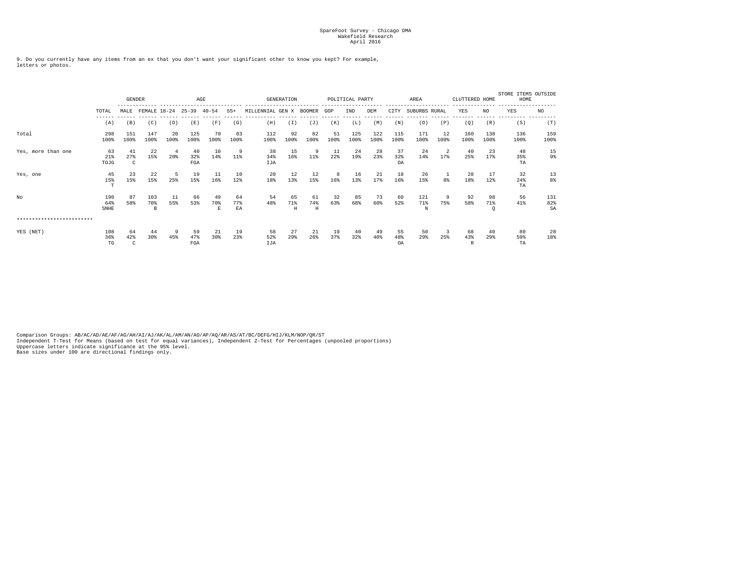SpareFoot Survey - Chicago DMA
Wakefield Research
April 2016

9. Do you currently have any items from an ex that you don't want your significant other to know you kept? For example, letters or photos.

| | | GENDER | | AGE | | | | GENERATION | | | POLITICAL PARTY | | | AREA | | | CLUTTERED HOME | | STORE ITEMS OUTSIDE HOME | |
|---|---|---|---|---|---|---|---|---|---|---|---|---|---|---|---|---|---|---|---|---|
| | TOTAL | MALE | FEMALE | 18-24 | 25-39 | 40-54 | 55+ | MILLENNIAL | GEN X | BOOMER | GOP | IND | DEM | CITY | SUBURBS | RURAL | YES | NO | YES | NO |
| | (A) | (B) | (C) | (D) | (E) | (F) | (G) | (H) | (I) | (J) | (K) | (L) | (M) | (N) | (O) | (P) | (Q) | (R) | (S) | (T) |
| Total | 298<br>100% | 151<br>100% | 147<br>100% | 20<br>100% | 125<br>100% | 70<br>100% | 83<br>100% | 112<br>100% | 92<br>100% | 82<br>100% | 51<br>100% | 125<br>100% | 122<br>100% | 115<br>100% | 171<br>100% | 12<br>100% | 160<br>100% | 138<br>100% | 136<br>100% | 159<br>100% |
| Yes, more than one | 63<br>21%<br>TOJG | 41<br>27%<br>C | 22<br>15% | 4<br>20% | 40<br>32%<br>FGA | 10<br>14% | 9<br>11% | 38<br>34%<br>IJA | 15<br>16% | 9<br>11% | 11<br>22% | 24<br>19% | 28<br>23% | 37<br>32%<br>OA | 24<br>14% | 2<br>17% | 40<br>25% | 23<br>17% | 48<br>35%<br>TA | 15<br>9% |
| Yes, one | 45<br>15%<br>T | 23<br>15% | 22<br>15% | 5<br>25% | 19<br>15% | 11<br>16% | 10<br>12% | 20<br>18% | 12<br>13% | 12<br>15% | 8<br>16% | 16<br>13% | 21<br>17% | 18<br>16% | 26<br>15% | 1<br>8% | 28<br>18% | 17<br>12% | 32<br>24%<br>TA | 13<br>8% |
| No | 190<br>64%<br>SNHE | 87<br>58% | 103<br>70%<br>B | 11<br>55% | 66<br>53% | 49<br>70%<br>E | 64<br>77%<br>EA | 54<br>48% | 65<br>71%<br>H | 61<br>74%<br>H | 32<br>63% | 85<br>68% | 73<br>60% | 60<br>52% | 121<br>71%<br>N | 9<br>75% | 92<br>58% | 98<br>71%<br>Q | 56<br>41% | 131<br>82%<br>SA |
| ************************ | | | | | | | | | | | | | | | | | | | | |
| YES (NET) | 108<br>36%<br>TG | 64<br>42%<br>C | 44<br>30% | 9<br>45% | 59<br>47%<br>FGA | 21<br>30% | 19<br>23% | 58<br>52%<br>IJA | 27<br>29% | 21<br>26% | 19<br>37% | 40<br>32% | 49<br>40% | 55<br>48%<br>OA | 50<br>29% | 3<br>25% | 68<br>43%<br>R | 40<br>29% | 80<br>59%<br>TA | 28<br>18% |

Comparison Groups: AB/AC/AD/AE/AF/AG/AH/AI/AJ/AK/AL/AM/AN/AO/AP/AQ/AR/AS/AT/BC/DEFG/HIJ/KLM/NOP/QR/ST
Independent T-Test for Means (based on test for equal variances), Independent Z-Test for Percentages (unpooled proportions)
Uppercase letters indicate significance at the 95% level.
Base sizes under 100 are directional findings only.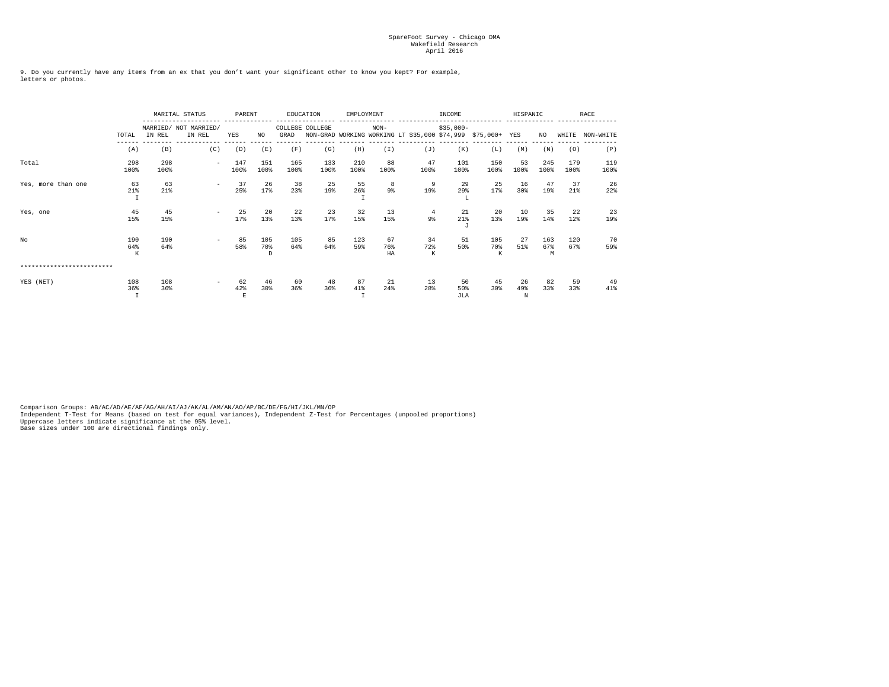SpareFoot Survey - Chicago DMA
Wakefield Research
April 2016

9. Do you currently have any items from an ex that you don't want your significant other to know you kept? For example, letters or photos.

| | | MARITAL STATUS | | PARENT | | EDUCATION | | EMPLOYMENT | | INCOME | | | HISPANIC | | RACE | |
|---|---|---|---|---|---|---|---|---|---|---|---|---|---|---|---|---|
| | TOTAL | MARRIED/ IN REL | NOT MARRIED/ IN REL | YES | NO | COLLEGE GRAD | COLLEGE NON-GRAD | WORKING | NON-WORKING | LT $35,000 | $35,000-$74,999 | $75,000+ | YES | NO | WHITE | NON-WHITE |
| | (A) | (B) | (C) | (D) | (E) | (F) | (G) | (H) | (I) | (J) | (K) | (L) | (M) | (N) | (O) | (P) |
| Total | 298<br>100% | 298<br>100% | - | 147<br>100% | 151<br>100% | 165<br>100% | 133<br>100% | 210<br>100% | 88<br>100% | 47<br>100% | 101<br>100% | 150<br>100% | 53<br>100% | 245<br>100% | 179<br>100% | 119<br>100% |
| Yes, more than one | 63<br>21%<br>I | 63<br>21% | - | 37<br>25% | 26<br>17% | 38<br>23% | 25<br>19% | 55<br>26%<br>I | 8<br>9% | 9<br>19% | 29<br>29%<br>L | 25<br>17% | 16<br>30% | 47<br>19% | 37<br>21% | 26<br>22% |
| Yes, one | 45<br>15% | 45<br>15% | - | 25<br>17% | 20<br>13% | 22<br>13% | 23<br>17% | 32<br>15% | 13<br>15% | 4<br>9% | 21<br>21%<br>J | 20<br>13% | 10<br>19% | 35<br>14% | 22<br>12% | 23<br>19% |
| No | 190<br>64%<br>K | 190<br>64% | - | 85<br>58% | 105<br>70%<br>D | 105<br>64% | 85<br>64% | 123<br>59% | 67<br>76%<br>HA | 34<br>72%<br>K | 51<br>50% | 105<br>70%<br>K | 27<br>51% | 163<br>67%<br>M | 120<br>67% | 70<br>59% |
| ************************* | | | | | | | | | | | | | | | | |
| YES (NET) | 108<br>36%<br>I | 108<br>36% | - | 62<br>42%<br>E | 46<br>30% | 60<br>36% | 48<br>36% | 87<br>41%<br>I | 21<br>24% | 13<br>28% | 50<br>50%<br>JLA | 45<br>30% | 26<br>49%<br>N | 82<br>33% | 59<br>33% | 49<br>41% |

Comparison Groups: AB/AC/AD/AE/AF/AG/AH/AI/AJ/AK/AL/AM/AN/AO/AP/BC/DE/FG/HI/JKL/MN/OP
Independent T-Test for Means (based on test for equal variances), Independent Z-Test for Percentages (unpooled proportions)
Uppercase letters indicate significance at the 95% level.
Base sizes under 100 are directional findings only.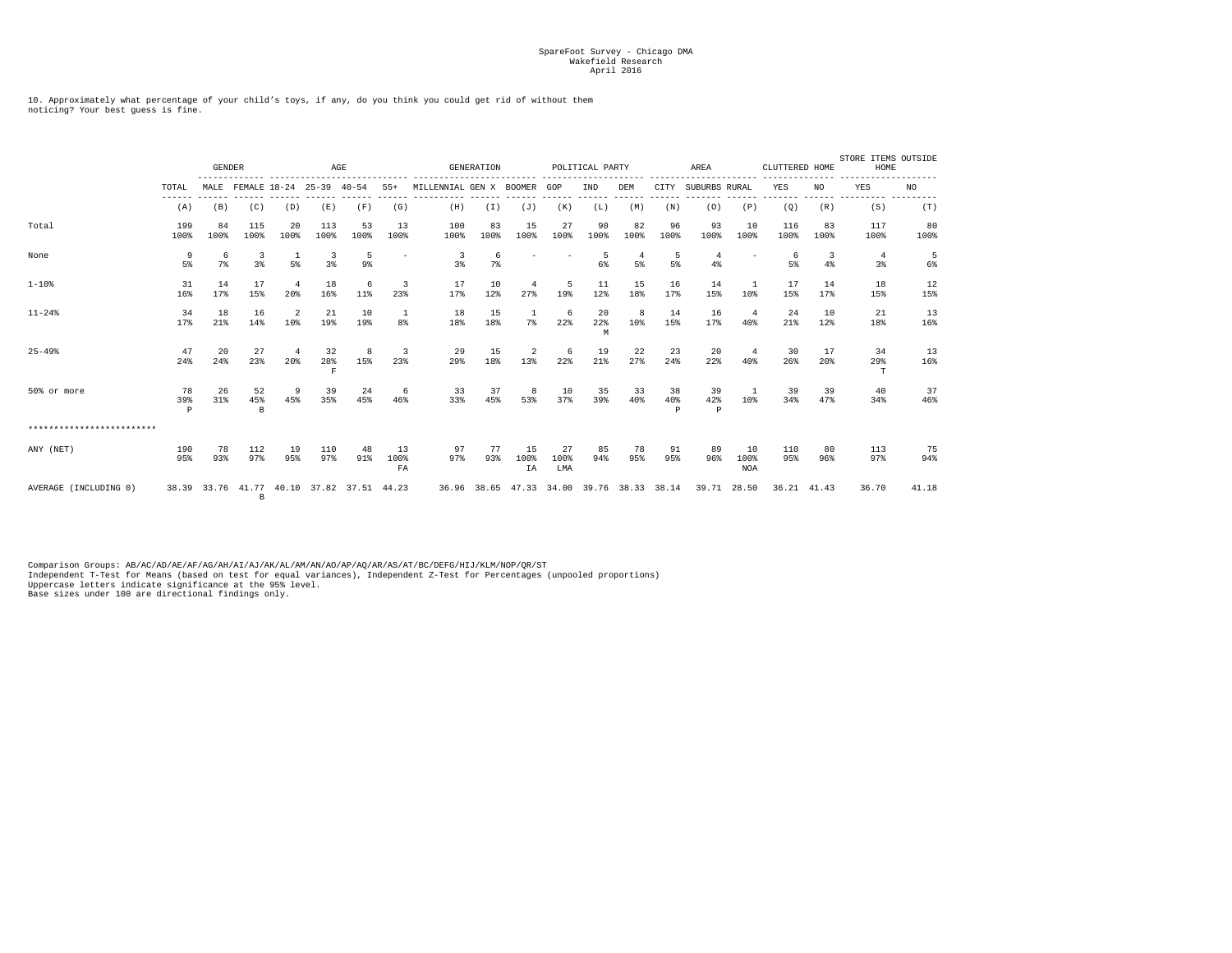SpareFoot Survey - Chicago DMA
Wakefield Research
April 2016

10. Approximately what percentage of your child's toys, if any, do you think you could get rid of without them noticing? Your best guess is fine.

| | | GENDER | | AGE | | | | GENERATION | | | POLITICAL PARTY | | | AREA | | | CLUTTERED HOME | | STORE ITEMS OUTSIDE HOME | |
|---|---|---|---|---|---|---|---|---|---|---|---|---|---|---|---|---|---|---|---|---|
| | TOTAL | MALE | FEMALE | 18-24 | 25-39 | 40-54 | 55+ | MILLENNIAL | GEN X | BOOMER | GOP | IND | DEM | CITY | SUBURBS | RURAL | YES | NO | YES | NO |
| | (A) | (B) | (C) | (D) | (E) | (F) | (G) | (H) | (I) | (J) | (K) | (L) | (M) | (N) | (O) | (P) | (Q) | (R) | (S) | (T) |
| Total | 199<br>100% | 84<br>100% | 115<br>100% | 20<br>100% | 113<br>100% | 53<br>100% | 13<br>100% | 100<br>100% | 83<br>100% | 15<br>100% | 27<br>100% | 90<br>100% | 82<br>100% | 96<br>100% | 93<br>100% | 10<br>100% | 116<br>100% | 83<br>100% | 117<br>100% | 80<br>100% |
| None | 9<br>5% | 6<br>7% | 3<br>3% | 1<br>5% | 3<br>3% | 5<br>9% | - | 3<br>3% | 6<br>7% | - | - | 5<br>6% | 4<br>5% | 5<br>5% | 4<br>4% | - | 6<br>5% | 3<br>4% | 4<br>3% | 5<br>6% |
| 1-10% | 31<br>16% | 14<br>17% | 17<br>15% | 4<br>20% | 18<br>16% | 6<br>11% | 3<br>23% | 17<br>17% | 10<br>12% | 4<br>27% | 5<br>19% | 11<br>12% | 15<br>18% | 16<br>17% | 14<br>15% | 1<br>10% | 17<br>15% | 14<br>17% | 18<br>15% | 12<br>15% |
| 11-24% | 34<br>17% | 18<br>21% | 16<br>14% | 2<br>10% | 21<br>19% | 10<br>19% | 1<br>8% | 18<br>18% | 15<br>18% | 1<br>7% | 6<br>22% | 20<br>22%<br>M | 8<br>10% | 14<br>15% | 16<br>17% | 4<br>40% | 24<br>21% | 10<br>12% | 21<br>18% | 13<br>16% |
| 25-49% | 47<br>24% | 20<br>24% | 27<br>23% | 4<br>20% | 32<br>28%<br>F | 8<br>15% | 3<br>23% | 29<br>29% | 15<br>18% | 2<br>13% | 6<br>22% | 19<br>21% | 22<br>27% | 23<br>24% | 20<br>22% | 4<br>40% | 30<br>26% | 17<br>20% | 34<br>29%<br>T | 13<br>16% |
| 50% or more | 78<br>39%<br>P | 26<br>31% | 52<br>45%<br>B | 9<br>45% | 39<br>35% | 24<br>45% | 6<br>46% | 33<br>33% | 37<br>45% | 8<br>53% | 10<br>37% | 35<br>39% | 33<br>40% | 38<br>40%<br>P | 39<br>42%<br>P | 1<br>10% | 39<br>34% | 39<br>47% | 40<br>34% | 37<br>46% |
| ************************ | | | | | | | | | | | | | | | | | | | | |
| ANY (NET) | 190<br>95% | 78<br>93% | 112<br>97% | 19<br>95% | 110<br>97% | 48<br>91% | 13<br>100%<br>FA | 97<br>97% | 77<br>93% | 15<br>100%<br>IA | 27<br>100%<br>LMA | 85<br>94% | 78<br>95% | 91<br>95% | 89<br>96% | 10<br>100%<br>NOA | 110<br>95% | 80<br>96% | 113<br>97% | 75<br>94% |
| AVERAGE (INCLUDING 0) | 38.39 | 33.76 | 41.77<br>B | 40.10 | 37.82 | 37.51 | 44.23 | 36.96 | 38.65 | 47.33 | 34.00 | 39.76 | 38.33 | 38.14 | 39.71 | 28.50 | 36.21 | 41.43 | 36.70 | 41.18 |

Comparison Groups: AB/AC/AD/AE/AF/AG/AH/AI/AJ/AK/AL/AM/AN/AO/AP/AQ/AR/AS/AT/BC/DEFG/HIJ/KLM/NOP/QR/ST
Independent T-Test for Means (based on test for equal variances), Independent Z-Test for Percentages (unpooled proportions)
Uppercase letters indicate significance at the 95% level.
Base sizes under 100 are directional findings only.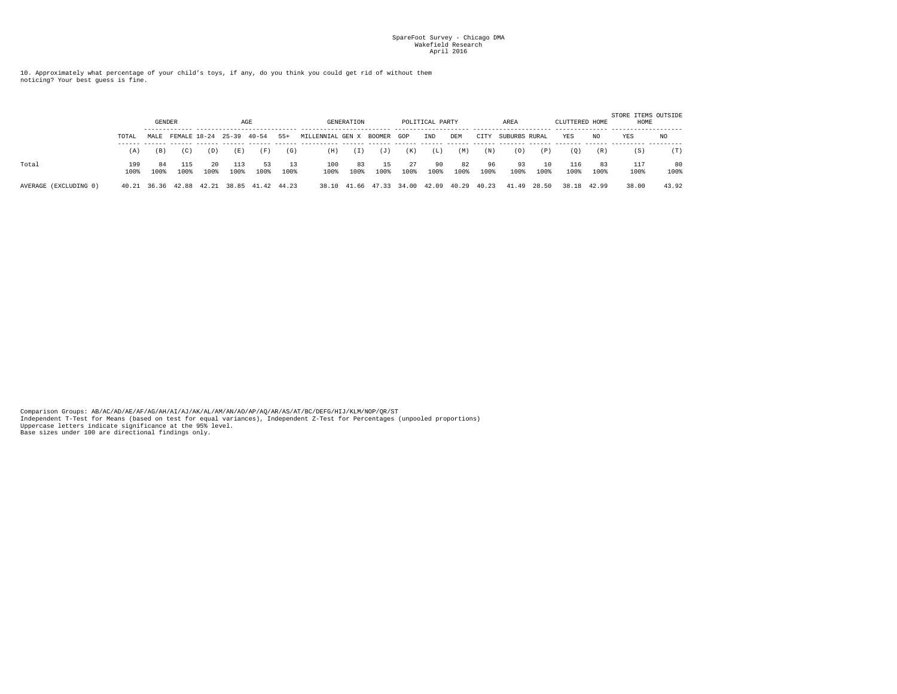SpareFoot Survey - Chicago DMA
Wakefield Research
April 2016

10. Approximately what percentage of your child's toys, if any, do you think you could get rid of without them noticing? Your best guess is fine.

| | | GENDER | | AGE | | | | GENERATION | | | POLITICAL PARTY | | | AREA | | | CLUTTERED HOME | | STORE ITEMS OUTSIDE HOME | |
|---|---|---|---|---|---|---|---|---|---|---|---|---|---|---|---|---|---|---|---|---|
| | TOTAL | MALE | FEMALE | 18-24 | 25-39 | 40-54 | 55+ | MILLENNIAL | GEN X | BOOMER | GOP | IND | DEM | CITY | SUBURBS | RURAL | YES | NO | YES | NO |
| | (A) | (B) | (C) | (D) | (E) | (F) | (G) | (H) | (I) | (J) | (K) | (L) | (M) | (N) | (O) | (P) | (Q) | (R) | (S) | (T) |
| Total | 199<br>100% | 84<br>100% | 115<br>100% | 20<br>100% | 113<br>100% | 53<br>100% | 13<br>100% | 100<br>100% | 83<br>100% | 15<br>100% | 27<br>100% | 90<br>100% | 82<br>100% | 96<br>100% | 93<br>100% | 10<br>100% | 116<br>100% | 83<br>100% | 117<br>100% | 80<br>100% |
| AVERAGE (EXCLUDING 0) | 40.21 | 36.36 | 42.88 | 42.21 | 38.85 | 41.42 | 44.23 | 38.10 | 41.66 | 47.33 | 34.00 | 42.09 | 40.29 | 40.23 | 41.49 | 28.50 | 38.18 | 42.99 | 38.00 | 43.92 |

Comparison Groups: AB/AC/AD/AE/AF/AG/AH/AI/AJ/AK/AL/AM/AN/AO/AP/AQ/AR/AS/AT/BC/DEFG/HIJ/KLM/NOP/QR/ST
Independent T-Test for Means (based on test for equal variances), Independent Z-Test for Percentages (unpooled proportions)
Uppercase letters indicate significance at the 95% level.
Base sizes under 100 are directional findings only.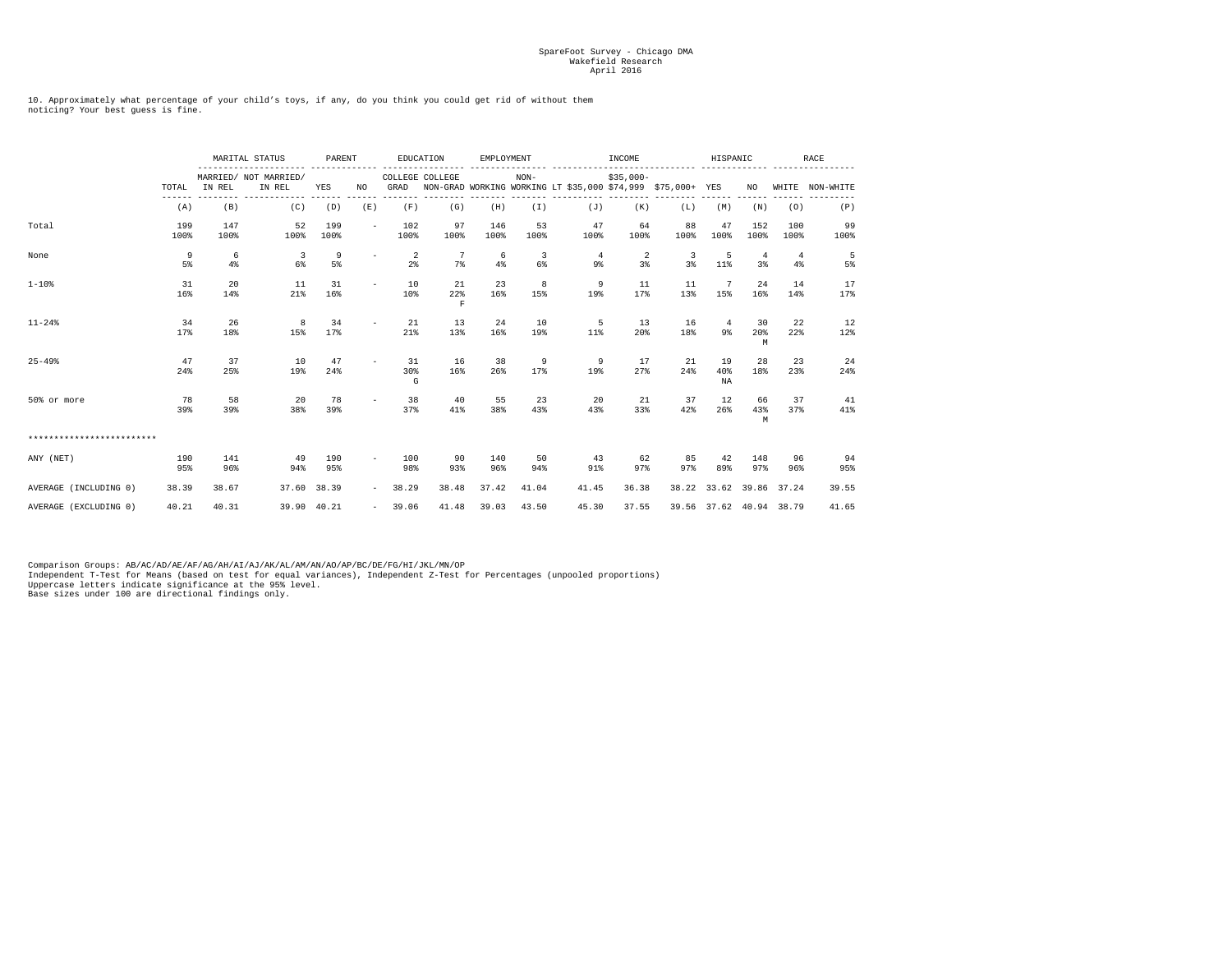SpareFoot Survey - Chicago DMA
Wakefield Research
April 2016

10. Approximately what percentage of your child's toys, if any, do you think you could get rid of without them noticing? Your best guess is fine.

| | | MARITAL STATUS | | PARENT | | EDUCATION | | EMPLOYMENT | | INCOME | | | HISPANIC | | RACE | |
|---|---|---|---|---|---|---|---|---|---|---|---|---|---|---|---|---|
| | TOTAL | MARRIED/ IN REL | NOT MARRIED/ IN REL | YES | NO | COLLEGE GRAD | COLLEGE NON-GRAD | WORKING | NON-WORKING | LT $35,000 | $35,000-$74,999 | $75,000+ | YES | NO | WHITE | NON-WHITE |
| | (A) | (B) | (C) | (D) | (E) | (F) | (G) | (H) | (I) | (J) | (K) | (L) | (M) | (N) | (O) | (P) |
| Total | 199<br>100% | 147<br>100% | 52<br>100% | 199<br>100% | - | 102<br>100% | 97<br>100% | 146<br>100% | 53<br>100% | 47<br>100% | 64<br>100% | 88<br>100% | 47<br>100% | 152<br>100% | 100<br>100% | 99<br>100% |
| None | 9<br>5% | 6<br>4% | 3<br>6% | 9<br>5% | - | 2<br>2% | 7<br>7% | 6<br>4% | 3<br>6% | 4<br>9% | 2<br>3% | 3<br>3% | 5<br>11% | 4<br>3% | 4<br>4% | 5<br>5% |
| 1-10% | 31<br>16% | 20<br>14% | 11<br>21% | 31<br>16% | - | 10<br>10% | 21<br>22%<br>F | 23<br>16% | 8<br>15% | 9<br>19% | 11<br>17% | 11<br>13% | 7<br>15% | 24<br>16% | 14<br>14% | 17<br>17% |
| 11-24% | 34<br>17% | 26<br>18% | 8<br>15% | 34<br>17% | - | 21<br>21% | 13<br>13% | 24<br>16% | 10<br>19% | 5<br>11% | 13<br>20% | 16<br>18% | 4<br>9% | 30<br>20%<br>M | 22<br>22% | 12<br>12% |
| 25-49% | 47<br>24% | 37<br>25% | 10<br>19% | 47<br>24% | - | 31<br>30%<br>G | 16<br>16% | 38<br>26% | 9<br>17% | 9<br>19% | 17<br>27% | 21<br>24% | 19<br>40%<br>NA | 28<br>18% | 23<br>23% | 24<br>24% |
| 50% or more | 78<br>39% | 58<br>39% | 20<br>38% | 78<br>39% | - | 38<br>37% | 40<br>41% | 55<br>38% | 23<br>43% | 20<br>43% | 21<br>33% | 37<br>42% | 12<br>26% | 66<br>43%<br>M | 37<br>37% | 41<br>41% |
| ************************* | | | | | | | | | | | | | | | | |
| ANY (NET) | 190<br>95% | 141<br>96% | 49<br>94% | 190<br>95% | - | 100<br>98% | 90<br>93% | 140<br>96% | 50<br>94% | 43<br>91% | 62<br>97% | 85<br>97% | 42<br>89% | 148<br>97% | 96<br>96% | 94<br>95% |
| AVERAGE (INCLUDING 0) | 38.39 | 38.67 | 37.60 | 38.39 | - | 38.29 | 38.48 | 37.42 | 41.04 | 41.45 | 36.38 | 38.22 | 33.62 | 39.86 | 37.24 | 39.55 |
| AVERAGE (EXCLUDING 0) | 40.21 | 40.31 | 39.90 | 40.21 | - | 39.06 | 41.48 | 39.03 | 43.50 | 45.30 | 37.55 | 39.56 | 37.62 | 40.94 | 38.79 | 41.65 |

Comparison Groups: AB/AC/AD/AE/AF/AG/AH/AI/AJ/AK/AL/AM/AN/AO/AP/BC/DE/FG/HI/JKL/MN/OP
Independent T-Test for Means (based on test for equal variances), Independent Z-Test for Percentages (unpooled proportions)
Uppercase letters indicate significance at the 95% level.
Base sizes under 100 are directional findings only.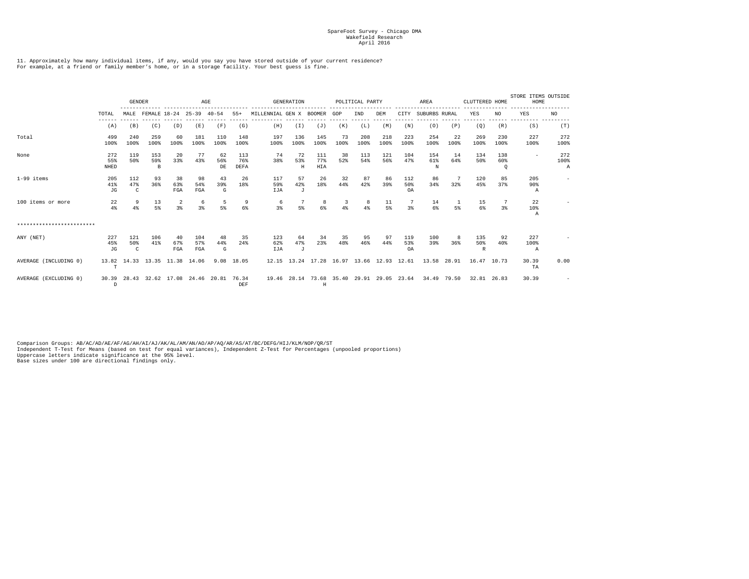SpareFoot Survey - Chicago DMA
Wakefield Research
April 2016

11. Approximately how many individual items, if any, would you say you have stored outside of your current residence?
For example, at a friend or family member's home, or in a storage facility. Your best guess is fine.

| | | GENDER | | AGE | | | | GENERATION | | | POLITICAL PARTY | | | AREA | | | CLUTTERED HOME | | STORE ITEMS OUTSIDE HOME | |
|---|---|---|---|---|---|---|---|---|---|---|---|---|---|---|---|---|---|---|---|---|
| | TOTAL | MALE | FEMALE | 18-24 | 25-39 | 40-54 | 55+ | MILLENNIAL | GEN X | BOOMER | GOP | IND | DEM | CITY | SUBURBS | RURAL | YES | NO | YES | NO |
| | (A) | (B) | (C) | (D) | (E) | (F) | (G) | (H) | (I) | (J) | (K) | (L) | (M) | (N) | (O) | (P) | (Q) | (R) | (S) | (T) |
| Total | 499 100% | 240 100% | 259 100% | 60 100% | 181 100% | 110 100% | 148 100% | 197 100% | 136 100% | 145 100% | 73 100% | 208 100% | 218 100% | 223 100% | 254 100% | 22 100% | 269 100% | 230 100% | 227 100% | 272 100% |
| None | 272 55% NHED | 119 50% | 153 59% B | 20 33% | 77 43% | 62 56% DE | 113 76% DEFA | 74 38% | 72 53% H | 111 77% HIA | 38 52% | 113 54% | 121 56% | 104 47% | 154 61% N | 14 64% | 134 50% | 138 60% Q | - | 272 100% A |
| 1-99 items | 205 41% JG | 112 47% C | 93 36% | 38 63% FGA | 98 54% FGA | 43 39% G | 26 18% | 117 59% IJA | 57 42% J | 26 18% | 32 44% | 87 42% | 86 39% | 112 50% OA | 86 34% | 7 32% | 120 45% | 85 37% | 205 90% A | - |
| 100 items or more | 22 4% | 9 4% | 13 5% | 2 3% | 6 3% | 5 5% | 9 6% | 6 3% | 7 5% | 8 6% | 3 4% | 8 4% | 11 5% | 7 3% | 14 6% | 1 5% | 15 6% | 7 3% | 22 10% A | - |
| ************************* | | | | | | | | | | | | | | | | | | | | |
| ANY (NET) | 227 45% JG | 121 50% C | 106 41% | 40 67% FGA | 104 57% FGA | 48 44% G | 35 24% | 123 62% IJA | 64 47% J | 34 23% | 35 48% | 95 46% | 97 44% | 119 53% OA | 100 39% | 8 36% | 135 50% R | 92 40% | 227 100% A | - |
| AVERAGE (INCLUDING 0) | 13.82 T | 14.33 | 13.35 | 11.38 | 14.06 | 9.08 | 18.05 | 12.15 | 13.24 | 17.28 | 16.97 | 13.66 | 12.93 | 12.61 | 13.58 | 28.91 | 16.47 | 10.73 | 30.39 TA | 0.00 |
| AVERAGE (EXCLUDING 0) | 30.39 D | 28.43 | 32.62 | 17.08 | 24.46 | 20.81 | 76.34 DEF | 19.46 | 28.14 | 73.68 H | 35.40 | 29.91 | 29.05 | 23.64 | 34.49 | 79.50 | 32.81 | 26.83 | 30.39 | - |

Comparison Groups: AB/AC/AD/AE/AF/AG/AH/AI/AJ/AK/AL/AM/AN/AO/AP/AQ/AR/AS/AT/BC/DEFG/HIJ/KLM/NOP/QR/ST
Independent T-Test for Means (based on test for equal variances), Independent Z-Test for Percentages (unpooled proportions)
Uppercase letters indicate significance at the 95% level.
Base sizes under 100 are directional findings only.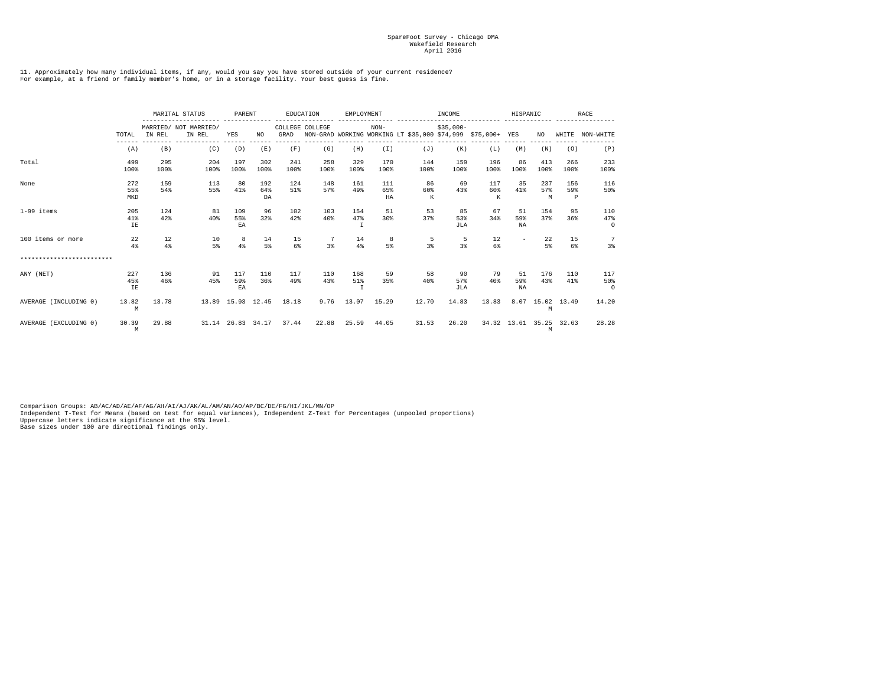SpareFoot Survey - Chicago DMA
Wakefield Research
April 2016

11. Approximately how many individual items, if any, would you say you have stored outside of your current residence?
For example, at a friend or family member's home, or in a storage facility. Your best guess is fine.

| | | MARITAL STATUS | | PARENT | | EDUCATION | | EMPLOYMENT | | INCOME | | | HISPANIC | | RACE | |
|---|---|---|---|---|---|---|---|---|---|---|---|---|---|---|---|---|
| | TOTAL | MARRIED/ IN REL | NOT MARRIED/ IN REL | YES | NO | COLLEGE GRAD | COLLEGE NON-GRAD | WORKING | NON-WORKING | LT $35,000 | $35,000-$74,999 | $75,000+ | YES | NO | WHITE | NON-WHITE |
| | (A) | (B) | (C) | (D) | (E) | (F) | (G) | (H) | (I) | (J) | (K) | (L) | (M) | (N) | (O) | (P) |
| Total | 499<br>100% | 295<br>100% | 204<br>100% | 197<br>100% | 302<br>100% | 241<br>100% | 258<br>100% | 329<br>100% | 170<br>100% | 144<br>100% | 159<br>100% | 196<br>100% | 86<br>100% | 413<br>100% | 266<br>100% | 233<br>100% |
| None | 272<br>55%<br>MKD | 159<br>54% | 113<br>55% | 80<br>41% | 192<br>64%<br>DA | 124<br>51% | 148<br>57% | 161<br>49% | 111<br>65%<br>HA | 86<br>60%<br>K | 69<br>43% | 117<br>60%<br>K | 35<br>41% | 237<br>57%<br>M | 156<br>59%<br>P | 116<br>50% |
| 1-99 items | 205<br>41%<br>IE | 124<br>42% | 81<br>40% | 109<br>55%<br>EA | 96<br>32% | 102<br>42% | 103<br>40% | 154<br>47%<br>I | 51<br>30% | 53<br>37% | 85<br>53%<br>JLA | 67<br>34% | 51<br>59%<br>NA | 154<br>37% | 95<br>36% | 110<br>47%<br>O |
| 100 items or more | 22<br>4% | 12<br>4% | 10<br>5% | 8<br>4% | 14<br>5% | 15<br>6% | 7<br>3% | 14<br>4% | 8<br>5% | 5<br>3% | 5<br>3% | 12<br>6% | - | 22<br>5% | 15<br>6% | 7<br>3% |
| ************************* | | | | | | | | | | | | | | | | |
| ANY (NET) | 227<br>45%<br>IE | 136<br>46% | 91<br>45% | 117<br>59%<br>EA | 110<br>36% | 117<br>49% | 110<br>43% | 168<br>51%<br>I | 59<br>35% | 58<br>40% | 90<br>57%<br>JLA | 79<br>40% | 51<br>59%<br>NA | 176<br>43% | 110<br>41% | 117<br>50%<br>O |
| AVERAGE (INCLUDING 0) | 13.82<br>M | 13.78 | 13.89 | 15.93 | 12.45 | 18.18 | 9.76 | 13.07 | 15.29 | 12.70 | 14.83 | 13.83 | 8.07 | 15.02<br>M | 13.49 | 14.20 |
| AVERAGE (EXCLUDING 0) | 30.39<br>M | 29.88 | 31.14 | 26.83 | 34.17 | 37.44 | 22.88 | 25.59 | 44.05 | 31.53 | 26.20 | 34.32 | 13.61 | 35.25<br>M | 32.63 | 28.28 |

Comparison Groups: AB/AC/AD/AE/AF/AG/AH/AI/AJ/AK/AL/AM/AN/AO/AP/BC/DE/FG/HI/JKL/MN/OP
Independent T-Test for Means (based on test for equal variances), Independent Z-Test for Percentages (unpooled proportions)
Uppercase letters indicate significance at the 95% level.
Base sizes under 100 are directional findings only.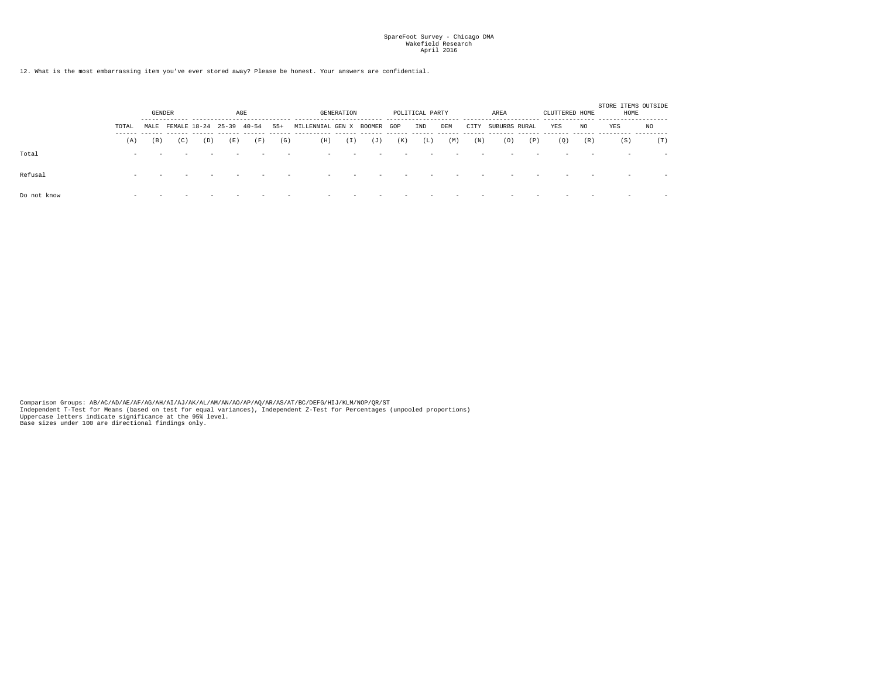SpareFoot Survey - Chicago DMA
Wakefield Research
April 2016

12. What is the most embarrassing item you've ever stored away? Please be honest. Your answers are confidential.

| | | GENDER | | AGE | | | | GENERATION | | | POLITICAL PARTY | | | AREA | | | CLUTTERED HOME | | STORE ITEMS OUTSIDE HOME | |
|---|---|---|---|---|---|---|---|---|---|---|---|---|---|---|---|---|---|---|---|---|
| | TOTAL | MALE | FEMALE | 18-24 | 25-39 | 40-54 | 55+ | MILLENNIAL | GEN X | BOOMER | GOP | IND | DEM | CITY | SUBURBS | RURAL | YES | NO | YES | NO |
| | (A) | (B) | (C) | (D) | (E) | (F) | (G) | (H) | (I) | (J) | (K) | (L) | (M) | (N) | (O) | (P) | (Q) | (R) | (S) | (T) |
| Total | - | - | - | - | - | - | - | - | - | - | - | - | - | - | - | - | - | - | - | - |
| Refusal | - | - | - | - | - | - | - | - | - | - | - | - | - | - | - | - | - | - | - | - |
| Do not know | - | - | - | - | - | - | - | - | - | - | - | - | - | - | - | - | - | - | - | - |

Comparison Groups: AB/AC/AD/AE/AF/AG/AH/AI/AJ/AK/AL/AM/AN/AO/AP/AQ/AR/AS/AT/BC/DEFG/HIJ/KLM/NOP/QR/ST
Independent T-Test for Means (based on test for equal variances), Independent Z-Test for Percentages (unpooled proportions)
Uppercase letters indicate significance at the 95% level.
Base sizes under 100 are directional findings only.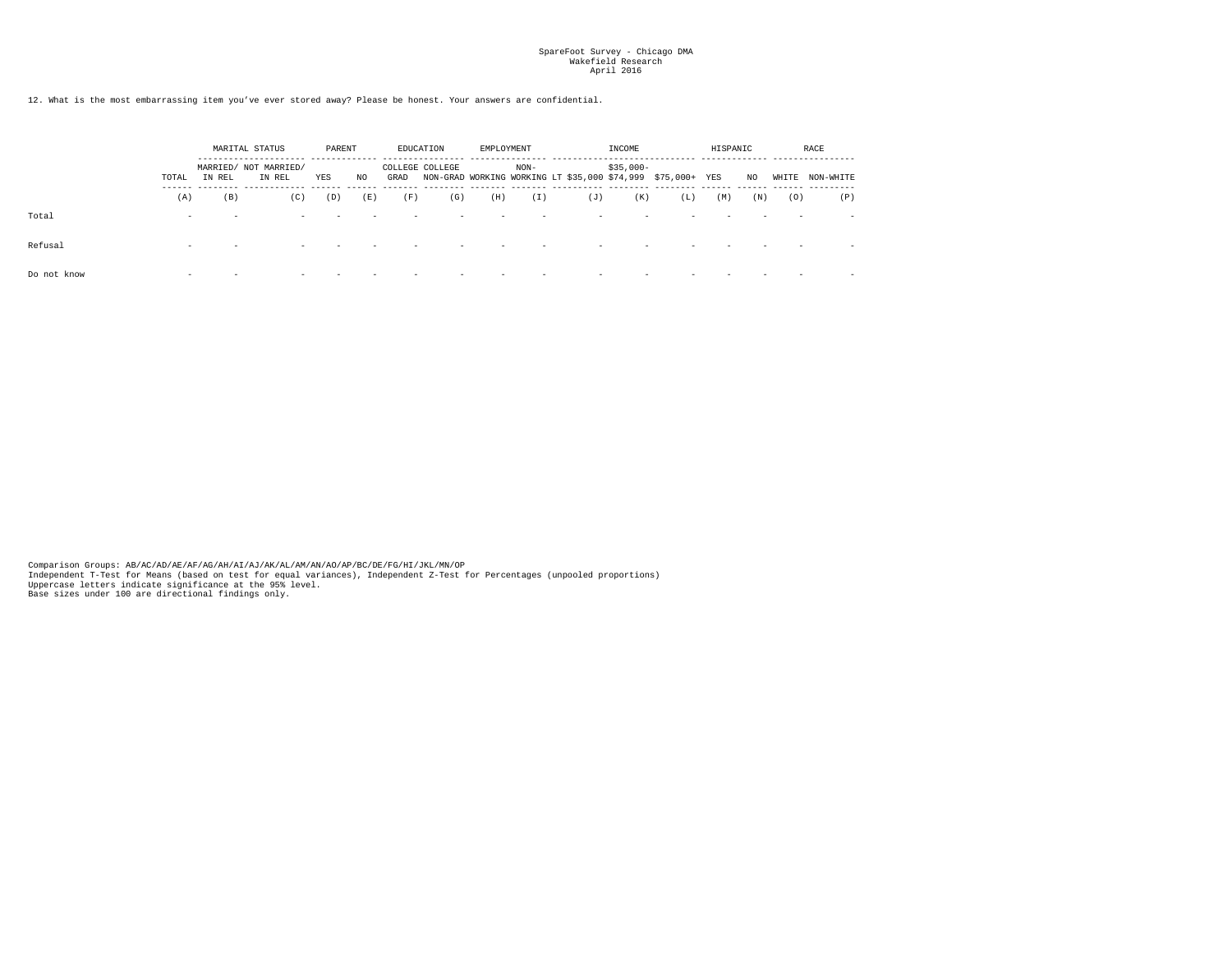SpareFoot Survey - Chicago DMA
Wakefield Research
April 2016

12. What is the most embarrassing item you've ever stored away? Please be honest. Your answers are confidential.

| | | MARITAL STATUS | | PARENT | | EDUCATION | | EMPLOYMENT | | INCOME | | | HISPANIC | | RACE | |
|---|---|---|---|---|---|---|---|---|---|---|---|---|---|---|---|---|
| | TOTAL | MARRIED/ IN REL | NOT MARRIED/ IN REL | YES | NO | COLLEGE GRAD | COLLEGE NON-GRAD | WORKING | NON-WORKING | LT $35,000 | $35,000-$74,999 | $75,000+ | YES | NO | WHITE | NON-WHITE |
| | (A) | (B) | (C) | (D) | (E) | (F) | (G) | (H) | (I) | (J) | (K) | (L) | (M) | (N) | (O) | (P) |
| Total | - | - | - | - | - | - | - | - | - | - | - | - | - | - | - | - |
| Refusal | - | - | - | - | - | - | - | - | - | - | - | - | - | - | - | - |
| Do not know | - | - | - | - | - | - | - | - | - | - | - | - | - | - | - | - |

Comparison Groups: AB/AC/AD/AE/AF/AG/AH/AI/AJ/AK/AL/AM/AN/AO/AP/BC/DE/FG/HI/JKL/MN/OP
Independent T-Test for Means (based on test for equal variances), Independent Z-Test for Percentages (unpooled proportions)
Uppercase letters indicate significance at the 95% level.
Base sizes under 100 are directional findings only.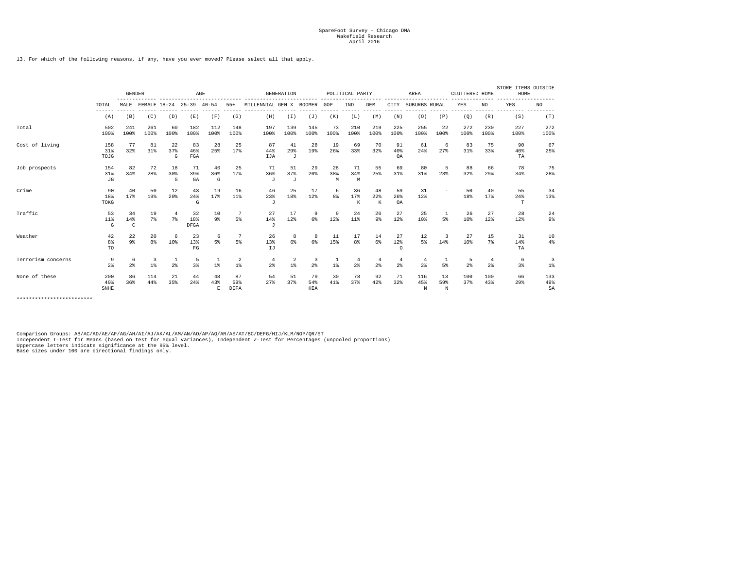SpareFoot Survey - Chicago DMA
Wakefield Research
April 2016

13. For which of the following reasons, if any, have you ever moved? Please select all that apply.

| | | GENDER | | AGE | | | | GENERATION | | | POLITICAL PARTY | | | AREA | | | CLUTTERED HOME | | STORE ITEMS OUTSIDE HOME | |
|---|---|---|---|---|---|---|---|---|---|---|---|---|---|---|---|---|---|---|---|---|
| | TOTAL | MALE | FEMALE | 18-24 | 25-39 | 40-54 | 55+ | MILLENNIAL | GEN X | BOOMER | GOP | IND | DEM | CITY | SUBURBS | RURAL | YES | NO | YES | NO |
| | (A) | (B) | (C) | (D) | (E) | (F) | (G) | (H) | (I) | (J) | (K) | (L) | (M) | (N) | (O) | (P) | (Q) | (R) | (S) | (T) |
| Total | 502 | 241 | 261 | 60 | 182 | 112 | 148 | 197 | 139 | 145 | 73 | 210 | 219 | 225 | 255 | 22 | 272 | 230 | 227 | 272 |
| | 100% | 100% | 100% | 100% | 100% | 100% | 100% | 100% | 100% | 100% | 100% | 100% | 100% | 100% | 100% | 100% | 100% | 100% | 100% | 100% |
| Cost of living | 158 | 77 | 81 | 22 | 83 | 28 | 25 | 87 | 41 | 28 | 19 | 69 | 70 | 91 | 61 | 6 | 83 | 75 | 90 | 67 |
| | 31% | 32% | 31% | 37% | 46% | 25% | 17% | 44% | 29% | 19% | 26% | 33% | 32% | 40% | 24% | 27% | 31% | 33% | 40% | 25% |
| | TOJG | | | G | FGA | | | IJA | J | | | | | OA | | | | | TA | |
| Job prospects | 154 | 82 | 72 | 18 | 71 | 40 | 25 | 71 | 51 | 29 | 28 | 71 | 55 | 69 | 80 | 5 | 88 | 66 | 78 | 75 |
| | 31% | 34% | 28% | 30% | 39% | 36% | 17% | 36% | 37% | 20% | 38% | 34% | 25% | 31% | 31% | 23% | 32% | 29% | 34% | 28% |
| | JG | | | G | GA | G | | J | J | | M | M | | | | | | | | |
| Crime | 90 | 40 | 50 | 12 | 43 | 19 | 16 | 46 | 25 | 17 | 6 | 36 | 48 | 59 | 31 | - | 50 | 40 | 55 | 34 |
| | 18% | 17% | 19% | 20% | 24% | 17% | 11% | 23% | 18% | 12% | 8% | 17% | 22% | 26% | 12% | | 18% | 17% | 24% | 13% |
| | TOKG | | | | G | | | J | | | | K | K | OA | | | | | T | |
| Traffic | 53 | 34 | 19 | 4 | 32 | 10 | 7 | 27 | 17 | 9 | 9 | 24 | 20 | 27 | 25 | 1 | 26 | 27 | 28 | 24 |
| | 11% | 14% | 7% | 7% | 18% | 9% | 5% | 14% | 12% | 6% | 12% | 11% | 9% | 12% | 10% | 5% | 10% | 12% | 12% | 9% |
| | G | C | | | DFGA | | | J | | | | | | | | | | | | |
| Weather | 42 | 22 | 20 | 6 | 23 | 6 | 7 | 26 | 8 | 8 | 11 | 17 | 14 | 27 | 12 | 3 | 27 | 15 | 31 | 10 |
| | 8% | 9% | 8% | 10% | 13% | 5% | 5% | 13% | 6% | 6% | 15% | 8% | 6% | 12% | 5% | 14% | 10% | 7% | 14% | 4% |
| | TO | | | | FG | | | IJ | | | | | | O | | | | | TA | |
| Terrorism concerns | 9 | 6 | 3 | 1 | 5 | 1 | 2 | 4 | 2 | 3 | 1 | 4 | 4 | 4 | 4 | 1 | 5 | 4 | 6 | 3 |
| | 2% | 2% | 1% | 2% | 3% | 1% | 1% | 2% | 1% | 2% | 1% | 2% | 2% | 2% | 2% | 5% | 2% | 2% | 3% | 1% |
| None of these | 200 | 86 | 114 | 21 | 44 | 48 | 87 | 54 | 51 | 79 | 30 | 78 | 92 | 71 | 116 | 13 | 100 | 100 | 66 | 133 |
| | 40% | 36% | 44% | 35% | 24% | 43% | 59% | 27% | 37% | 54% | 41% | 37% | 42% | 32% | 45% | 59% | 37% | 43% | 29% | 49% |
| | SNHE | | | | | E | DEFA | | | HIA | | | | | N | N | | | | SA |

*************************

Comparison Groups: AB/AC/AD/AE/AF/AG/AH/AI/AJ/AK/AL/AM/AN/AO/AP/AQ/AR/AS/AT/BC/DEFG/HIJ/KLM/NOP/QR/ST
Independent T-Test for Means (based on test for equal variances), Independent Z-Test for Percentages (unpooled proportions)
Uppercase letters indicate significance at the 95% level.
Base sizes under 100 are directional findings only.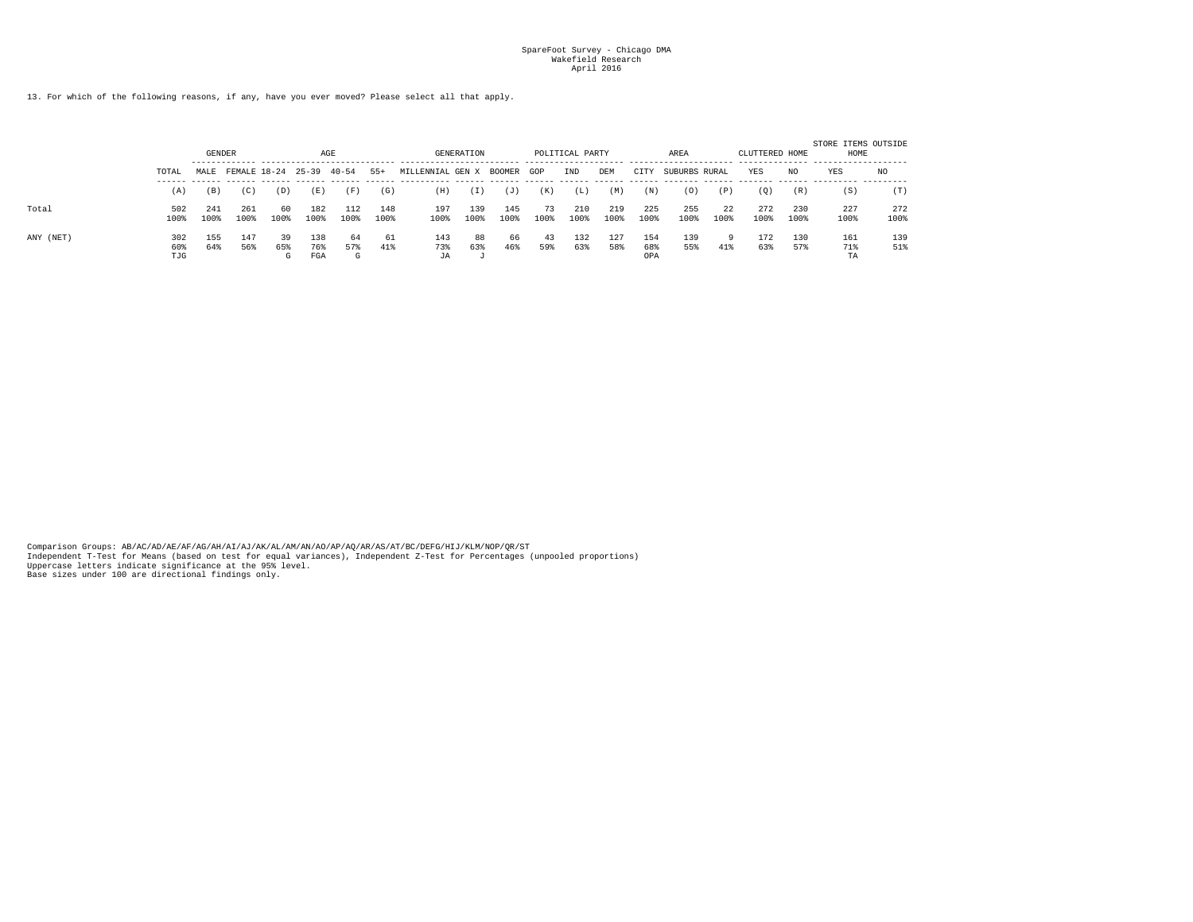SpareFoot Survey - Chicago DMA
Wakefield Research
April 2016

13. For which of the following reasons, if any, have you ever moved? Please select all that apply.

| | | GENDER | | AGE | | | | GENERATION | | | POLITICAL PARTY | | | AREA | | | CLUTTERED HOME | | STORE ITEMS OUTSIDE HOME | |
|---|---|---|---|---|---|---|---|---|---|---|---|---|---|---|---|---|---|---|---|---|
| | TOTAL | MALE | FEMALE | 18-24 | 25-39 | 40-54 | 55+ | MILLENNIAL | GEN X | BOOMER | GOP | IND | DEM | CITY | SUBURBS | RURAL | YES | NO | YES | NO |
| | (A) | (B) | (C) | (D) | (E) | (F) | (G) | (H) | (I) | (J) | (K) | (L) | (M) | (N) | (O) | (P) | (Q) | (R) | (S) | (T) |
| Total | 502 | 241 | 261 | 60 | 182 | 112 | 148 | 197 | 139 | 145 | 73 | 210 | 219 | 225 | 255 | 22 | 272 | 230 | 227 | 272 |
| | 100% | 100% | 100% | 100% | 100% | 100% | 100% | 100% | 100% | 100% | 100% | 100% | 100% | 100% | 100% | 100% | 100% | 100% | 100% | 100% |
| ANY (NET) | 302 | 155 | 147 | 39 | 138 | 64 | 61 | 143 | 88 | 66 | 43 | 132 | 127 | 154 | 139 | 9 | 172 | 130 | 161 | 139 |
| | 60% | 64% | 56% | 65% | 76% | 57% | 41% | 73% | 63% | 46% | 59% | 63% | 58% | 68% | 55% | 41% | 63% | 57% | 71% | 51% |
| | TJG | | | G | FGA | G | | JA | J | | | | | OPA | | | | | TA | |

Comparison Groups: AB/AC/AD/AE/AF/AG/AH/AI/AJ/AK/AL/AM/AN/AO/AP/AQ/AR/AS/AT/BC/DEFG/HIJ/KLM/NOP/QR/ST
Independent T-Test for Means (based on test for equal variances), Independent Z-Test for Percentages (unpooled proportions)
Uppercase letters indicate significance at the 95% level.
Base sizes under 100 are directional findings only.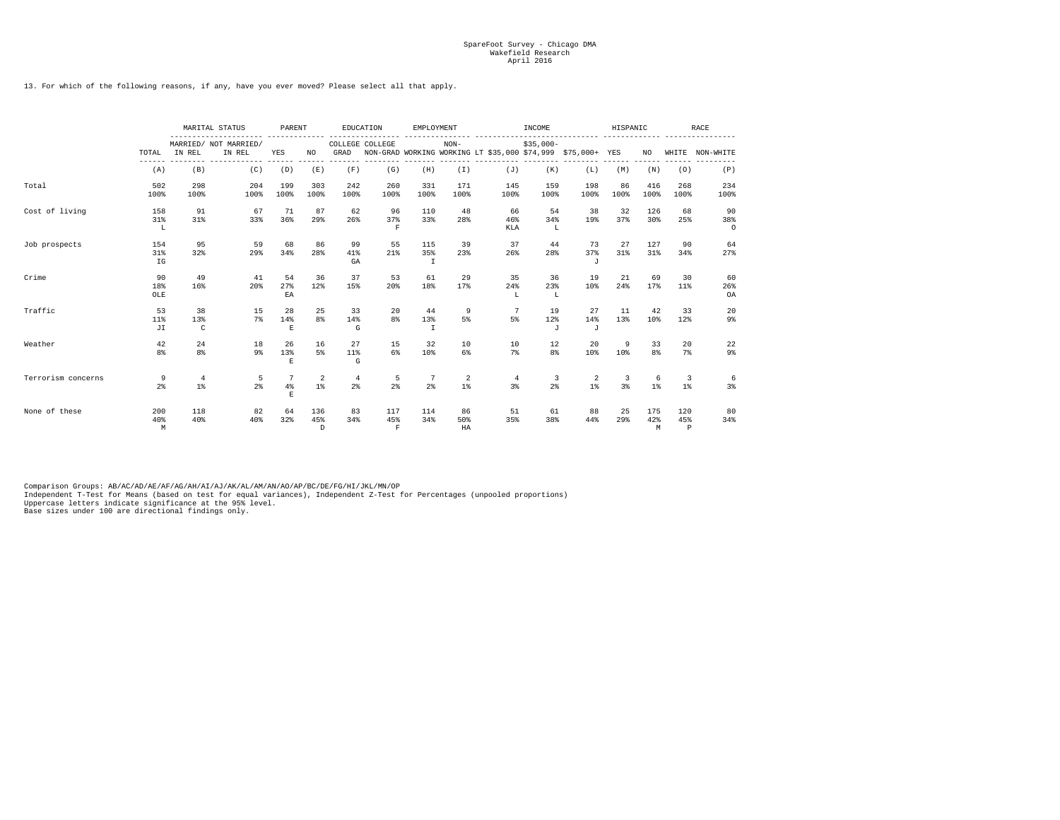SpareFoot Survey - Chicago DMA
Wakefield Research
April 2016

13. For which of the following reasons, if any, have you ever moved? Please select all that apply.

| | | MARITAL STATUS | | PARENT | | EDUCATION | | EMPLOYMENT | | INCOME | | | HISPANIC | | RACE | |
|---|---|---|---|---|---|---|---|---|---|---|---|---|---|---|---|---|
| | TOTAL | MARRIED/ IN REL | NOT MARRIED/ IN REL | YES | NO | COLLEGE GRAD | COLLEGE NON-GRAD | WORKING | NON-WORKING | LT $35,000 | $35,000-$74,999 | $75,000+ | YES | NO | WHITE | NON-WHITE |
| | (A) | (B) | (C) | (D) | (E) | (F) | (G) | (H) | (I) | (J) | (K) | (L) | (M) | (N) | (O) | (P) |
| Total | 502<br>100% | 298<br>100% | 204<br>100% | 199<br>100% | 303<br>100% | 242<br>100% | 260<br>100% | 331<br>100% | 171<br>100% | 145<br>100% | 159<br>100% | 198<br>100% | 86<br>100% | 416<br>100% | 268<br>100% | 234<br>100% |
| Cost of living | 158<br>31%<br>L | 91<br>31% | 67<br>33% | 71<br>36% | 87<br>29% | 62<br>26% | 96<br>37%<br>F | 110<br>33% | 48<br>28% | 66<br>46%<br>KLA | 54<br>34%<br>L | 38<br>19% | 32<br>37% | 126<br>30% | 68<br>25% | 90<br>38%<br>O |
| Job prospects | 154<br>31%<br>IG | 95<br>32% | 59<br>29% | 68<br>34% | 86<br>28% | 99<br>41%<br>GA | 55<br>21% | 115<br>35%<br>I | 39<br>23% | 37<br>26% | 44<br>28% | 73<br>37%<br>J | 27<br>31% | 127<br>31% | 90<br>34% | 64<br>27% |
| Crime | 90<br>18%<br>OLE | 49<br>16% | 41<br>20% | 54<br>27%<br>EA | 36<br>12% | 37<br>15% | 53<br>20% | 61<br>18% | 29<br>17% | 35<br>24%<br>L | 36<br>23%<br>L | 19<br>10% | 21<br>24% | 69<br>17% | 30<br>11% | 60<br>26%<br>OA |
| Traffic | 53<br>11%<br>JI | 38<br>13%<br>C | 15<br>7% | 28<br>14%<br>E | 25<br>8% | 33<br>14%<br>G | 20<br>8% | 44<br>13%<br>I | 9<br>5% | 7<br>5% | 19<br>12%<br>J | 27<br>14%<br>J | 11<br>13% | 42<br>10% | 33<br>12% | 20<br>9% |
| Weather | 42<br>8% | 24<br>8% | 18<br>9% | 26<br>13%<br>E | 16<br>5% | 27<br>11%<br>G | 15<br>6% | 32<br>10% | 10<br>6% | 10<br>7% | 12<br>8% | 20<br>10% | 9<br>10% | 33<br>8% | 20<br>7% | 22<br>9% |
| Terrorism concerns | 9<br>2% | 4<br>1% | 5<br>2% | 7<br>4%<br>E | 2<br>1% | 4<br>2% | 5<br>2% | 7<br>2% | 2<br>1% | 4<br>3% | 3<br>2% | 2<br>1% | 3<br>3% | 6<br>1% | 3<br>1% | 6<br>3% |
| None of these | 200<br>40%<br>M | 118<br>40% | 82<br>40% | 64<br>32% | 136<br>45%<br>D | 83<br>34% | 117<br>45%<br>F | 114<br>34% | 86<br>50%<br>HA | 51<br>35% | 61<br>38% | 88<br>44% | 25<br>29% | 175<br>42%<br>M | 120<br>45%<br>P | 80<br>34% |

Comparison Groups: AB/AC/AD/AE/AF/AG/AH/AI/AJ/AK/AL/AM/AN/AO/AP/BC/DE/FG/HI/JKL/MN/OP
Independent T-Test for Means (based on test for equal variances), Independent Z-Test for Percentages (unpooled proportions)
Uppercase letters indicate significance at the 95% level.
Base sizes under 100 are directional findings only.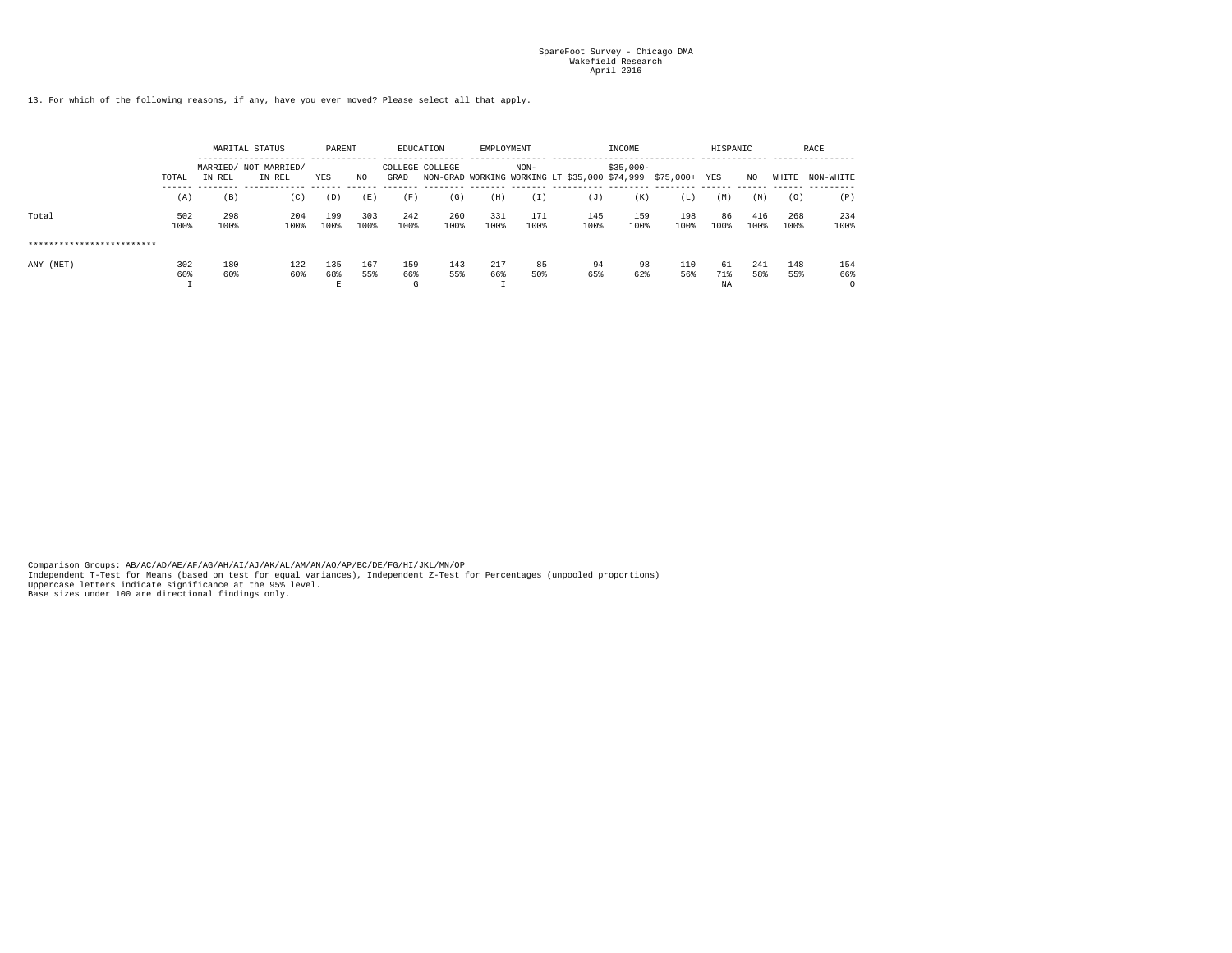SpareFoot Survey - Chicago DMA
Wakefield Research
April 2016

13. For which of the following reasons, if any, have you ever moved? Please select all that apply.

| | | MARITAL STATUS | | PARENT | | EDUCATION | | EMPLOYMENT | | INCOME | | | HISPANIC | | RACE | |
|---|---|---|---|---|---|---|---|---|---|---|---|---|---|---|---|---|
| | TOTAL | MARRIED/ IN REL | NOT MARRIED/ IN REL | YES | NO | COLLEGE GRAD | COLLEGE NON-GRAD | WORKING | NON-WORKING | LT $35,000 | $35,000-$74,999 | $75,000+ | YES | NO | WHITE | NON-WHITE |
| | (A) | (B) | (C) | (D) | (E) | (F) | (G) | (H) | (I) | (J) | (K) | (L) | (M) | (N) | (O) | (P) |
| Total | 502 | 298 | 204 | 199 | 303 | 242 | 260 | 331 | 171 | 145 | 159 | 198 | 86 | 416 | 268 | 234 |
| | 100% | 100% | 100% | 100% | 100% | 100% | 100% | 100% | 100% | 100% | 100% | 100% | 100% | 100% | 100% | 100% |
| ************************* | | | | | | | | | | | | | | | | |
| ANY (NET) | 302 | 180 | 122 | 135 | 167 | 159 | 143 | 217 | 85 | 94 | 98 | 110 | 61 | 241 | 148 | 154 |
| | 60% | 60% | 60% | 68% | 55% | 66% | 55% | 66% | 50% | 65% | 62% | 56% | 71% | 58% | 55% | 66% |
| | I | | | E | | G | | I | | | | | NA | | | O |

Comparison Groups: AB/AC/AD/AE/AF/AG/AH/AI/AJ/AK/AL/AM/AN/AO/AP/BC/DE/FG/HI/JKL/MN/OP
Independent T-Test for Means (based on test for equal variances), Independent Z-Test for Percentages (unpooled proportions)
Uppercase letters indicate significance at the 95% level.
Base sizes under 100 are directional findings only.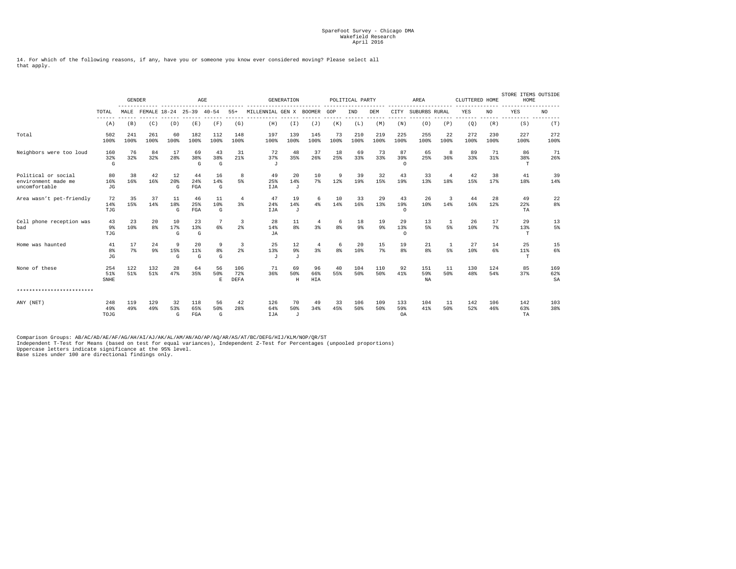SpareFoot Survey - Chicago DMA
Wakefield Research
April 2016

14. For which of the following reasons, if any, have you or someone you know ever considered moving? Please select all that apply.

| | TOTAL | GENDER | | AGE | | | | GENERATION | | | POLITICAL PARTY | | | AREA | | | CLUTTERED HOME | | STORE ITEMS OUTSIDE HOME | |
|---|---|---|---|---|---|---|---|---|---|---|---|---|---|---|---|---|---|---|---|---|
| | | MALE | FEMALE | 18-24 | 25-39 | 40-54 | 55+ | MILLENNIAL | GEN X | BOOMER | GOP | IND | DEM | CITY | SUBURBS | RURAL | YES | NO | YES | NO |
| | (A) | (B) | (C) | (D) | (E) | (F) | (G) | (H) | (I) | (J) | (K) | (L) | (M) | (N) | (O) | (P) | (Q) | (R) | (S) | (T) |
| Total | 502<br>100% | 241<br>100% | 261<br>100% | 60<br>100% | 182<br>100% | 112<br>100% | 148<br>100% | 197<br>100% | 139<br>100% | 145<br>100% | 73<br>100% | 210<br>100% | 219<br>100% | 225<br>100% | 255<br>100% | 22<br>100% | 272<br>100% | 230<br>100% | 227<br>100% | 272<br>100% |
| Neighbors were too loud | 160<br>32%<br>G | 76<br>32% | 84<br>32% | 17<br>28% | 69<br>38%<br>G | 43<br>38%<br>G | 31<br>21% | 72<br>37%<br>J | 48<br>35% | 37<br>26% | 18<br>25% | 69<br>33% | 73<br>33% | 87<br>39%<br>O | 65<br>25% | 8<br>36% | 89<br>33% | 71<br>31% | 86<br>38%<br>T | 71<br>26% |
| Political or social environment made me uncomfortable | 80<br>16%<br>JG | 38<br>16% | 42<br>16% | 12<br>20%<br>G | 44<br>24%<br>FGA | 16<br>14%<br>G | 8<br>5% | 49<br>25%<br>IJA | 20<br>14%<br>J | 10<br>7% | 9<br>12% | 39<br>19% | 32<br>15% | 43<br>19% | 33<br>13% | 4<br>18% | 42<br>15% | 38<br>17% | 41<br>18% | 39<br>14% |
| Area wasn't pet-friendly | 72<br>14%<br>TJG | 35<br>15% | 37<br>14% | 11<br>18%<br>G | 46<br>25%<br>FGA | 11<br>10%<br>G | 4<br>3% | 47<br>24%<br>IJA | 19<br>14%<br>J | 6<br>4% | 10<br>14% | 33<br>16% | 29<br>13% | 43<br>19%<br>O | 26<br>10% | 3<br>14% | 44<br>16% | 28<br>12% | 49<br>22%<br>TA | 22<br>8% |
| Cell phone reception was bad | 43<br>9%<br>TJG | 23<br>10% | 20<br>8% | 10<br>17%<br>G | 23<br>13%<br>G | 7<br>6% | 3<br>2% | 28<br>14%<br>JA | 11<br>8% | 4<br>3% | 6<br>8% | 18<br>9% | 19<br>9% | 29<br>13%<br>O | 13<br>5% | 1<br>5% | 26<br>10% | 17<br>7% | 29<br>13%<br>T | 13<br>5% |
| Home was haunted | 41<br>8%<br>JG | 17<br>7% | 24<br>9% | 9<br>15%<br>G | 20<br>11%<br>G | 9<br>8%<br>G | 3<br>2% | 25<br>13%<br>J | 12<br>9%<br>J | 4<br>3% | 6<br>8% | 20<br>10% | 15<br>7% | 19<br>8% | 21<br>8% | 1<br>5% | 27<br>10% | 14<br>6% | 25<br>11%<br>T | 15<br>6% |
| None of these | 254<br>51%<br>SNHE | 122<br>51% | 132<br>51% | 28<br>47% | 64<br>35% | 56<br>50%<br>E | 106<br>72%<br>DEFA | 71<br>36% | 69<br>50%<br>H | 96<br>66%<br>HIA | 40<br>55% | 104<br>50% | 110<br>50% | 92<br>41% | 151<br>59%<br>NA | 11<br>50% | 130<br>48% | 124<br>54% | 85<br>37% | 169<br>62%<br>SA |
| ************************* | | | | | | | | | | | | | | | | | | | | |
| ANY (NET) | 248<br>49%<br>TOJG | 119<br>49% | 129<br>49% | 32<br>53%<br>G | 118<br>65%<br>FGA | 56<br>50%<br>G | 42<br>28% | 126<br>64%<br>IJA | 70<br>50%<br>J | 49<br>34% | 33<br>45% | 106<br>50% | 109<br>50% | 133<br>59%<br>OA | 104<br>41% | 11<br>50% | 142<br>52% | 106<br>46% | 142<br>63%<br>TA | 103<br>38% |

Comparison Groups: AB/AC/AD/AE/AF/AG/AH/AI/AJ/AK/AL/AM/AN/AO/AP/AQ/AR/AS/AT/BC/DEFG/HIJ/KLM/NOP/QR/ST
Independent T-Test for Means (based on test for equal variances), Independent Z-Test for Percentages (unpooled proportions)
Uppercase letters indicate significance at the 95% level.
Base sizes under 100 are directional findings only.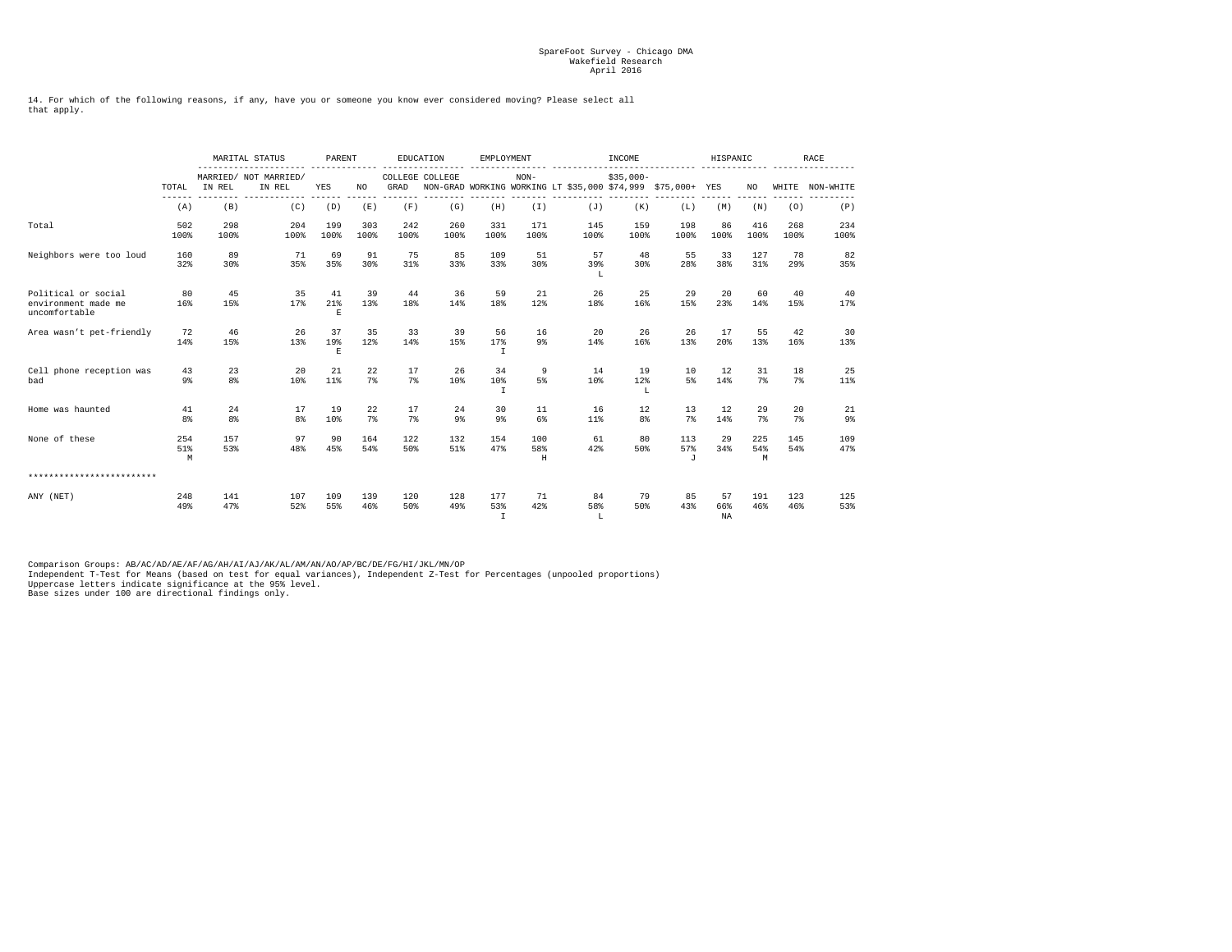SpareFoot Survey - Chicago DMA
Wakefield Research
April 2016

14. For which of the following reasons, if any, have you or someone you know ever considered moving? Please select all that apply.

| | | MARITAL STATUS | | PARENT | | EDUCATION | | EMPLOYMENT | | INCOME | | | HISPANIC | | RACE | |
|---|---|---|---|---|---|---|---|---|---|---|---|---|---|---|---|---|
| | TOTAL | MARRIED/ IN REL | NOT MARRIED/ IN REL | YES | NO | COLLEGE GRAD | COLLEGE NON-GRAD | WORKING | NON-WORKING | LT $35,000 | $35,000-$74,999 | $75,000+ | YES | NO | WHITE | NON-WHITE |
| | (A) | (B) | (C) | (D) | (E) | (F) | (G) | (H) | (I) | (J) | (K) | (L) | (M) | (N) | (O) | (P) |
| Total | 502<br>100% | 298<br>100% | 204<br>100% | 199<br>100% | 303<br>100% | 242<br>100% | 260<br>100% | 331<br>100% | 171<br>100% | 145<br>100% | 159<br>100% | 198<br>100% | 86<br>100% | 416<br>100% | 268<br>100% | 234<br>100% |
| Neighbors were too loud | 160<br>32% | 89<br>30% | 71<br>35% | 69<br>35% | 91<br>30% | 75<br>31% | 85<br>33% | 109<br>33% | 51<br>30% | 57<br>39%<br>L | 48<br>30% | 55<br>28% | 33<br>38% | 127<br>31% | 78<br>29% | 82<br>35% |
| Political or social environment made me uncomfortable | 80<br>16% | 45<br>15% | 35<br>17% | 41<br>21%<br>E | 39<br>13% | 44<br>18% | 36<br>14% | 59<br>18% | 21<br>12% | 26<br>18% | 25<br>16% | 29<br>15% | 20<br>23% | 60<br>14% | 40<br>15% | 40<br>17% |
| Area wasn't pet-friendly | 72<br>14% | 46<br>15% | 26<br>13% | 37<br>19%<br>E | 35<br>12% | 33<br>14% | 39<br>15% | 56<br>17%<br>I | 16<br>9% | 20<br>14% | 26<br>16% | 26<br>13% | 17<br>20% | 55<br>13% | 42<br>16% | 30<br>13% |
| Cell phone reception was bad | 43<br>9% | 23<br>8% | 20<br>10% | 21<br>11% | 22<br>7% | 17<br>7% | 26<br>10% | 34<br>10%<br>I | 9<br>5% | 14<br>10% | 19<br>12%<br>L | 10<br>5% | 12<br>14% | 31<br>7% | 18<br>7% | 25<br>11% |
| Home was haunted | 41<br>8% | 24<br>8% | 17<br>8% | 19<br>10% | 22<br>7% | 17<br>7% | 24<br>9% | 30<br>9% | 11<br>6% | 16<br>11% | 12<br>8% | 13<br>7% | 12<br>14% | 29<br>7% | 20<br>7% | 21<br>9% |
| None of these | 254<br>51%<br>M | 157<br>53% | 97<br>48% | 90<br>45% | 164<br>54% | 122<br>50% | 132<br>51% | 154<br>47% | 100<br>58%<br>H | 61<br>42% | 80<br>50% | 113<br>57%<br>J | 29<br>34% | 225<br>54%<br>M | 145<br>54% | 109<br>47% |
| ************************* | | | | | | | | | | | | | | | | |
| ANY (NET) | 248<br>49% | 141<br>47% | 107<br>52% | 109<br>55% | 139<br>46% | 120<br>50% | 128<br>49% | 177<br>53%<br>I | 71<br>42% | 84<br>58%<br>L | 79<br>50% | 85<br>43% | 57<br>66%<br>NA | 191<br>46% | 123<br>46% | 125<br>53% |

Comparison Groups: AB/AC/AD/AE/AF/AG/AH/AI/AJ/AK/AL/AM/AN/AO/AP/BC/DE/FG/HI/JKL/MN/OP
Independent T-Test for Means (based on test for equal variances), Independent Z-Test for Percentages (unpooled proportions)
Uppercase letters indicate significance at the 95% level.
Base sizes under 100 are directional findings only.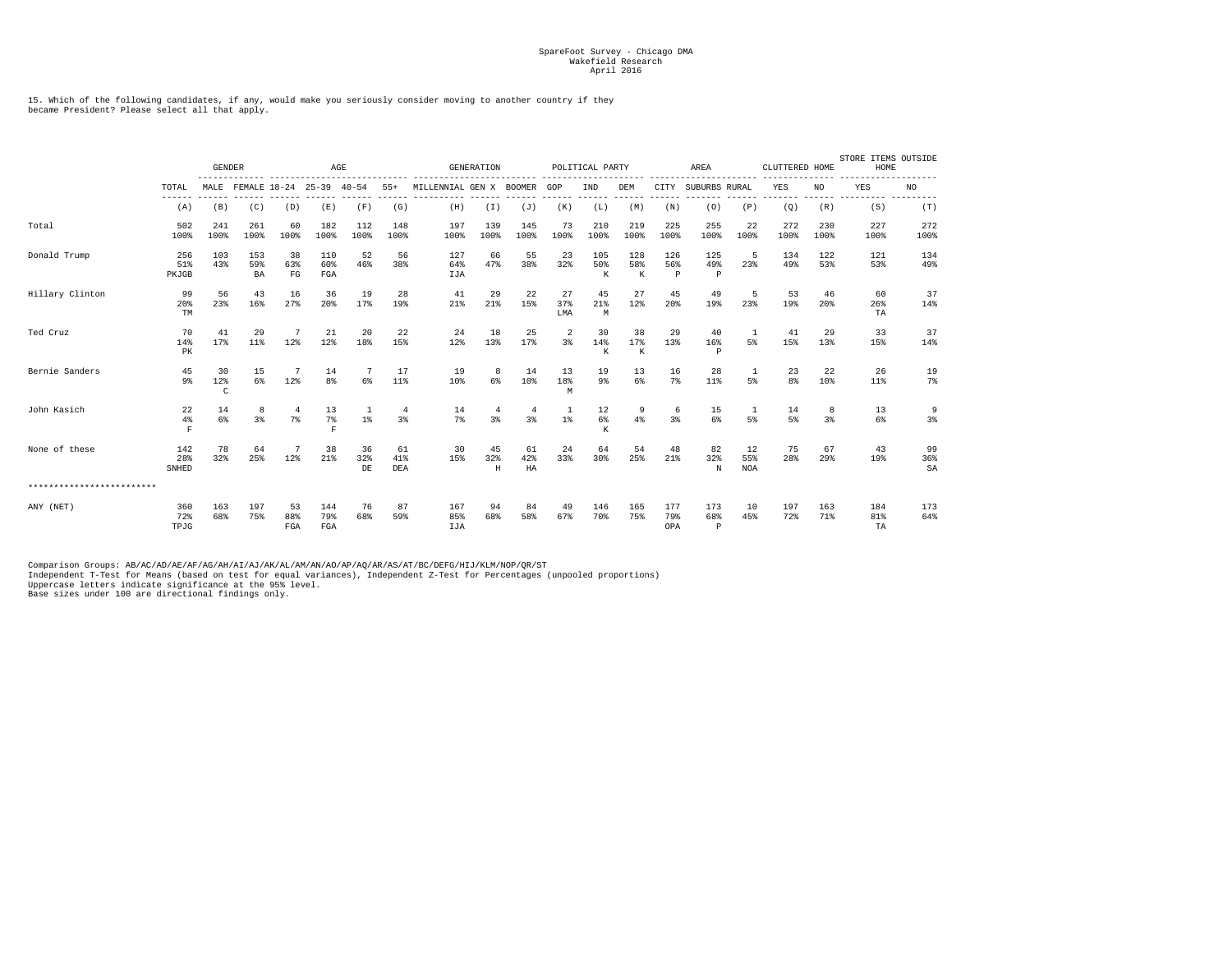SpareFoot Survey - Chicago DMA
Wakefield Research
April 2016

15. Which of the following candidates, if any, would make you seriously consider moving to another country if they became President? Please select all that apply.

| | | GENDER | | AGE | | | | GENERATION | | | POLITICAL PARTY | | | AREA | | | CLUTTERED HOME | | STORE ITEMS OUTSIDE HOME | |
|---|---|---|---|---|---|---|---|---|---|---|---|---|---|---|---|---|---|---|---|---|
| | TOTAL | MALE | FEMALE | 18-24 | 25-39 | 40-54 | 55+ | MILLENNIAL | GEN X | BOOMER | GOP | IND | DEM | CITY | SUBURBS | RURAL | YES | NO | YES | NO |
| | (A) | (B) | (C) | (D) | (E) | (F) | (G) | (H) | (I) | (J) | (K) | (L) | (M) | (N) | (O) | (P) | (Q) | (R) | (S) | (T) |
| Total | 502<br>100% | 241<br>100% | 261<br>100% | 60<br>100% | 182<br>100% | 112<br>100% | 148<br>100% | 197<br>100% | 139<br>100% | 145<br>100% | 73<br>100% | 210<br>100% | 219<br>100% | 225<br>100% | 255<br>100% | 22<br>100% | 272<br>100% | 230<br>100% | 227<br>100% | 272<br>100% |
| Donald Trump | 256<br>51%<br>PKJGB | 103<br>43% | 153<br>59%<br>BA | 38<br>63%<br>FG | 110<br>60%<br>FGA | 52<br>46% | 56<br>38% | 127<br>64%<br>IJA | 66<br>47% | 55<br>38% | 23<br>32% | 105<br>50%<br>K | 128<br>58%<br>K | 126<br>56%<br>P | 125<br>49%<br>P | 5<br>23% | 134<br>49% | 122<br>53% | 121<br>53% | 134<br>49% |
| Hillary Clinton | 99<br>20%<br>TM | 56<br>23% | 43<br>16% | 16<br>27% | 36<br>20% | 19<br>17% | 28<br>19% | 41<br>21% | 29<br>21% | 22<br>15% | 27<br>37%<br>LMA | 45<br>21%<br>M | 27<br>12% | 45<br>20% | 49<br>19% | 5<br>23% | 53<br>19% | 46<br>20% | 60<br>26%<br>TA | 37<br>14% |
| Ted Cruz | 70<br>14%<br>PK | 41<br>17% | 29<br>11% | 7<br>12% | 21<br>12% | 20<br>18% | 22<br>15% | 24<br>12% | 18<br>13% | 25<br>17% | 2<br>3% | 30<br>14%<br>K | 38<br>17%<br>K | 29<br>13% | 40<br>16%<br>P | 1<br>5% | 41<br>15% | 29<br>13% | 33<br>15% | 37<br>14% |
| Bernie Sanders | 45<br>9% | 30<br>12%<br>C | 15<br>6% | 7<br>12% | 14<br>8% | 7<br>6% | 17<br>11% | 19<br>10% | 8<br>6% | 14<br>10% | 13<br>18%<br>M | 19<br>9% | 13<br>6% | 16<br>7% | 28<br>11% | 1<br>5% | 23<br>8% | 22<br>10% | 26<br>11% | 19<br>7% |
| John Kasich | 22<br>4%<br>F | 14<br>6% | 8<br>3% | 4<br>7% | 13<br>7%<br>F | 1<br>1% | 4<br>3% | 14<br>7% | 4<br>3% | 4<br>3% | 1<br>1% | 12<br>6%<br>K | 9<br>4% | 6<br>3% | 15<br>6% | 1<br>5% | 14<br>5% | 8<br>3% | 13<br>6% | 9<br>3% |
| None of these | 142<br>28%<br>SNHED | 78<br>32% | 64<br>25% | 7<br>12% | 38<br>21% | 36<br>32%<br>DE | 61<br>41%<br>DEA | 30<br>15% | 45<br>32%<br>H | 61<br>42%<br>HA | 24<br>33% | 64<br>30% | 54<br>25% | 48<br>21% | 82<br>32%<br>N | 12<br>55%<br>NOA | 75<br>28% | 67<br>29% | 43<br>19% | 99<br>36%<br>SA |
| ************************* | | | | | | | | | | | | | | | | | | | | |
| ANY (NET) | 360<br>72%<br>TPJG | 163<br>68% | 197<br>75% | 53<br>88%<br>FGA | 144<br>79%<br>FGA | 76<br>68% | 87<br>59% | 167<br>85%<br>IJA | 94<br>68% | 84<br>58% | 49<br>67% | 146<br>70% | 165<br>75% | 177<br>79%<br>OPA | 173<br>68%<br>P | 10<br>45% | 197<br>72% | 163<br>71% | 184<br>81%<br>TA | 173<br>64% |

Comparison Groups: AB/AC/AD/AE/AF/AG/AH/AI/AJ/AK/AL/AM/AN/AO/AP/AQ/AR/AS/AT/BC/DEFG/HIJ/KLM/NOP/QR/ST
Independent T-Test for Means (based on test for equal variances), Independent Z-Test for Percentages (unpooled proportions)
Uppercase letters indicate significance at the 95% level.
Base sizes under 100 are directional findings only.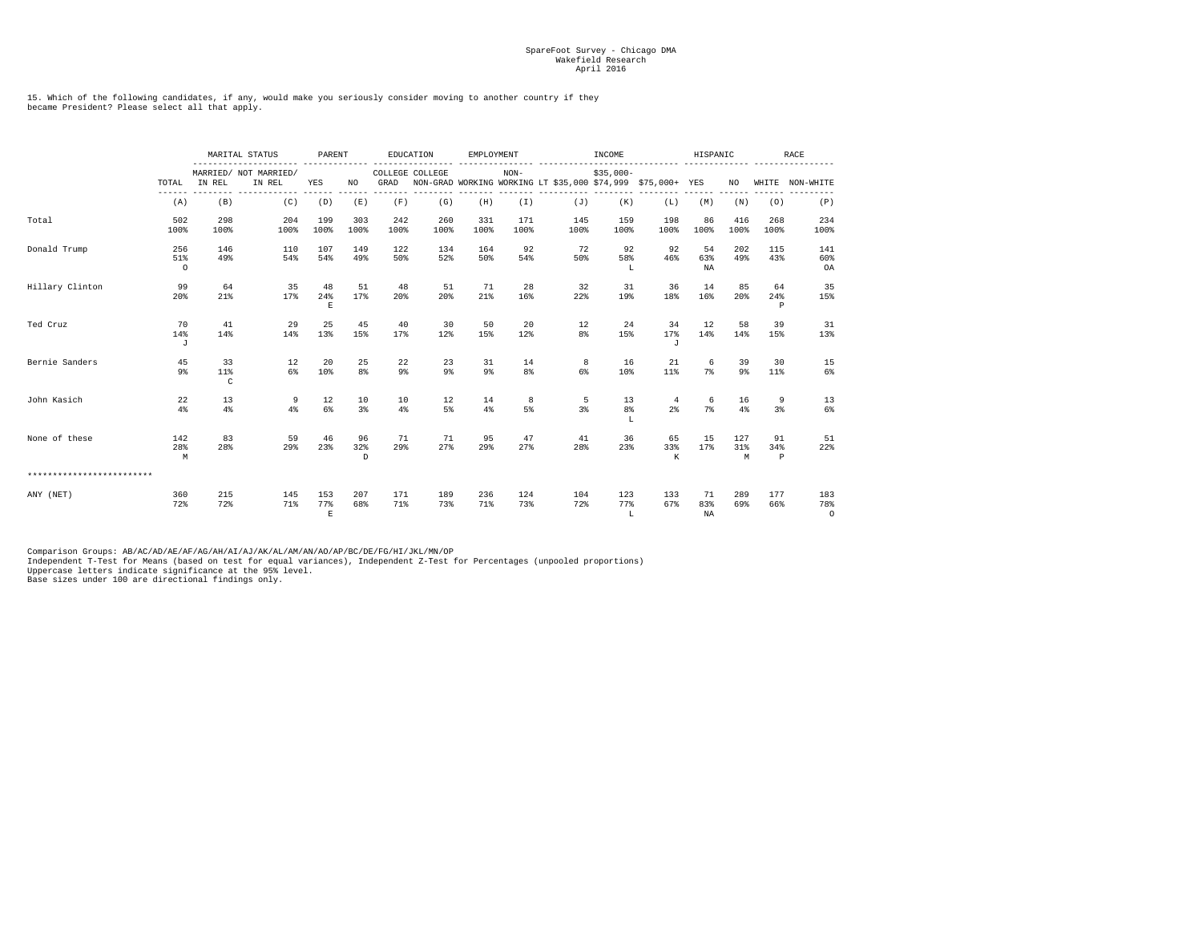SpareFoot Survey - Chicago DMA
Wakefield Research
April 2016

15. Which of the following candidates, if any, would make you seriously consider moving to another country if they became President? Please select all that apply.

| | | MARITAL STATUS | | PARENT | | EDUCATION | | EMPLOYMENT | | INCOME | | | HISPANIC | | RACE | |
|---|---|---|---|---|---|---|---|---|---|---|---|---|---|---|---|---|
| | TOTAL | MARRIED/ IN REL | NOT MARRIED/ IN REL | YES | NO | COLLEGE GRAD | COLLEGE NON-GRAD | WORKING | NON-WORKING | LT $35,000 | $35,000-$74,999 | $75,000+ | YES | NO | WHITE | NON-WHITE |
| | (A) | (B) | (C) | (D) | (E) | (F) | (G) | (H) | (I) | (J) | (K) | (L) | (M) | (N) | (O) | (P) |
| Total | 502<br>100% | 298<br>100% | 204<br>100% | 199<br>100% | 303<br>100% | 242<br>100% | 260<br>100% | 331<br>100% | 171<br>100% | 145<br>100% | 159<br>100% | 198<br>100% | 86<br>100% | 416<br>100% | 268<br>100% | 234<br>100% |
| Donald Trump | 256<br>51%<br>O | 146<br>49% | 110<br>54% | 107<br>54% | 149<br>49% | 122<br>50% | 134<br>52% | 164<br>50% | 92<br>54% | 72<br>50% | 92<br>58%<br>L | 92<br>46% | 54<br>63%<br>NA | 202<br>49% | 115<br>43% | 141<br>60%<br>OA |
| Hillary Clinton | 99<br>20% | 64<br>21% | 35<br>17% | 48<br>24%<br>E | 51<br>17% | 48<br>20% | 51<br>20% | 71<br>21% | 28<br>16% | 32<br>22% | 31<br>19% | 36<br>18% | 14<br>16% | 85<br>20% | 64<br>24%<br>P | 35<br>15% |
| Ted Cruz | 70<br>14%<br>J | 41<br>14% | 29<br>14% | 25<br>13% | 45<br>15% | 40<br>17% | 30<br>12% | 50<br>15% | 20<br>12% | 12<br>8% | 24<br>15% | 34<br>17%<br>J | 12<br>14% | 58<br>14% | 39<br>15% | 31<br>13% |
| Bernie Sanders | 45<br>9% | 33<br>11%<br>C | 12<br>6% | 20<br>10% | 25<br>8% | 22<br>9% | 23<br>9% | 31<br>9% | 14<br>8% | 8<br>6% | 16<br>10% | 21<br>11% | 6<br>7% | 39<br>9% | 30<br>11% | 15<br>6% |
| John Kasich | 22<br>4% | 13<br>4% | 9<br>4% | 12<br>6% | 10<br>3% | 10<br>4% | 12<br>5% | 14<br>4% | 8<br>5% | 5<br>3% | 13<br>8%<br>L | 4<br>2% | 6<br>7% | 16<br>4% | 9<br>3% | 13<br>6% |
| None of these | 142<br>28%<br>M | 83<br>28% | 59<br>29% | 46<br>23% | 96<br>32%<br>D | 71<br>29% | 71<br>27% | 95<br>29% | 47<br>27% | 41<br>28% | 36<br>23% | 65<br>33%<br>K | 15<br>17% | 127<br>31%<br>M | 91<br>34%<br>P | 51<br>22% |
| ************************* | | | | | | | | | | | | | | | | |
| ANY (NET) | 360<br>72% | 215<br>72% | 145<br>71% | 153<br>77%<br>E | 207<br>68% | 171<br>71% | 189<br>73% | 236<br>71% | 124<br>73% | 104<br>72% | 123<br>77%<br>L | 133<br>67% | 71<br>83%<br>NA | 289<br>69% | 177<br>66% | 183<br>78%<br>O |

Comparison Groups: AB/AC/AD/AE/AF/AG/AH/AI/AJ/AK/AL/AM/AN/AO/AP/BC/DE/FG/HI/JKL/MN/OP
Independent T-Test for Means (based on test for equal variances), Independent Z-Test for Percentages (unpooled proportions)
Uppercase letters indicate significance at the 95% level.
Base sizes under 100 are directional findings only.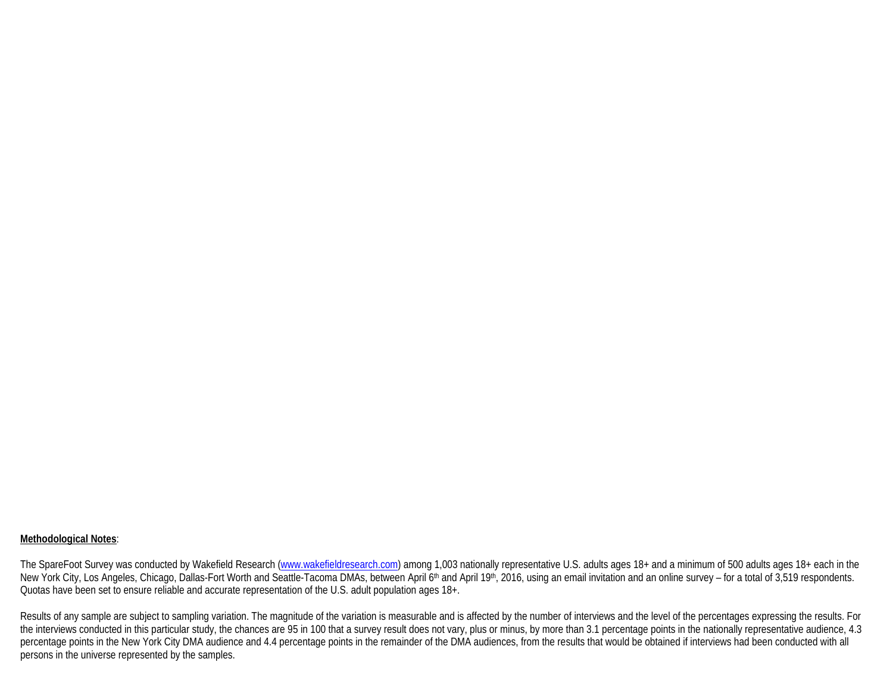**Methodological Notes**:

The SpareFoot Survey was conducted by Wakefield Research (www.wakefieldresearch.com) among 1,003 nationally representative U.S. adults ages 18+ and a minimum of 500 adults ages 18+ each in the New York City, Los Angeles, Chicago, Dallas-Fort Worth and Seattle-Tacoma DMAs, between April 6th and April 19th, 2016, using an email invitation and an online survey – for a total of 3,519 respondents. Quotas have been set to ensure reliable and accurate representation of the U.S. adult population ages 18+.

Results of any sample are subject to sampling variation. The magnitude of the variation is measurable and is affected by the number of interviews and the level of the percentages expressing the results. For the interviews conducted in this particular study, the chances are 95 in 100 that a survey result does not vary, plus or minus, by more than 3.1 percentage points in the nationally representative audience, 4.3 percentage points in the New York City DMA audience and 4.4 percentage points in the remainder of the DMA audiences, from the results that would be obtained if interviews had been conducted with all persons in the universe represented by the samples.